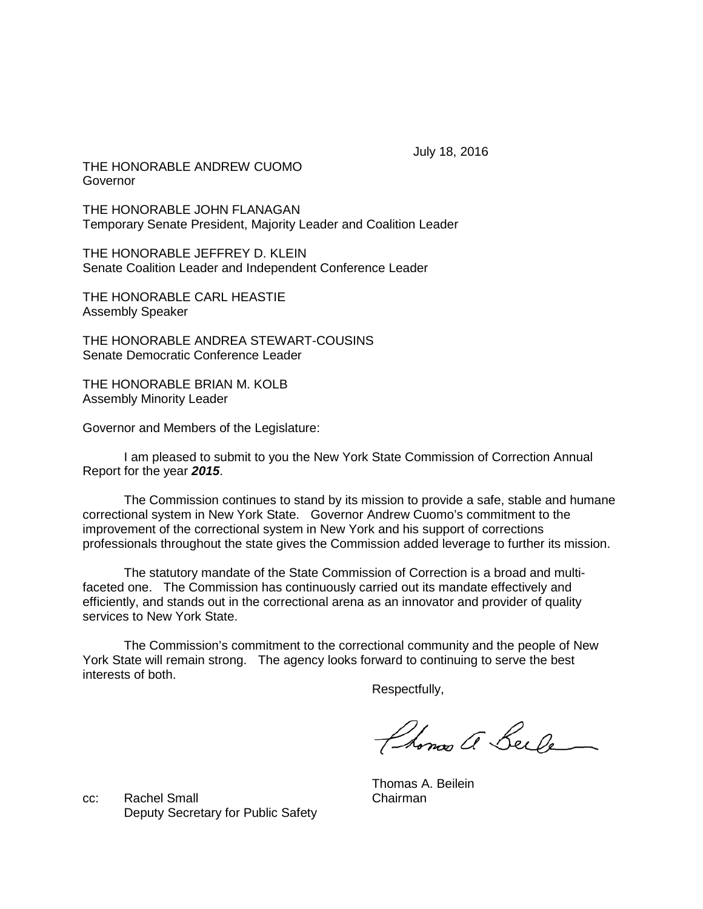July 18, 2016

THE HONORABLE ANDREW CUOMO
Governor

THE HONORABLE JOHN FLANAGAN
Temporary Senate President, Majority Leader and Coalition Leader

THE HONORABLE JEFFREY D. KLEIN
Senate Coalition Leader and Independent Conference Leader

THE HONORABLE CARL HEASTIE
Assembly Speaker

THE HONORABLE ANDREA STEWART-COUSINS
Senate Democratic Conference Leader

THE HONORABLE BRIAN M. KOLB
Assembly Minority Leader

Governor and Members of the Legislature:

I am pleased to submit to you the New York State Commission of Correction Annual Report for the year ***2015***.

The Commission continues to stand by its mission to provide a safe, stable and humane correctional system in New York State. Governor Andrew Cuomo's commitment to the improvement of the correctional system in New York and his support of corrections professionals throughout the state gives the Commission added leverage to further its mission.

The statutory mandate of the State Commission of Correction is a broad and multi-faceted one. The Commission has continuously carried out its mandate effectively and efficiently, and stands out in the correctional arena as an innovator and provider of quality services to New York State.

The Commission's commitment to the correctional community and the people of New York State will remain strong. The agency looks forward to continuing to serve the best interests of both.

Respectfully,

Thomas A. Beilein
Chairman

cc: Rachel Small
Deputy Secretary for Public Safety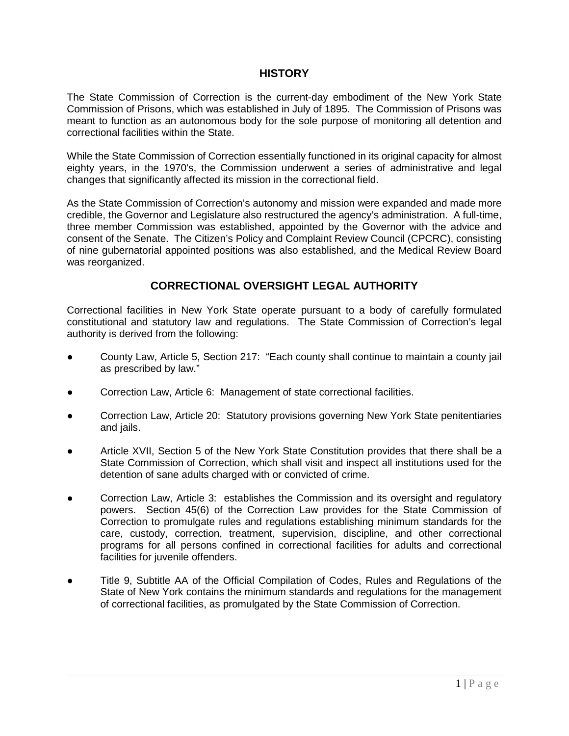## HISTORY

The State Commission of Correction is the current-day embodiment of the New York State Commission of Prisons, which was established in July of 1895. The Commission of Prisons was meant to function as an autonomous body for the sole purpose of monitoring all detention and correctional facilities within the State.

While the State Commission of Correction essentially functioned in its original capacity for almost eighty years, in the 1970's, the Commission underwent a series of administrative and legal changes that significantly affected its mission in the correctional field.

As the State Commission of Correction's autonomy and mission were expanded and made more credible, the Governor and Legislature also restructured the agency's administration. A full-time, three member Commission was established, appointed by the Governor with the advice and consent of the Senate. The Citizen's Policy and Complaint Review Council (CPCRC), consisting of nine gubernatorial appointed positions was also established, and the Medical Review Board was reorganized.

## CORRECTIONAL OVERSIGHT LEGAL AUTHORITY

Correctional facilities in New York State operate pursuant to a body of carefully formulated constitutional and statutory law and regulations. The State Commission of Correction's legal authority is derived from the following:

- County Law, Article 5, Section 217: "Each county shall continue to maintain a county jail as prescribed by law."
- Correction Law, Article 6: Management of state correctional facilities.
- Correction Law, Article 20: Statutory provisions governing New York State penitentiaries and jails.
- Article XVII, Section 5 of the New York State Constitution provides that there shall be a State Commission of Correction, which shall visit and inspect all institutions used for the detention of sane adults charged with or convicted of crime.
- Correction Law, Article 3: establishes the Commission and its oversight and regulatory powers. Section 45(6) of the Correction Law provides for the State Commission of Correction to promulgate rules and regulations establishing minimum standards for the care, custody, correction, treatment, supervision, discipline, and other correctional programs for all persons confined in correctional facilities for adults and correctional facilities for juvenile offenders.
- Title 9, Subtitle AA of the Official Compilation of Codes, Rules and Regulations of the State of New York contains the minimum standards and regulations for the management of correctional facilities, as promulgated by the State Commission of Correction.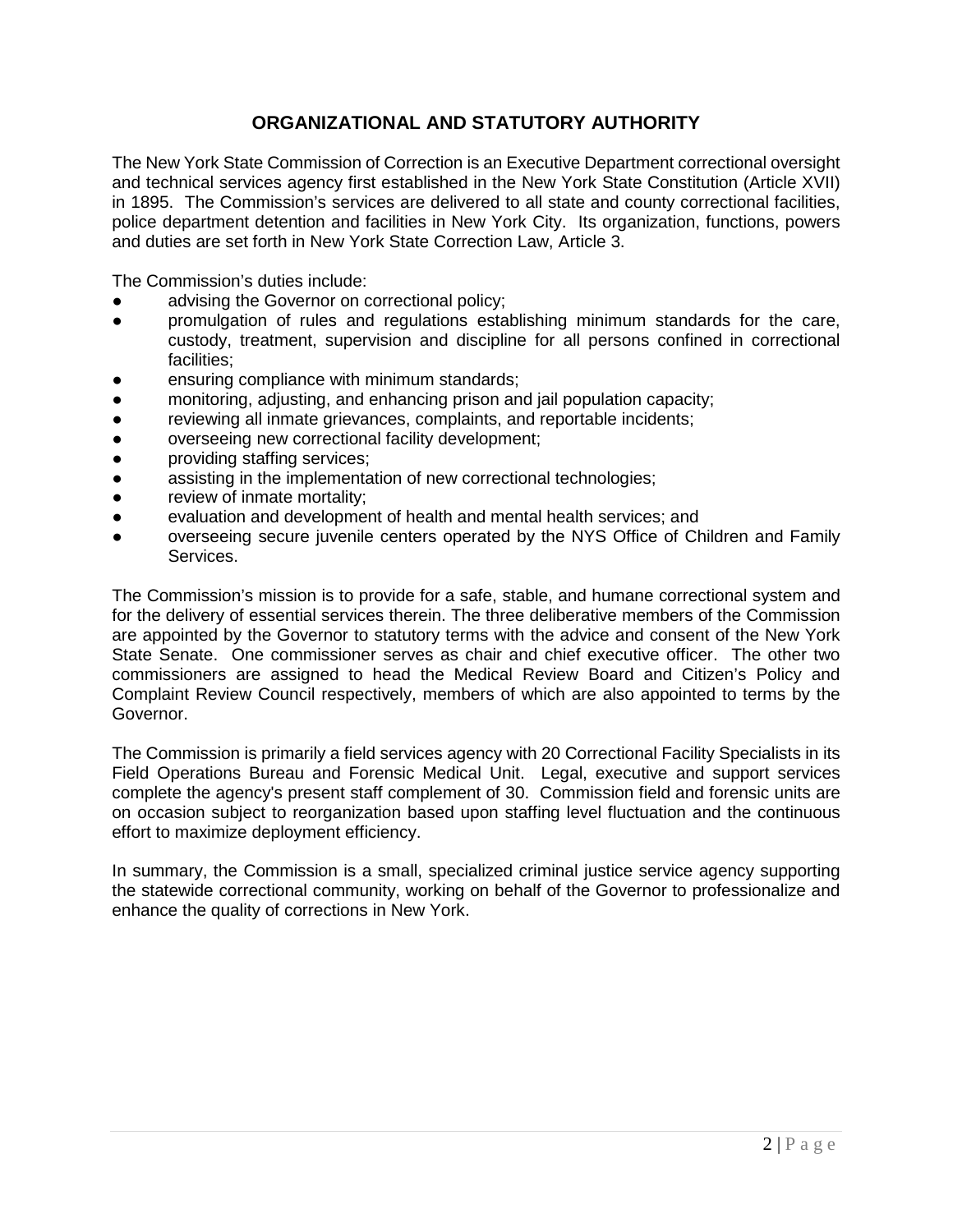## ORGANIZATIONAL AND STATUTORY AUTHORITY

The New York State Commission of Correction is an Executive Department correctional oversight and technical services agency first established in the New York State Constitution (Article XVII) in 1895. The Commission's services are delivered to all state and county correctional facilities, police department detention and facilities in New York City. Its organization, functions, powers and duties are set forth in New York State Correction Law, Article 3.

The Commission's duties include:

- advising the Governor on correctional policy;
- promulgation of rules and regulations establishing minimum standards for the care, custody, treatment, supervision and discipline for all persons confined in correctional facilities;
- ensuring compliance with minimum standards;
- monitoring, adjusting, and enhancing prison and jail population capacity;
- reviewing all inmate grievances, complaints, and reportable incidents;
- overseeing new correctional facility development;
- providing staffing services;
- assisting in the implementation of new correctional technologies;
- review of inmate mortality;
- evaluation and development of health and mental health services; and
- overseeing secure juvenile centers operated by the NYS Office of Children and Family Services.

The Commission's mission is to provide for a safe, stable, and humane correctional system and for the delivery of essential services therein. The three deliberative members of the Commission are appointed by the Governor to statutory terms with the advice and consent of the New York State Senate. One commissioner serves as chair and chief executive officer. The other two commissioners are assigned to head the Medical Review Board and Citizen's Policy and Complaint Review Council respectively, members of which are also appointed to terms by the Governor.

The Commission is primarily a field services agency with 20 Correctional Facility Specialists in its Field Operations Bureau and Forensic Medical Unit. Legal, executive and support services complete the agency's present staff complement of 30. Commission field and forensic units are on occasion subject to reorganization based upon staffing level fluctuation and the continuous effort to maximize deployment efficiency.

In summary, the Commission is a small, specialized criminal justice service agency supporting the statewide correctional community, working on behalf of the Governor to professionalize and enhance the quality of corrections in New York.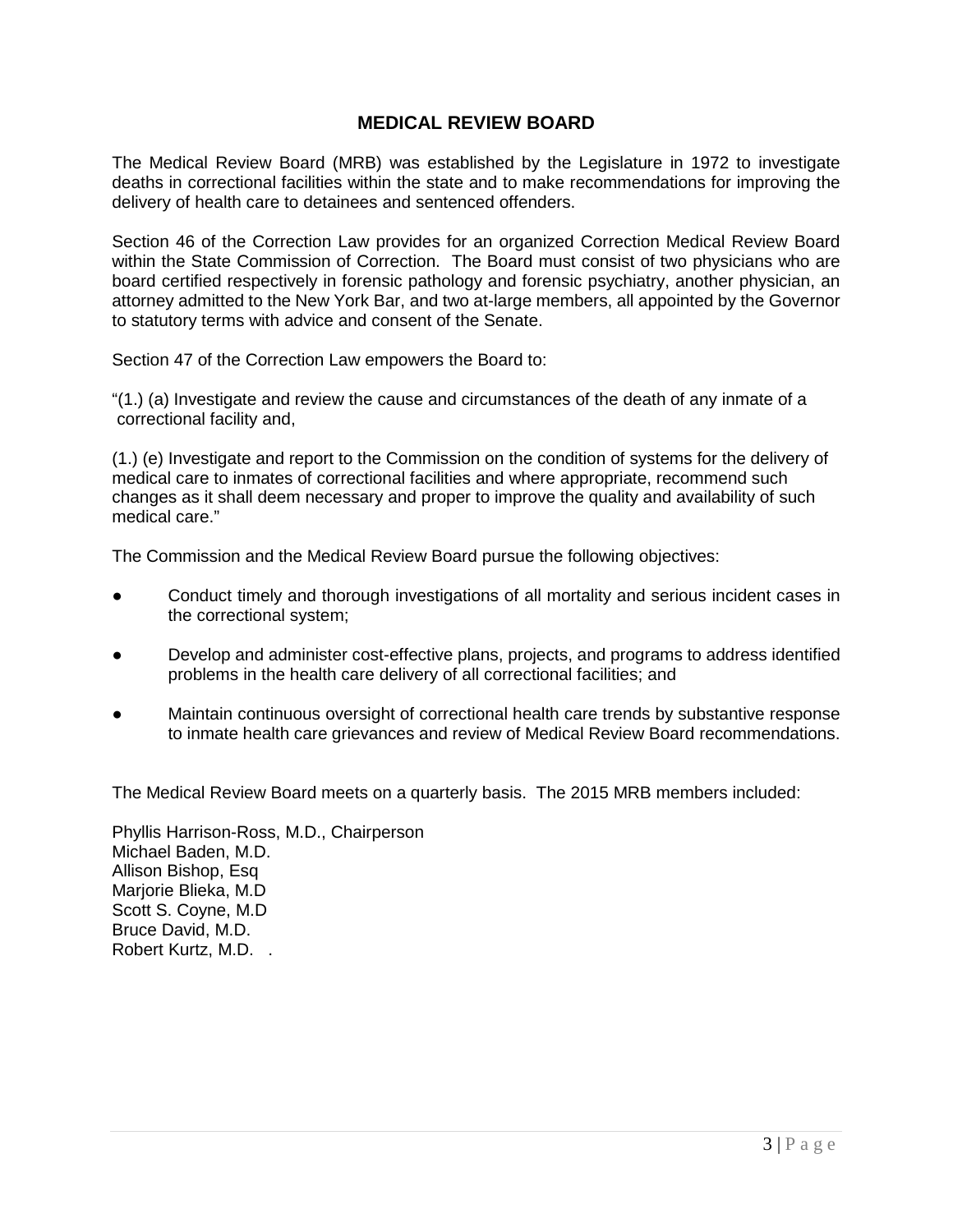## MEDICAL REVIEW BOARD

The Medical Review Board (MRB) was established by the Legislature in 1972 to investigate deaths in correctional facilities within the state and to make recommendations for improving the delivery of health care to detainees and sentenced offenders.

Section 46 of the Correction Law provides for an organized Correction Medical Review Board within the State Commission of Correction. The Board must consist of two physicians who are board certified respectively in forensic pathology and forensic psychiatry, another physician, an attorney admitted to the New York Bar, and two at-large members, all appointed by the Governor to statutory terms with advice and consent of the Senate.

Section 47 of the Correction Law empowers the Board to:

"(1.) (a) Investigate and review the cause and circumstances of the death of any inmate of a correctional facility and,

(1.) (e) Investigate and report to the Commission on the condition of systems for the delivery of medical care to inmates of correctional facilities and where appropriate, recommend such changes as it shall deem necessary and proper to improve the quality and availability of such medical care."

The Commission and the Medical Review Board pursue the following objectives:

- Conduct timely and thorough investigations of all mortality and serious incident cases in the correctional system;
- Develop and administer cost-effective plans, projects, and programs to address identified problems in the health care delivery of all correctional facilities; and
- Maintain continuous oversight of correctional health care trends by substantive response to inmate health care grievances and review of Medical Review Board recommendations.

The Medical Review Board meets on a quarterly basis. The 2015 MRB members included:

Phyllis Harrison-Ross, M.D., Chairperson
Michael Baden, M.D.
Allison Bishop, Esq
Marjorie Blieka, M.D
Scott S. Coyne, M.D
Bruce David, M.D.
Robert Kurtz, M.D. .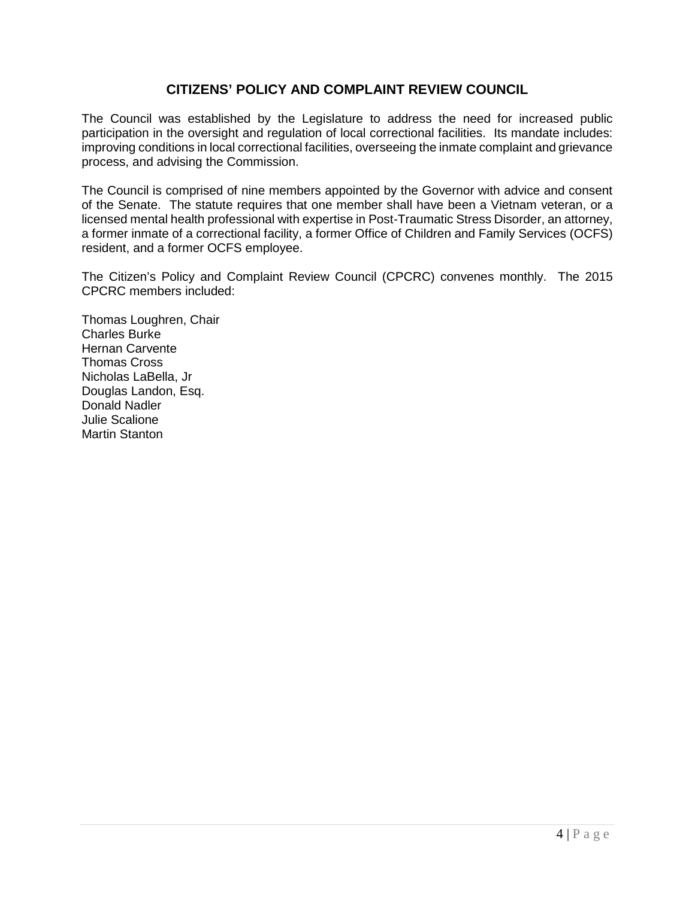## CITIZENS' POLICY AND COMPLAINT REVIEW COUNCIL

The Council was established by the Legislature to address the need for increased public participation in the oversight and regulation of local correctional facilities. Its mandate includes: improving conditions in local correctional facilities, overseeing the inmate complaint and grievance process, and advising the Commission.

The Council is comprised of nine members appointed by the Governor with advice and consent of the Senate. The statute requires that one member shall have been a Vietnam veteran, or a licensed mental health professional with expertise in Post-Traumatic Stress Disorder, an attorney, a former inmate of a correctional facility, a former Office of Children and Family Services (OCFS) resident, and a former OCFS employee.

The Citizen's Policy and Complaint Review Council (CPCRC) convenes monthly. The 2015 CPCRC members included:

Thomas Loughren, Chair
Charles Burke
Hernan Carvente
Thomas Cross
Nicholas LaBella, Jr
Douglas Landon, Esq.
Donald Nadler
Julie Scalione
Martin Stanton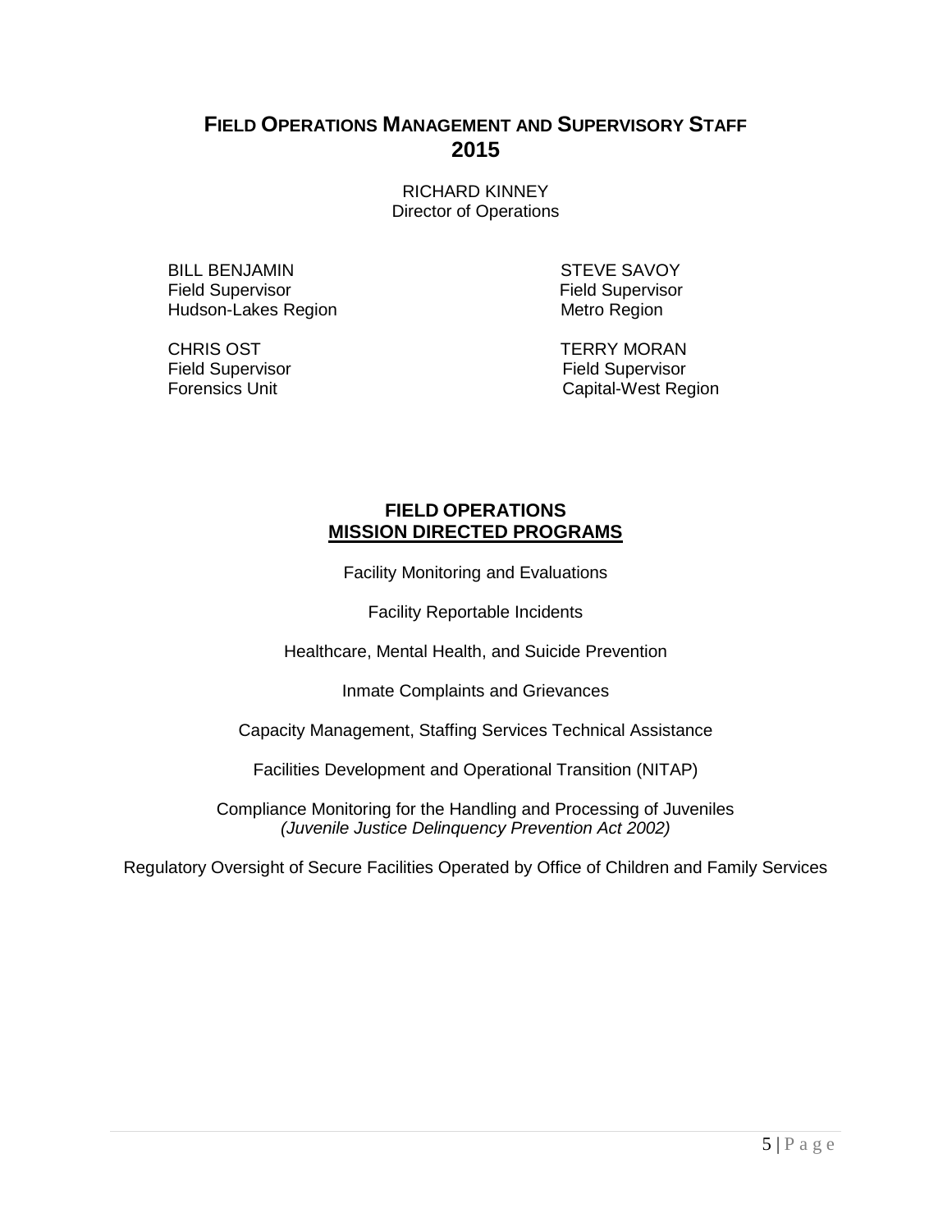## FIELD OPERATIONS MANAGEMENT AND SUPERVISORY STAFF 2015

RICHARD KINNEY
Director of Operations

BILL BENJAMIN
Field Supervisor
Hudson-Lakes Region

STEVE SAVOY
Field Supervisor
Metro Region

CHRIS OST
Field Supervisor
Forensics Unit

TERRY MORAN
Field Supervisor
Capital-West Region

## FIELD OPERATIONS MISSION DIRECTED PROGRAMS

Facility Monitoring and Evaluations

Facility Reportable Incidents

Healthcare, Mental Health, and Suicide Prevention

Inmate Complaints and Grievances

Capacity Management, Staffing Services Technical Assistance

Facilities Development and Operational Transition (NITAP)

Compliance Monitoring for the Handling and Processing of Juveniles
*(Juvenile Justice Delinquency Prevention Act 2002)*

Regulatory Oversight of Secure Facilities Operated by Office of Children and Family Services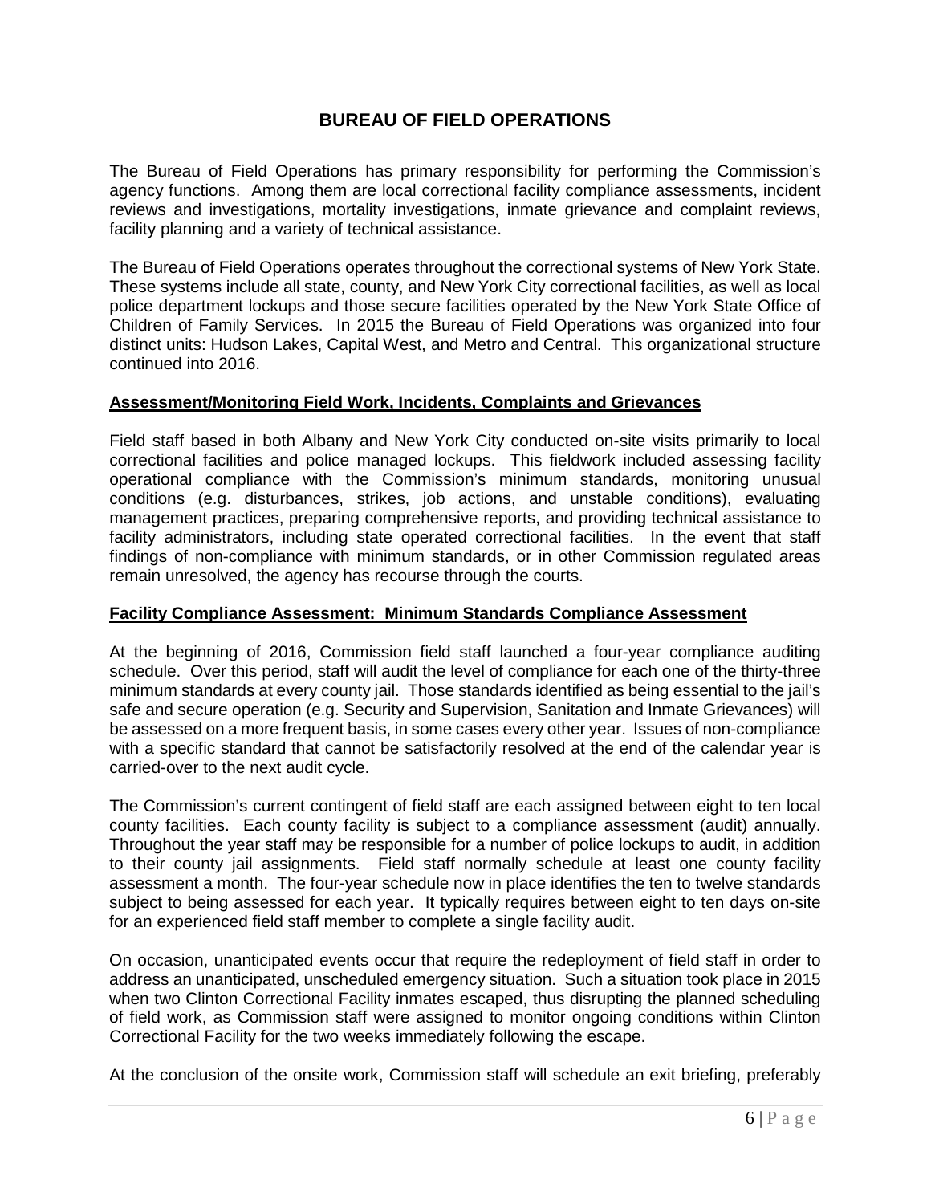## BUREAU OF FIELD OPERATIONS

The Bureau of Field Operations has primary responsibility for performing the Commission's agency functions. Among them are local correctional facility compliance assessments, incident reviews and investigations, mortality investigations, inmate grievance and complaint reviews, facility planning and a variety of technical assistance.

The Bureau of Field Operations operates throughout the correctional systems of New York State. These systems include all state, county, and New York City correctional facilities, as well as local police department lockups and those secure facilities operated by the New York State Office of Children of Family Services. In 2015 the Bureau of Field Operations was organized into four distinct units: Hudson Lakes, Capital West, and Metro and Central. This organizational structure continued into 2016.

### Assessment/Monitoring Field Work, Incidents, Complaints and Grievances

Field staff based in both Albany and New York City conducted on-site visits primarily to local correctional facilities and police managed lockups. This fieldwork included assessing facility operational compliance with the Commission's minimum standards, monitoring unusual conditions (e.g. disturbances, strikes, job actions, and unstable conditions), evaluating management practices, preparing comprehensive reports, and providing technical assistance to facility administrators, including state operated correctional facilities. In the event that staff findings of non-compliance with minimum standards, or in other Commission regulated areas remain unresolved, the agency has recourse through the courts.

### Facility Compliance Assessment: Minimum Standards Compliance Assessment

At the beginning of 2016, Commission field staff launched a four-year compliance auditing schedule. Over this period, staff will audit the level of compliance for each one of the thirty-three minimum standards at every county jail. Those standards identified as being essential to the jail's safe and secure operation (e.g. Security and Supervision, Sanitation and Inmate Grievances) will be assessed on a more frequent basis, in some cases every other year. Issues of non-compliance with a specific standard that cannot be satisfactorily resolved at the end of the calendar year is carried-over to the next audit cycle.

The Commission's current contingent of field staff are each assigned between eight to ten local county facilities. Each county facility is subject to a compliance assessment (audit) annually. Throughout the year staff may be responsible for a number of police lockups to audit, in addition to their county jail assignments. Field staff normally schedule at least one county facility assessment a month. The four-year schedule now in place identifies the ten to twelve standards subject to being assessed for each year. It typically requires between eight to ten days on-site for an experienced field staff member to complete a single facility audit.

On occasion, unanticipated events occur that require the redeployment of field staff in order to address an unanticipated, unscheduled emergency situation. Such a situation took place in 2015 when two Clinton Correctional Facility inmates escaped, thus disrupting the planned scheduling of field work, as Commission staff were assigned to monitor ongoing conditions within Clinton Correctional Facility for the two weeks immediately following the escape.

At the conclusion of the onsite work, Commission staff will schedule an exit briefing, preferably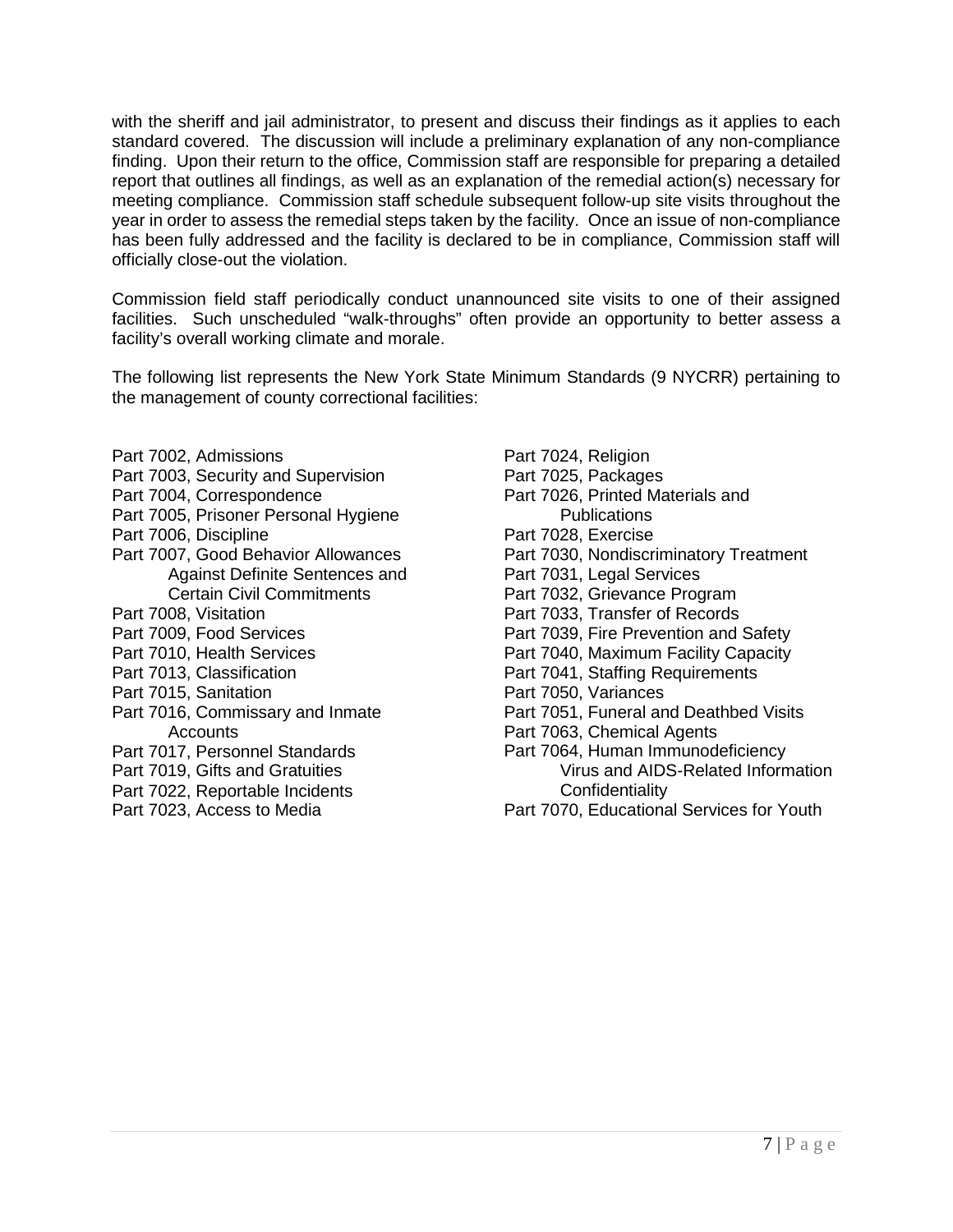with the sheriff and jail administrator, to present and discuss their findings as it applies to each standard covered. The discussion will include a preliminary explanation of any non-compliance finding. Upon their return to the office, Commission staff are responsible for preparing a detailed report that outlines all findings, as well as an explanation of the remedial action(s) necessary for meeting compliance. Commission staff schedule subsequent follow-up site visits throughout the year in order to assess the remedial steps taken by the facility. Once an issue of non-compliance has been fully addressed and the facility is declared to be in compliance, Commission staff will officially close-out the violation.

Commission field staff periodically conduct unannounced site visits to one of their assigned facilities. Such unscheduled "walk-throughs" often provide an opportunity to better assess a facility's overall working climate and morale.

The following list represents the New York State Minimum Standards (9 NYCRR) pertaining to the management of county correctional facilities:

- Part 7002, Admissions
- Part 7003, Security and Supervision
- Part 7004, Correspondence
- Part 7005, Prisoner Personal Hygiene
- Part 7006, Discipline
- Part 7007, Good Behavior Allowances Against Definite Sentences and Certain Civil Commitments
- Part 7008, Visitation
- Part 7009, Food Services
- Part 7010, Health Services
- Part 7013, Classification
- Part 7015, Sanitation
- Part 7016, Commissary and Inmate Accounts
- Part 7017, Personnel Standards
- Part 7019, Gifts and Gratuities
- Part 7022, Reportable Incidents
- Part 7023, Access to Media
- Part 7024, Religion
- Part 7025, Packages
- Part 7026, Printed Materials and Publications
- Part 7028, Exercise
- Part 7030, Nondiscriminatory Treatment
- Part 7031, Legal Services
- Part 7032, Grievance Program
- Part 7033, Transfer of Records
- Part 7039, Fire Prevention and Safety
- Part 7040, Maximum Facility Capacity
- Part 7041, Staffing Requirements
- Part 7050, Variances
- Part 7051, Funeral and Deathbed Visits
- Part 7063, Chemical Agents
- Part 7064, Human Immunodeficiency Virus and AIDS-Related Information Confidentiality
- Part 7070, Educational Services for Youth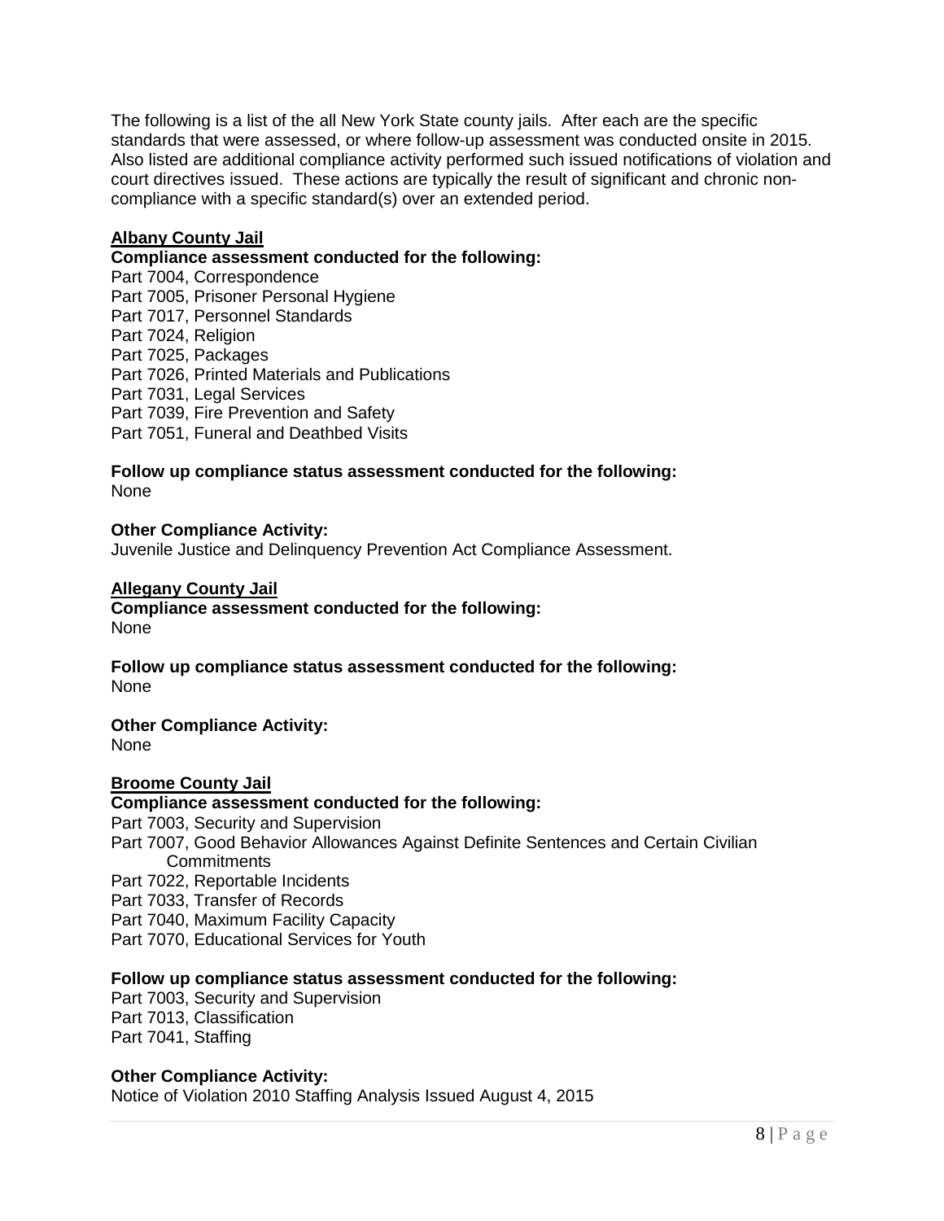The following is a list of the all New York State county jails. After each are the specific standards that were assessed, or where follow-up assessment was conducted onsite in 2015. Also listed are additional compliance activity performed such issued notifications of violation and court directives issued. These actions are typically the result of significant and chronic non-compliance with a specific standard(s) over an extended period.

**Albany County Jail**

**Compliance assessment conducted for the following:**

Part 7004, Correspondence
Part 7005, Prisoner Personal Hygiene
Part 7017, Personnel Standards
Part 7024, Religion
Part 7025, Packages
Part 7026, Printed Materials and Publications
Part 7031, Legal Services
Part 7039, Fire Prevention and Safety
Part 7051, Funeral and Deathbed Visits

**Follow up compliance status assessment conducted for the following:**

None

**Other Compliance Activity:**

Juvenile Justice and Delinquency Prevention Act Compliance Assessment.

**Allegany County Jail**

**Compliance assessment conducted for the following:**

None

**Follow up compliance status assessment conducted for the following:**

None

**Other Compliance Activity:**

None

**Broome County Jail**

**Compliance assessment conducted for the following:**

Part 7003, Security and Supervision
Part 7007, Good Behavior Allowances Against Definite Sentences and Certain Civilian Commitments
Part 7022, Reportable Incidents
Part 7033, Transfer of Records
Part 7040, Maximum Facility Capacity
Part 7070, Educational Services for Youth

**Follow up compliance status assessment conducted for the following:**

Part 7003, Security and Supervision
Part 7013, Classification
Part 7041, Staffing

**Other Compliance Activity:**

Notice of Violation 2010 Staffing Analysis Issued August 4, 2015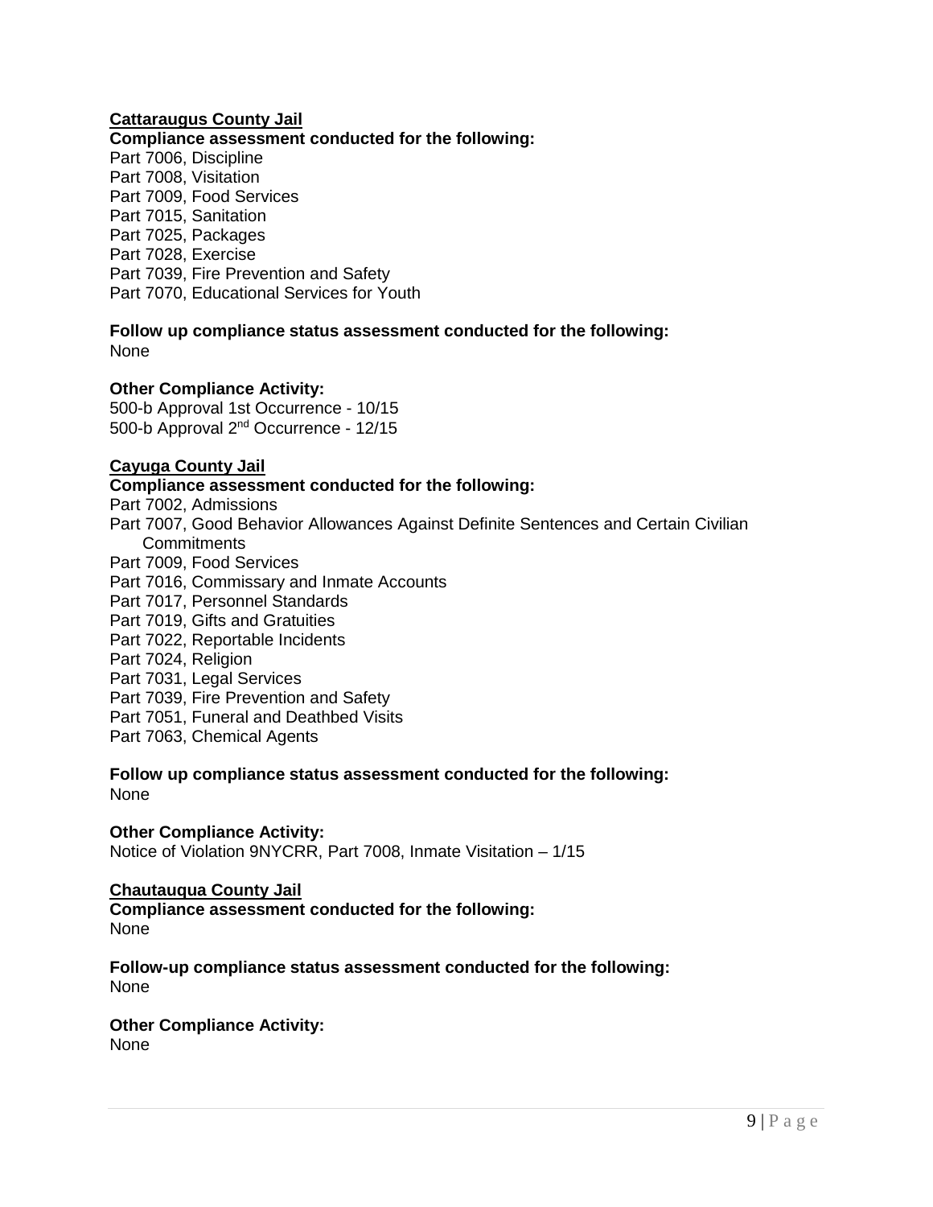**Cattaraugus County Jail**

**Compliance assessment conducted for the following:**

Part 7006, Discipline
Part 7008, Visitation
Part 7009, Food Services
Part 7015, Sanitation
Part 7025, Packages
Part 7028, Exercise
Part 7039, Fire Prevention and Safety
Part 7070, Educational Services for Youth

**Follow up compliance status assessment conducted for the following:**

None

**Other Compliance Activity:**

500-b Approval 1st Occurrence - 10/15
500-b Approval 2nd Occurrence - 12/15

**Cayuga County Jail**

**Compliance assessment conducted for the following:**

Part 7002, Admissions
Part 7007, Good Behavior Allowances Against Definite Sentences and Certain Civilian Commitments
Part 7009, Food Services
Part 7016, Commissary and Inmate Accounts
Part 7017, Personnel Standards
Part 7019, Gifts and Gratuities
Part 7022, Reportable Incidents
Part 7024, Religion
Part 7031, Legal Services
Part 7039, Fire Prevention and Safety
Part 7051, Funeral and Deathbed Visits
Part 7063, Chemical Agents

**Follow up compliance status assessment conducted for the following:**

None

**Other Compliance Activity:**

Notice of Violation 9NYCRR, Part 7008, Inmate Visitation – 1/15

**Chautauqua County Jail**

**Compliance assessment conducted for the following:**

None

**Follow-up compliance status assessment conducted for the following:**

None

**Other Compliance Activity:**

None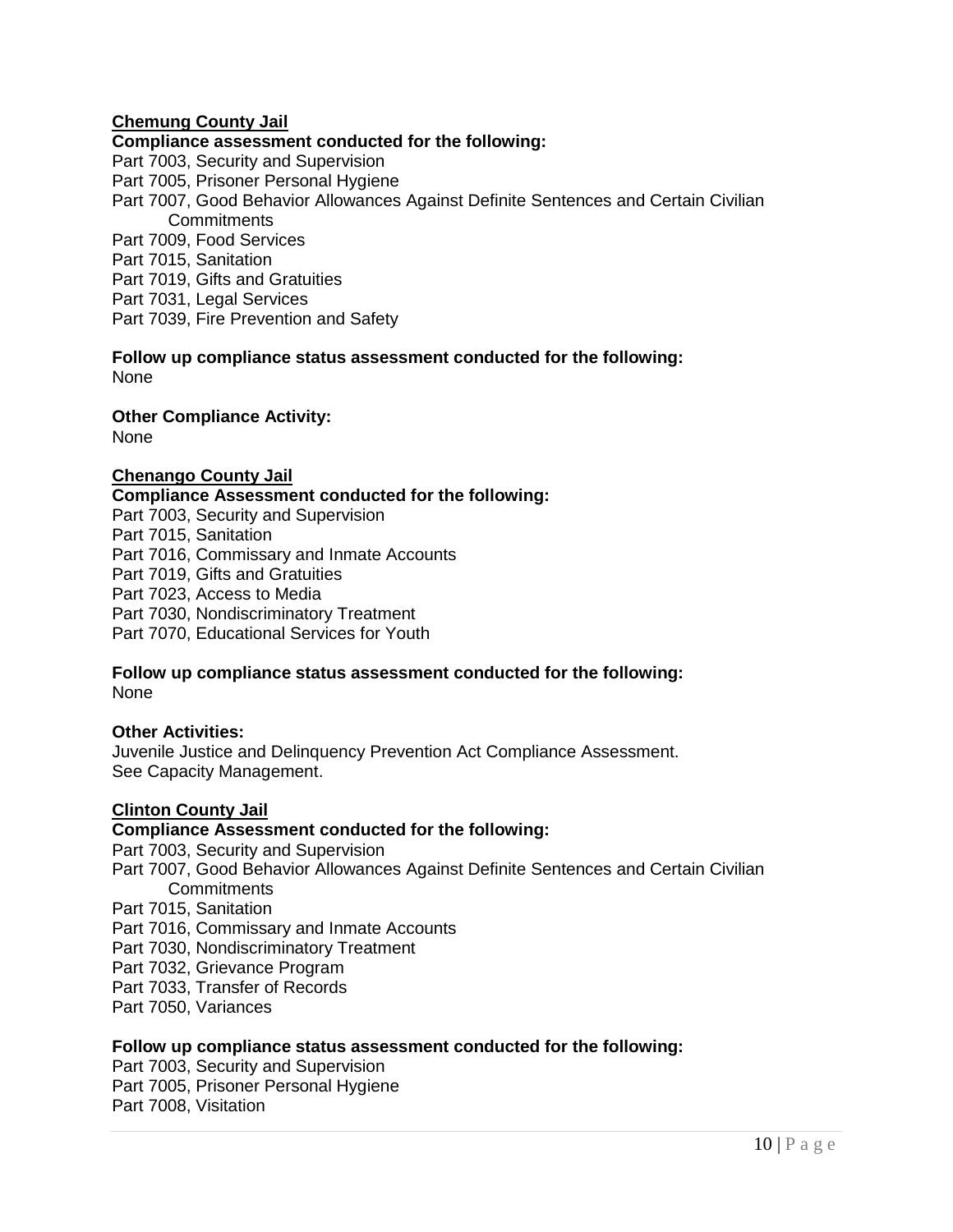**Chemung County Jail**

**Compliance assessment conducted for the following:**

Part 7003, Security and Supervision
Part 7005, Prisoner Personal Hygiene
Part 7007, Good Behavior Allowances Against Definite Sentences and Certain Civilian Commitments
Part 7009, Food Services
Part 7015, Sanitation
Part 7019, Gifts and Gratuities
Part 7031, Legal Services
Part 7039, Fire Prevention and Safety

**Follow up compliance status assessment conducted for the following:**

None

**Other Compliance Activity:**

None

**Chenango County Jail**

**Compliance Assessment conducted for the following:**

Part 7003, Security and Supervision
Part 7015, Sanitation
Part 7016, Commissary and Inmate Accounts
Part 7019, Gifts and Gratuities
Part 7023, Access to Media
Part 7030, Nondiscriminatory Treatment
Part 7070, Educational Services for Youth

**Follow up compliance status assessment conducted for the following:**

None

**Other Activities:**

Juvenile Justice and Delinquency Prevention Act Compliance Assessment.
See Capacity Management.

**Clinton County Jail**

**Compliance Assessment conducted for the following:**

Part 7003, Security and Supervision
Part 7007, Good Behavior Allowances Against Definite Sentences and Certain Civilian Commitments
Part 7015, Sanitation
Part 7016, Commissary and Inmate Accounts
Part 7030, Nondiscriminatory Treatment
Part 7032, Grievance Program
Part 7033, Transfer of Records
Part 7050, Variances

**Follow up compliance status assessment conducted for the following:**

Part 7003, Security and Supervision
Part 7005, Prisoner Personal Hygiene
Part 7008, Visitation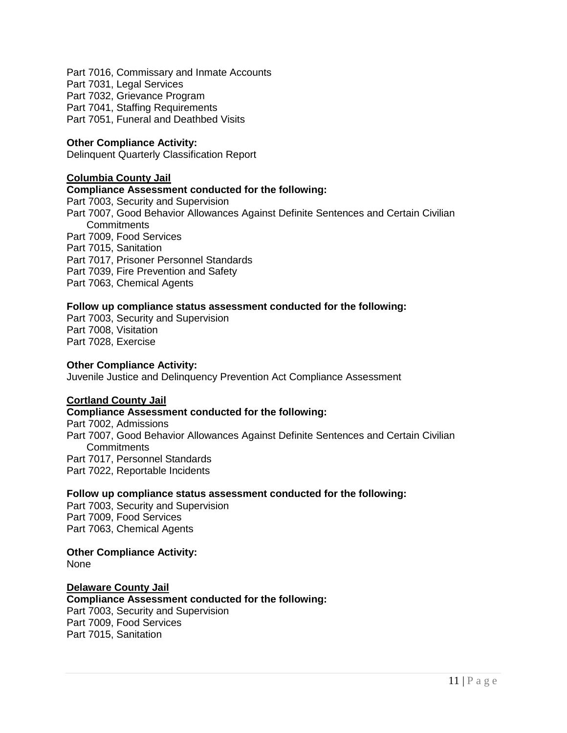Part 7016, Commissary and Inmate Accounts
Part 7031, Legal Services
Part 7032, Grievance Program
Part 7041, Staffing Requirements
Part 7051, Funeral and Deathbed Visits

**Other Compliance Activity:**
Delinquent Quarterly Classification Report

**<u>Columbia County Jail</u>**
**Compliance Assessment conducted for the following:**
Part 7003, Security and Supervision
Part 7007, Good Behavior Allowances Against Definite Sentences and Certain Civilian Commitments
Part 7009, Food Services
Part 7015, Sanitation
Part 7017, Prisoner Personnel Standards
Part 7039, Fire Prevention and Safety
Part 7063, Chemical Agents

**Follow up compliance status assessment conducted for the following:**
Part 7003, Security and Supervision
Part 7008, Visitation
Part 7028, Exercise

**Other Compliance Activity:**
Juvenile Justice and Delinquency Prevention Act Compliance Assessment

**<u>Cortland County Jail</u>**
**Compliance Assessment conducted for the following:**
Part 7002, Admissions
Part 7007, Good Behavior Allowances Against Definite Sentences and Certain Civilian Commitments
Part 7017, Personnel Standards
Part 7022, Reportable Incidents

**Follow up compliance status assessment conducted for the following:**
Part 7003, Security and Supervision
Part 7009, Food Services
Part 7063, Chemical Agents

**Other Compliance Activity:**
None

**<u>Delaware County Jail</u>**
**Compliance Assessment conducted for the following:**
Part 7003, Security and Supervision
Part 7009, Food Services
Part 7015, Sanitation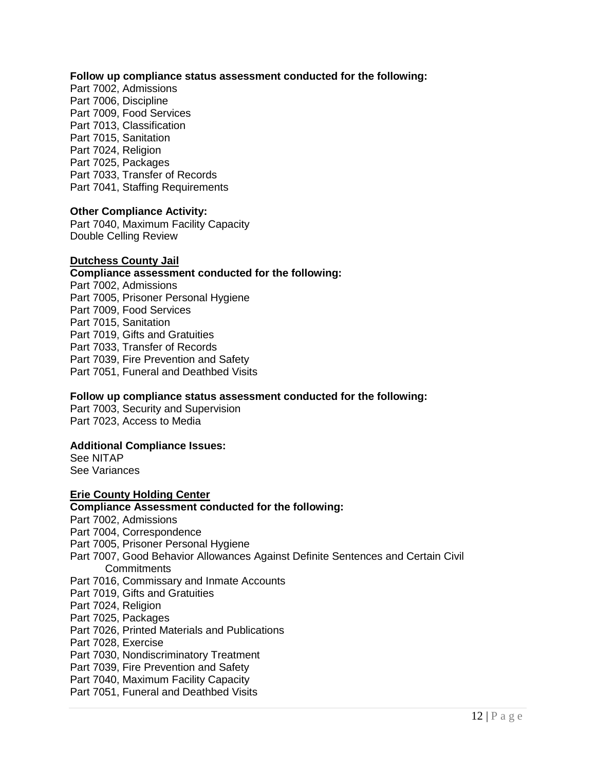**Follow up compliance status assessment conducted for the following:**
Part 7002, Admissions
Part 7006, Discipline
Part 7009, Food Services
Part 7013, Classification
Part 7015, Sanitation
Part 7024, Religion
Part 7025, Packages
Part 7033, Transfer of Records
Part 7041, Staffing Requirements

**Other Compliance Activity:**
Part 7040, Maximum Facility Capacity
Double Celling Review

**Dutchess County Jail**

**Compliance assessment conducted for the following:**
Part 7002, Admissions
Part 7005, Prisoner Personal Hygiene
Part 7009, Food Services
Part 7015, Sanitation
Part 7019, Gifts and Gratuities
Part 7033, Transfer of Records
Part 7039, Fire Prevention and Safety
Part 7051, Funeral and Deathbed Visits

**Follow up compliance status assessment conducted for the following:**
Part 7003, Security and Supervision
Part 7023, Access to Media

**Additional Compliance Issues:**
See NITAP
See Variances

**Erie County Holding Center**

**Compliance Assessment conducted for the following:**
Part 7002, Admissions
Part 7004, Correspondence
Part 7005, Prisoner Personal Hygiene
Part 7007, Good Behavior Allowances Against Definite Sentences and Certain Civil Commitments
Part 7016, Commissary and Inmate Accounts
Part 7019, Gifts and Gratuities
Part 7024, Religion
Part 7025, Packages
Part 7026, Printed Materials and Publications
Part 7028, Exercise
Part 7030, Nondiscriminatory Treatment
Part 7039, Fire Prevention and Safety
Part 7040, Maximum Facility Capacity
Part 7051, Funeral and Deathbed Visits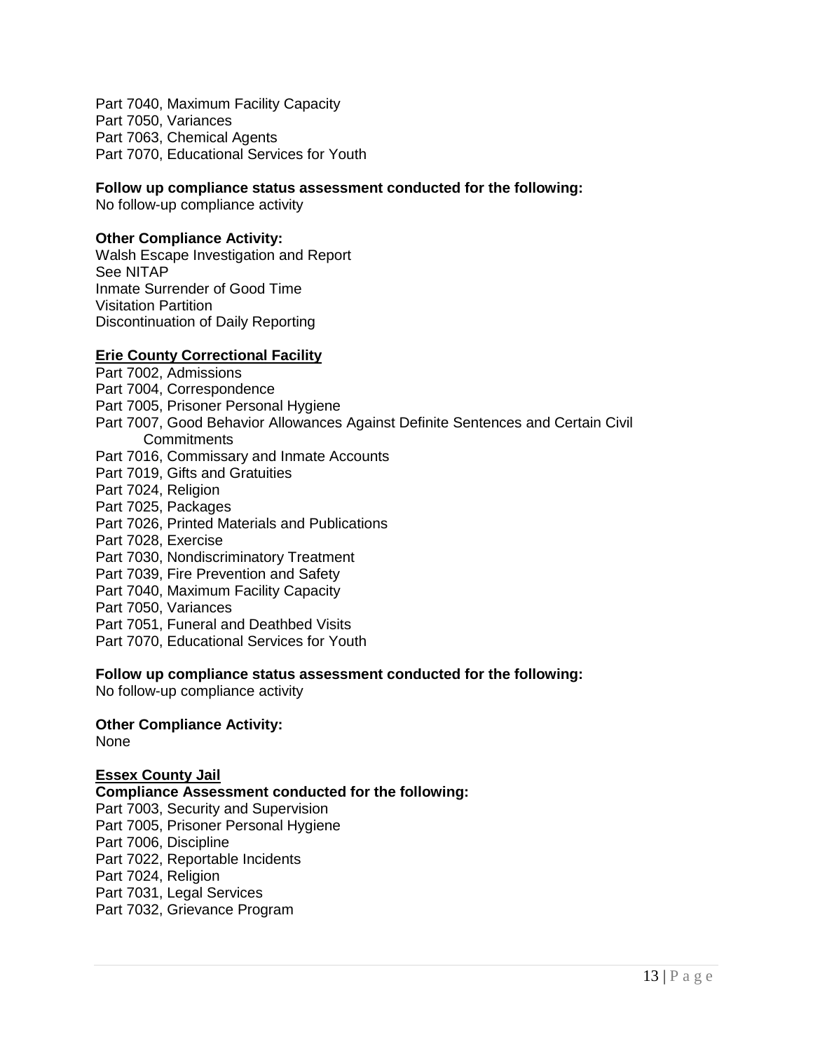Part 7040, Maximum Facility Capacity
Part 7050, Variances
Part 7063, Chemical Agents
Part 7070, Educational Services for Youth

**Follow up compliance status assessment conducted for the following:**
No follow-up compliance activity

**Other Compliance Activity:**
Walsh Escape Investigation and Report
See NITAP
Inmate Surrender of Good Time
Visitation Partition
Discontinuation of Daily Reporting

**Erie County Correctional Facility**
Part 7002, Admissions
Part 7004, Correspondence
Part 7005, Prisoner Personal Hygiene
Part 7007, Good Behavior Allowances Against Definite Sentences and Certain Civil Commitments
Part 7016, Commissary and Inmate Accounts
Part 7019, Gifts and Gratuities
Part 7024, Religion
Part 7025, Packages
Part 7026, Printed Materials and Publications
Part 7028, Exercise
Part 7030, Nondiscriminatory Treatment
Part 7039, Fire Prevention and Safety
Part 7040, Maximum Facility Capacity
Part 7050, Variances
Part 7051, Funeral and Deathbed Visits
Part 7070, Educational Services for Youth

**Follow up compliance status assessment conducted for the following:**
No follow-up compliance activity

**Other Compliance Activity:**
None

**Essex County Jail**
**Compliance Assessment conducted for the following:**
Part 7003, Security and Supervision
Part 7005, Prisoner Personal Hygiene
Part 7006, Discipline
Part 7022, Reportable Incidents
Part 7024, Religion
Part 7031, Legal Services
Part 7032, Grievance Program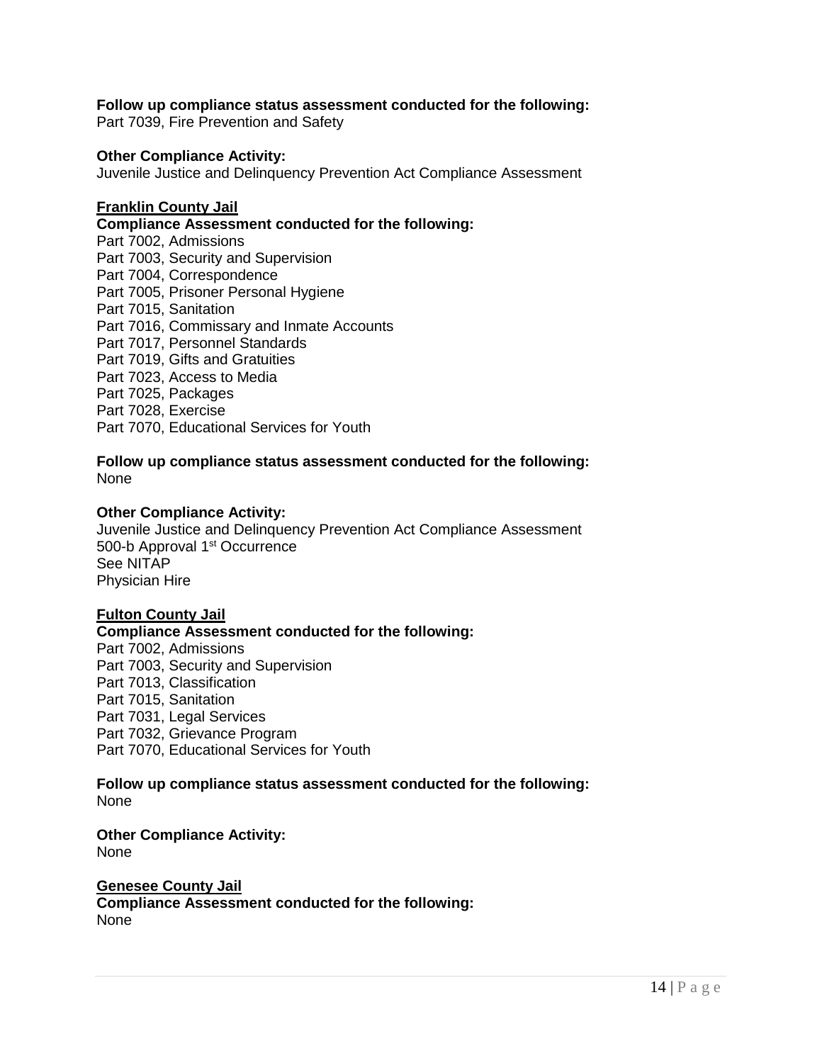**Follow up compliance status assessment conducted for the following:**
Part 7039, Fire Prevention and Safety

**Other Compliance Activity:**
Juvenile Justice and Delinquency Prevention Act Compliance Assessment

**<u>Franklin County Jail</u>**

**Compliance Assessment conducted for the following:**
Part 7002, Admissions
Part 7003, Security and Supervision
Part 7004, Correspondence
Part 7005, Prisoner Personal Hygiene
Part 7015, Sanitation
Part 7016, Commissary and Inmate Accounts
Part 7017, Personnel Standards
Part 7019, Gifts and Gratuities
Part 7023, Access to Media
Part 7025, Packages
Part 7028, Exercise
Part 7070, Educational Services for Youth

**Follow up compliance status assessment conducted for the following:**
None

**Other Compliance Activity:**
Juvenile Justice and Delinquency Prevention Act Compliance Assessment
500-b Approval 1st Occurrence
See NITAP
Physician Hire

**<u>Fulton County Jail</u>**

**Compliance Assessment conducted for the following:**
Part 7002, Admissions
Part 7003, Security and Supervision
Part 7013, Classification
Part 7015, Sanitation
Part 7031, Legal Services
Part 7032, Grievance Program
Part 7070, Educational Services for Youth

**Follow up compliance status assessment conducted for the following:**
None

**Other Compliance Activity:**
None

**<u>Genesee County Jail</u>**

**Compliance Assessment conducted for the following:**
None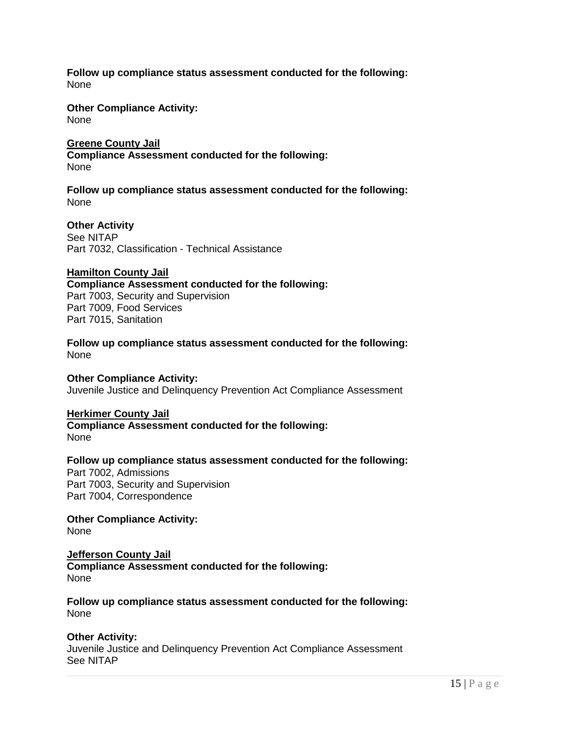**Follow up compliance status assessment conducted for the following:**
None

**Other Compliance Activity:**
None

**<u>Greene County Jail</u>**
**Compliance Assessment conducted for the following:**
None

**Follow up compliance status assessment conducted for the following:**
None

**Other Activity**
See NITAP
Part 7032, Classification - Technical Assistance

**<u>Hamilton County Jail</u>**
**Compliance Assessment conducted for the following:**
Part 7003, Security and Supervision
Part 7009, Food Services
Part 7015, Sanitation

**Follow up compliance status assessment conducted for the following:**
None

**Other Compliance Activity:**
Juvenile Justice and Delinquency Prevention Act Compliance Assessment

**<u>Herkimer County Jail</u>**
**Compliance Assessment conducted for the following:**
None

**Follow up compliance status assessment conducted for the following:**
Part 7002, Admissions
Part 7003, Security and Supervision
Part 7004, Correspondence

**Other Compliance Activity:**
None

**<u>Jefferson County Jail</u>**
**Compliance Assessment conducted for the following:**
None

**Follow up compliance status assessment conducted for the following:**
None

**Other Activity:**
Juvenile Justice and Delinquency Prevention Act Compliance Assessment
See NITAP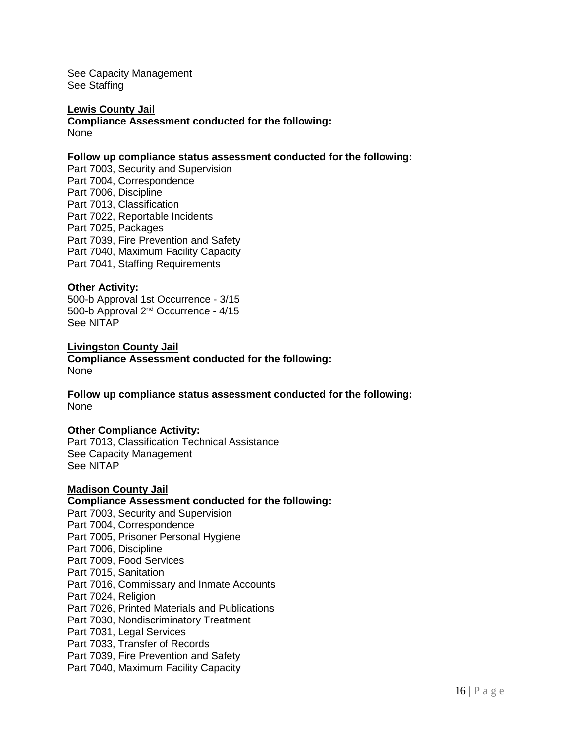See Capacity Management
See Staffing

**Lewis County Jail**

**Compliance Assessment conducted for the following:**
None

**Follow up compliance status assessment conducted for the following:**
Part 7003, Security and Supervision
Part 7004, Correspondence
Part 7006, Discipline
Part 7013, Classification
Part 7022, Reportable Incidents
Part 7025, Packages
Part 7039, Fire Prevention and Safety
Part 7040, Maximum Facility Capacity
Part 7041, Staffing Requirements

**Other Activity:**
500-b Approval 1st Occurrence - 3/15
500-b Approval 2nd Occurrence - 4/15
See NITAP

**Livingston County Jail**

**Compliance Assessment conducted for the following:**
None

**Follow up compliance status assessment conducted for the following:**
None

**Other Compliance Activity:**
Part 7013, Classification Technical Assistance
See Capacity Management
See NITAP

**Madison County Jail**

**Compliance Assessment conducted for the following:**
Part 7003, Security and Supervision
Part 7004, Correspondence
Part 7005, Prisoner Personal Hygiene
Part 7006, Discipline
Part 7009, Food Services
Part 7015, Sanitation
Part 7016, Commissary and Inmate Accounts
Part 7024, Religion
Part 7026, Printed Materials and Publications
Part 7030, Nondiscriminatory Treatment
Part 7031, Legal Services
Part 7033, Transfer of Records
Part 7039, Fire Prevention and Safety
Part 7040, Maximum Facility Capacity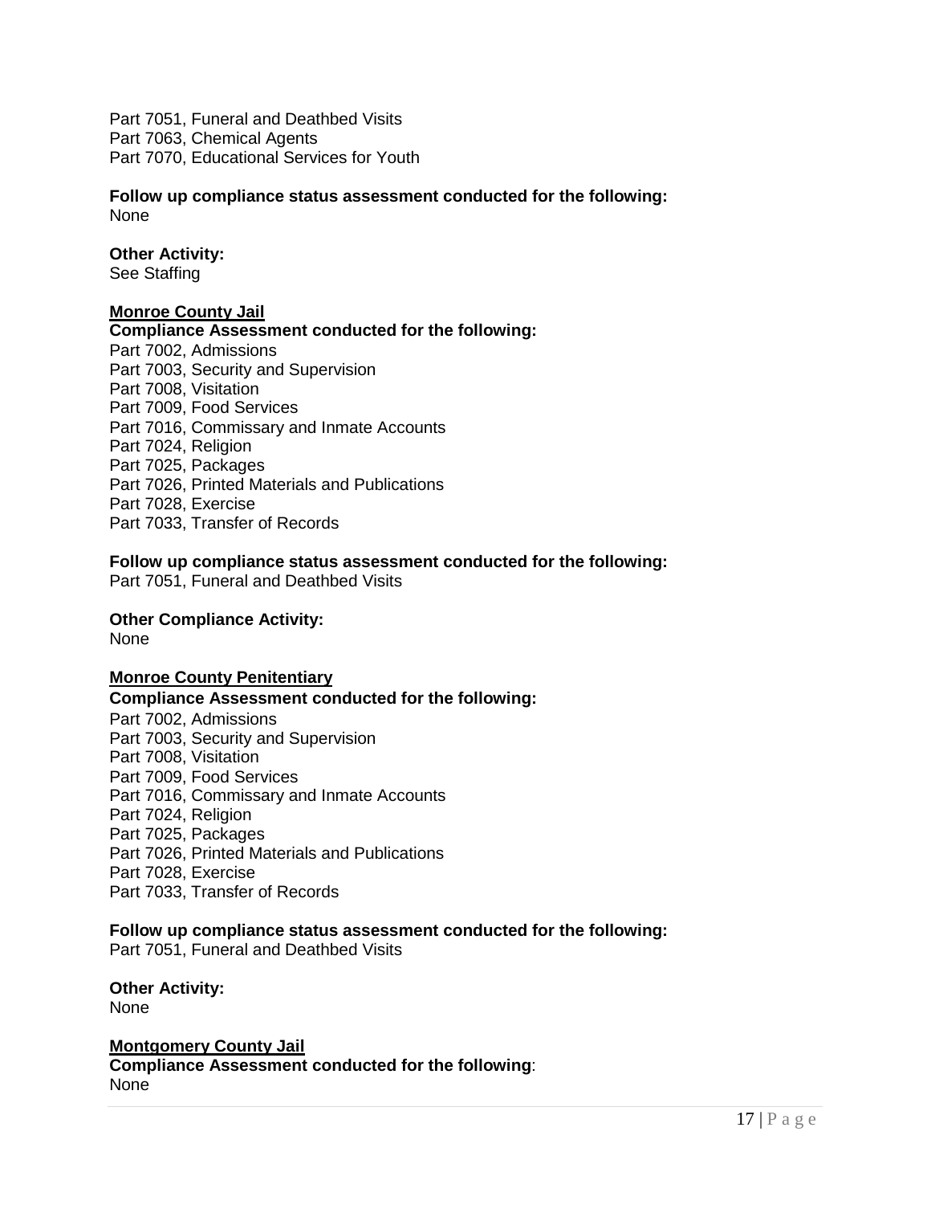Part 7051, Funeral and Deathbed Visits
Part 7063, Chemical Agents
Part 7070, Educational Services for Youth

**Follow up compliance status assessment conducted for the following:**
None

**Other Activity:**
See Staffing

**<u>Monroe County Jail</u>**
**Compliance Assessment conducted for the following:**
Part 7002, Admissions
Part 7003, Security and Supervision
Part 7008, Visitation
Part 7009, Food Services
Part 7016, Commissary and Inmate Accounts
Part 7024, Religion
Part 7025, Packages
Part 7026, Printed Materials and Publications
Part 7028, Exercise
Part 7033, Transfer of Records

**Follow up compliance status assessment conducted for the following:**
Part 7051, Funeral and Deathbed Visits

**Other Compliance Activity:**
None

**<u>Monroe County Penitentiary</u>**
**Compliance Assessment conducted for the following:**
Part 7002, Admissions
Part 7003, Security and Supervision
Part 7008, Visitation
Part 7009, Food Services
Part 7016, Commissary and Inmate Accounts
Part 7024, Religion
Part 7025, Packages
Part 7026, Printed Materials and Publications
Part 7028, Exercise
Part 7033, Transfer of Records

**Follow up compliance status assessment conducted for the following:**
Part 7051, Funeral and Deathbed Visits

**Other Activity:**
None

**<u>Montgomery County Jail</u>**
**Compliance Assessment conducted for the following**:
None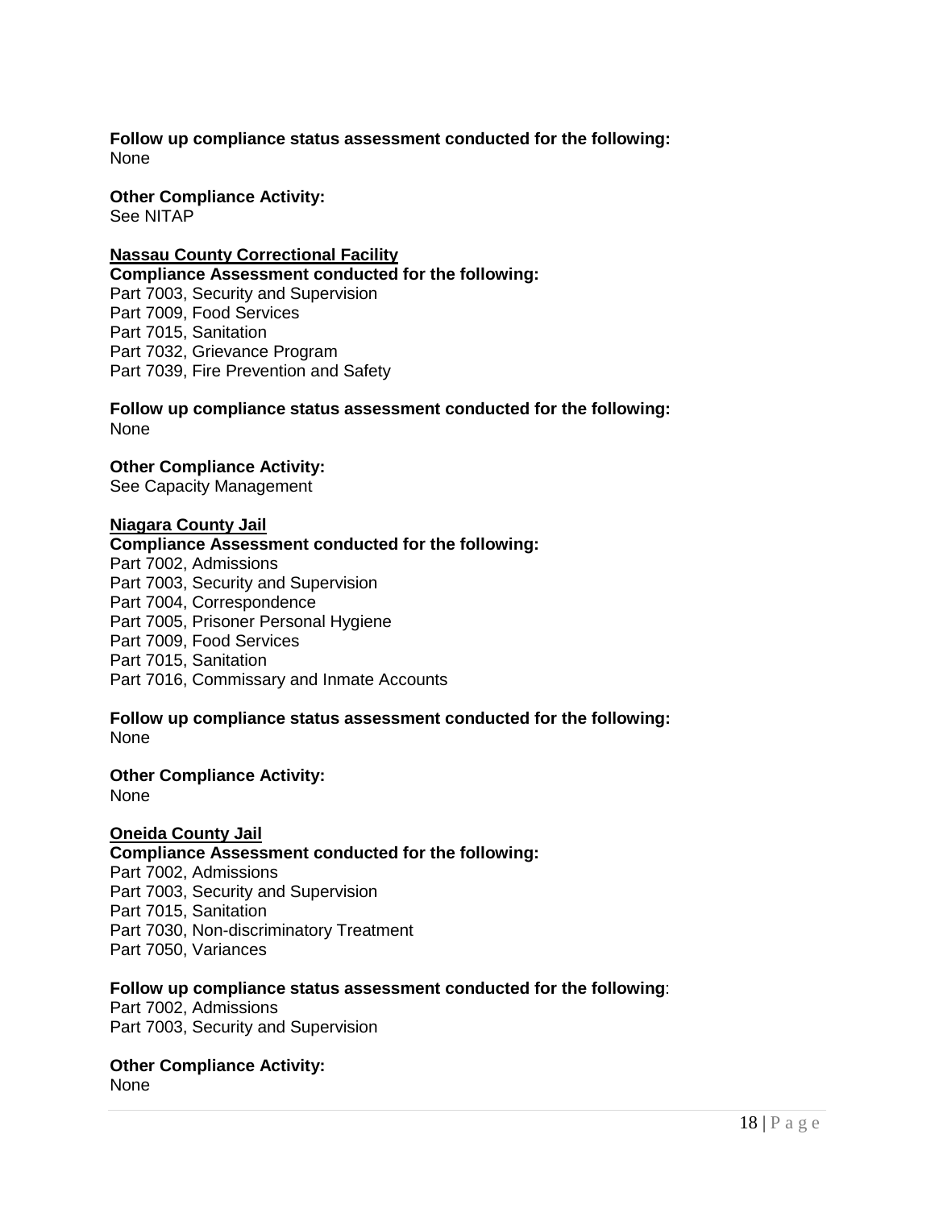**Follow up compliance status assessment conducted for the following:**
None

**Other Compliance Activity:**
See NITAP

**<u>Nassau County Correctional Facility</u>**

**Compliance Assessment conducted for the following:**
Part 7003, Security and Supervision
Part 7009, Food Services
Part 7015, Sanitation
Part 7032, Grievance Program
Part 7039, Fire Prevention and Safety

**Follow up compliance status assessment conducted for the following:**
None

**Other Compliance Activity:**
See Capacity Management

**<u>Niagara County Jail</u>**

**Compliance Assessment conducted for the following:**
Part 7002, Admissions
Part 7003, Security and Supervision
Part 7004, Correspondence
Part 7005, Prisoner Personal Hygiene
Part 7009, Food Services
Part 7015, Sanitation
Part 7016, Commissary and Inmate Accounts

**Follow up compliance status assessment conducted for the following:**
None

**Other Compliance Activity:**
None

**<u>Oneida County Jail</u>**

**Compliance Assessment conducted for the following:**
Part 7002, Admissions
Part 7003, Security and Supervision
Part 7015, Sanitation
Part 7030, Non-discriminatory Treatment
Part 7050, Variances

**Follow up compliance status assessment conducted for the following**:
Part 7002, Admissions
Part 7003, Security and Supervision

**Other Compliance Activity:**
None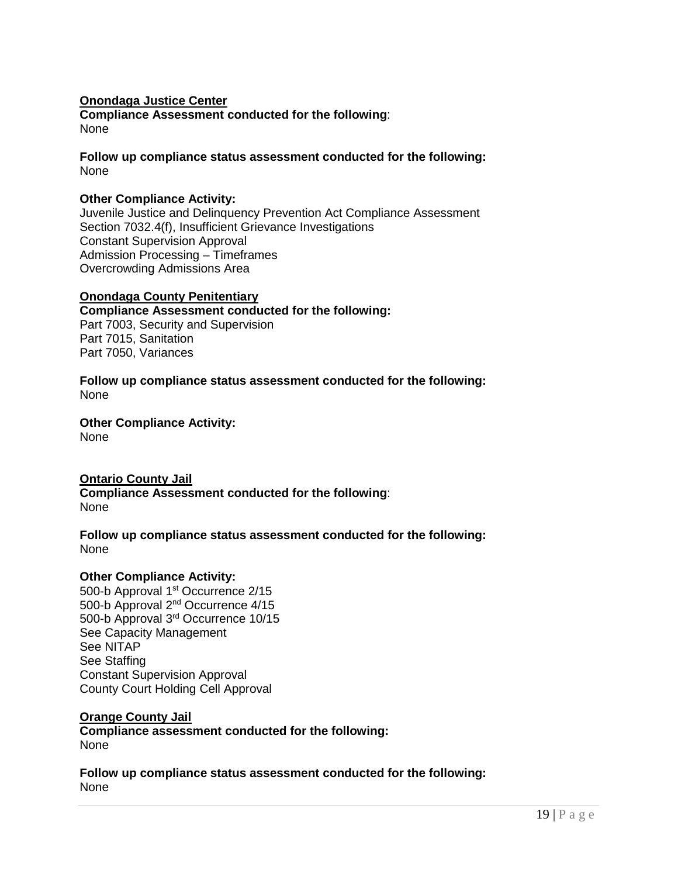**Onondaga Justice Center**

**Compliance Assessment conducted for the following**:
None

**Follow up compliance status assessment conducted for the following:**
None

**Other Compliance Activity:**
Juvenile Justice and Delinquency Prevention Act Compliance Assessment
Section 7032.4(f), Insufficient Grievance Investigations
Constant Supervision Approval
Admission Processing – Timeframes
Overcrowding Admissions Area

**Onondaga County Penitentiary**

**Compliance Assessment conducted for the following:**
Part 7003, Security and Supervision
Part 7015, Sanitation
Part 7050, Variances

**Follow up compliance status assessment conducted for the following:**
None

**Other Compliance Activity:**
None

**Ontario County Jail**

**Compliance Assessment conducted for the following**:
None

**Follow up compliance status assessment conducted for the following:**
None

**Other Compliance Activity:**
500-b Approval 1st Occurrence 2/15
500-b Approval 2nd Occurrence 4/15
500-b Approval 3rd Occurrence 10/15
See Capacity Management
See NITAP
See Staffing
Constant Supervision Approval
County Court Holding Cell Approval

**Orange County Jail**

**Compliance assessment conducted for the following:**
None

**Follow up compliance status assessment conducted for the following:**
None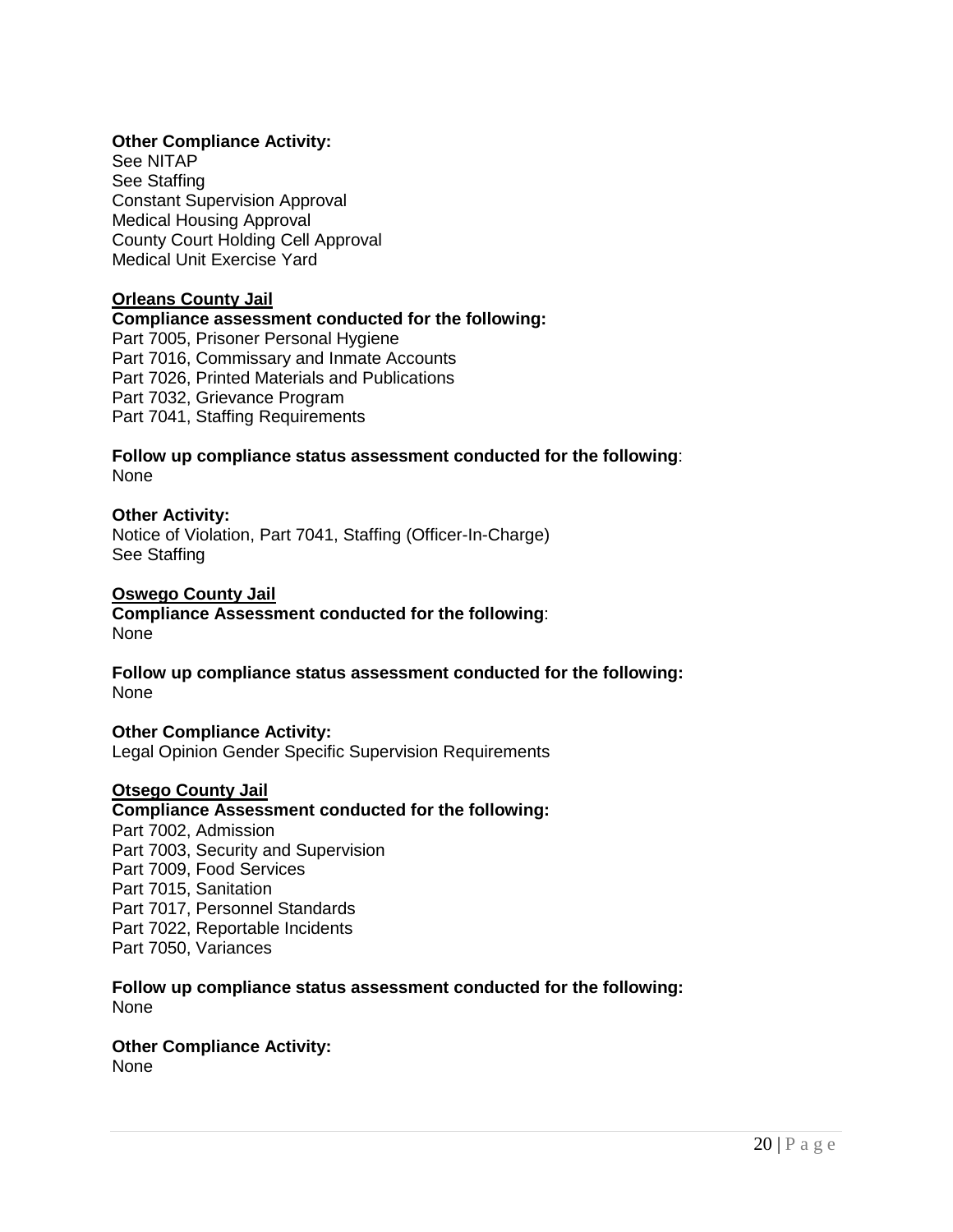**Other Compliance Activity:**
See NITAP
See Staffing
Constant Supervision Approval
Medical Housing Approval
County Court Holding Cell Approval
Medical Unit Exercise Yard

**Orleans County Jail**

**Compliance assessment conducted for the following:**
Part 7005, Prisoner Personal Hygiene
Part 7016, Commissary and Inmate Accounts
Part 7026, Printed Materials and Publications
Part 7032, Grievance Program
Part 7041, Staffing Requirements

**Follow up compliance status assessment conducted for the following**:
None

**Other Activity:**
Notice of Violation, Part 7041, Staffing (Officer-In-Charge)
See Staffing

**Oswego County Jail**

**Compliance Assessment conducted for the following**:
None

**Follow up compliance status assessment conducted for the following:**
None

**Other Compliance Activity:**
Legal Opinion Gender Specific Supervision Requirements

**Otsego County Jail**

**Compliance Assessment conducted for the following:**
Part 7002, Admission
Part 7003, Security and Supervision
Part 7009, Food Services
Part 7015, Sanitation
Part 7017, Personnel Standards
Part 7022, Reportable Incidents
Part 7050, Variances

**Follow up compliance status assessment conducted for the following:**
None

**Other Compliance Activity:**
None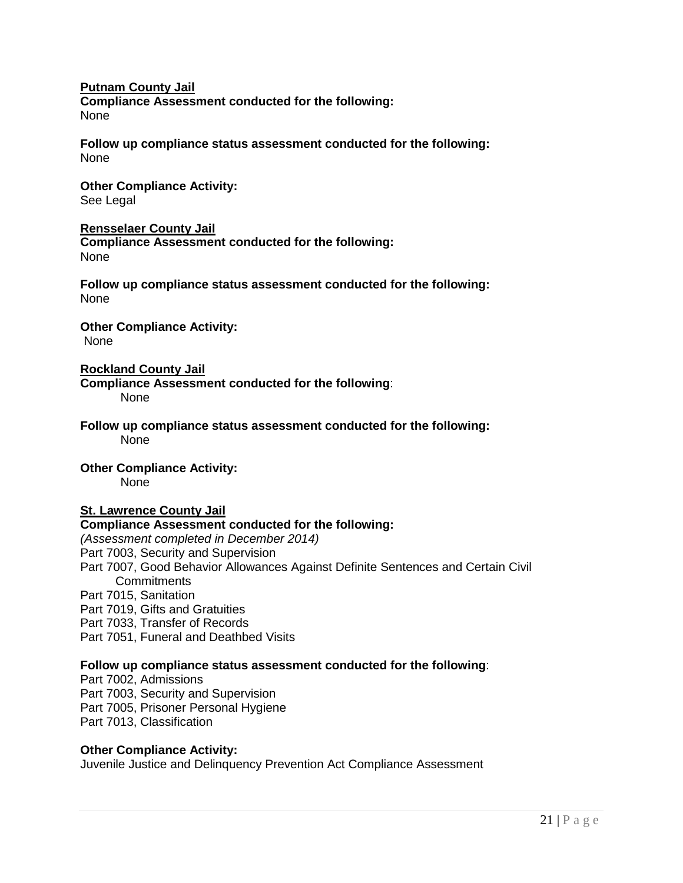**Putnam County Jail**

**Compliance Assessment conducted for the following:**
None

**Follow up compliance status assessment conducted for the following:**
None

**Other Compliance Activity:**
See Legal

**Rensselaer County Jail**

**Compliance Assessment conducted for the following:**
None

**Follow up compliance status assessment conducted for the following:**
None

**Other Compliance Activity:**
None

**Rockland County Jail**

**Compliance Assessment conducted for the following**:
None

**Follow up compliance status assessment conducted for the following:**
None

**Other Compliance Activity:**
None

**St. Lawrence County Jail**

**Compliance Assessment conducted for the following:**
*(Assessment completed in December 2014)*
Part 7003, Security and Supervision
Part 7007, Good Behavior Allowances Against Definite Sentences and Certain Civil Commitments
Part 7015, Sanitation
Part 7019, Gifts and Gratuities
Part 7033, Transfer of Records
Part 7051, Funeral and Deathbed Visits

**Follow up compliance status assessment conducted for the following**:
Part 7002, Admissions
Part 7003, Security and Supervision
Part 7005, Prisoner Personal Hygiene
Part 7013, Classification

**Other Compliance Activity:**
Juvenile Justice and Delinquency Prevention Act Compliance Assessment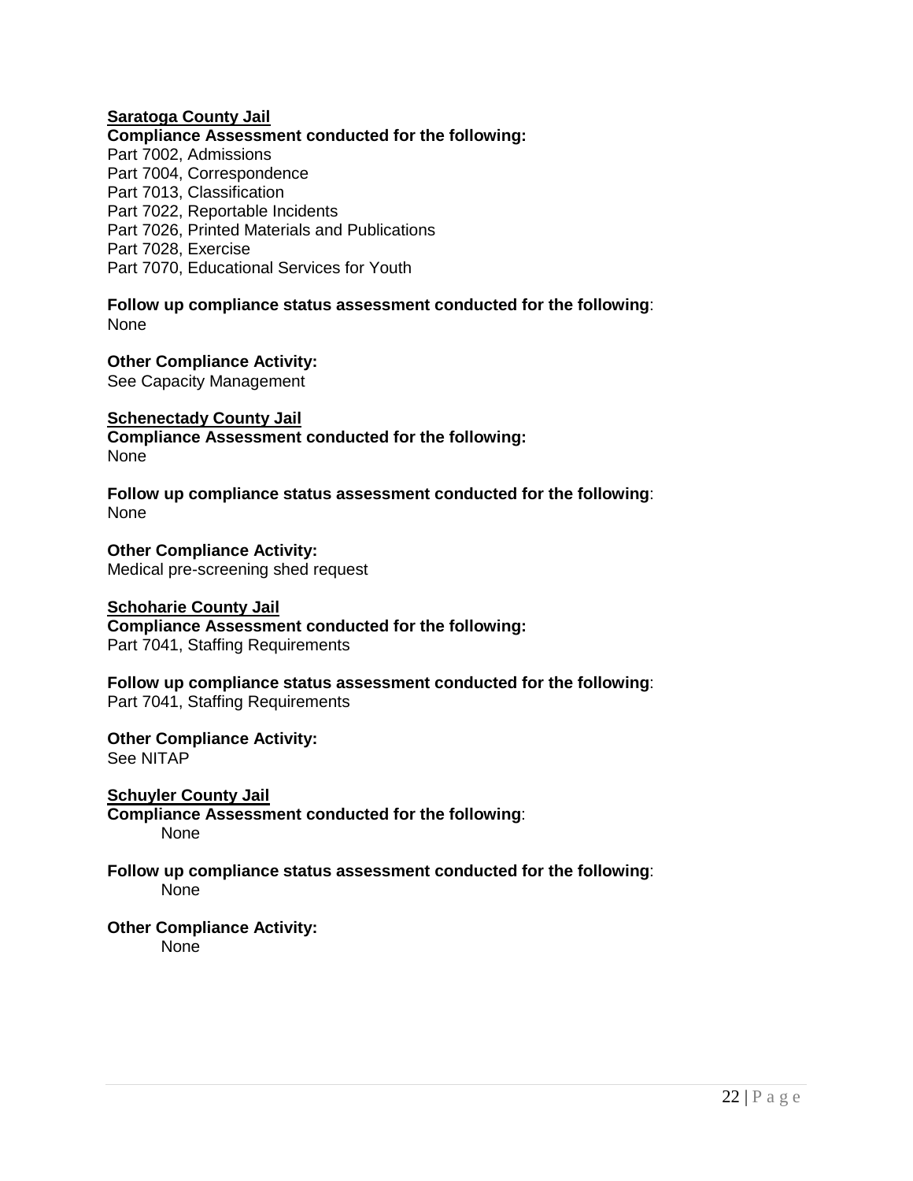**Saratoga County Jail**

**Compliance Assessment conducted for the following:**

Part 7002, Admissions
Part 7004, Correspondence
Part 7013, Classification
Part 7022, Reportable Incidents
Part 7026, Printed Materials and Publications
Part 7028, Exercise
Part 7070, Educational Services for Youth

**Follow up compliance status assessment conducted for the following**:
None

**Other Compliance Activity:**
See Capacity Management

**Schenectady County Jail**

**Compliance Assessment conducted for the following:**
None

**Follow up compliance status assessment conducted for the following**:
None

**Other Compliance Activity:**
Medical pre-screening shed request

**Schoharie County Jail**

**Compliance Assessment conducted for the following:**
Part 7041, Staffing Requirements

**Follow up compliance status assessment conducted for the following**:
Part 7041, Staffing Requirements

**Other Compliance Activity:**
See NITAP

**Schuyler County Jail**

**Compliance Assessment conducted for the following**:
None

**Follow up compliance status assessment conducted for the following**:
None

**Other Compliance Activity:**
None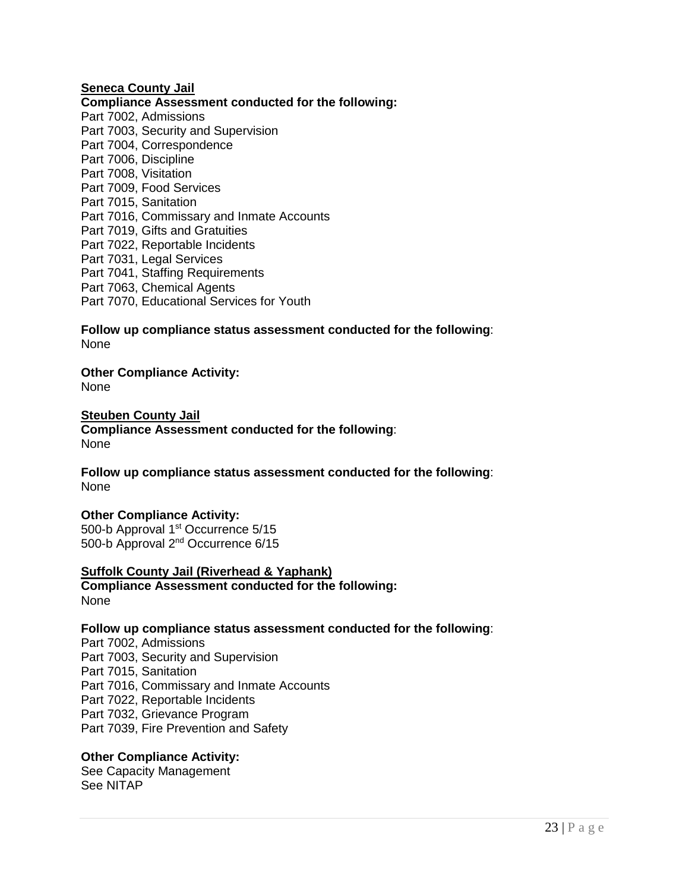**Seneca County Jail**

**Compliance Assessment conducted for the following:**

Part 7002, Admissions
Part 7003, Security and Supervision
Part 7004, Correspondence
Part 7006, Discipline
Part 7008, Visitation
Part 7009, Food Services
Part 7015, Sanitation
Part 7016, Commissary and Inmate Accounts
Part 7019, Gifts and Gratuities
Part 7022, Reportable Incidents
Part 7031, Legal Services
Part 7041, Staffing Requirements
Part 7063, Chemical Agents
Part 7070, Educational Services for Youth

**Follow up compliance status assessment conducted for the following**:
None

**Other Compliance Activity:**
None

**Steuben County Jail**

**Compliance Assessment conducted for the following**:
None

**Follow up compliance status assessment conducted for the following**:
None

**Other Compliance Activity:**
500-b Approval 1st Occurrence 5/15
500-b Approval 2nd Occurrence 6/15

**Suffolk County Jail (Riverhead & Yaphank)**

**Compliance Assessment conducted for the following:**
None

**Follow up compliance status assessment conducted for the following**:
Part 7002, Admissions
Part 7003, Security and Supervision
Part 7015, Sanitation
Part 7016, Commissary and Inmate Accounts
Part 7022, Reportable Incidents
Part 7032, Grievance Program
Part 7039, Fire Prevention and Safety

**Other Compliance Activity:**
See Capacity Management
See NITAP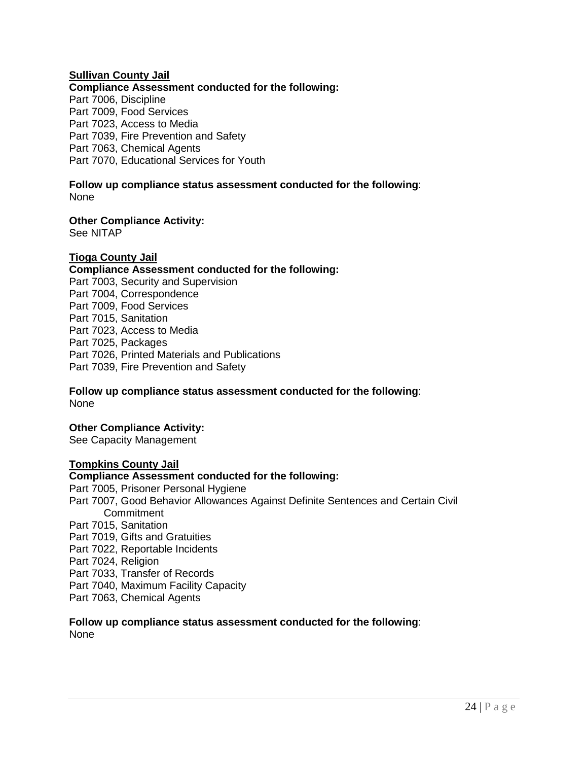**Sullivan County Jail**

**Compliance Assessment conducted for the following:**

Part 7006, Discipline
Part 7009, Food Services
Part 7023, Access to Media
Part 7039, Fire Prevention and Safety
Part 7063, Chemical Agents
Part 7070, Educational Services for Youth

**Follow up compliance status assessment conducted for the following**:
None

**Other Compliance Activity:**
See NITAP

**Tioga County Jail**

**Compliance Assessment conducted for the following:**

Part 7003, Security and Supervision
Part 7004, Correspondence
Part 7009, Food Services
Part 7015, Sanitation
Part 7023, Access to Media
Part 7025, Packages
Part 7026, Printed Materials and Publications
Part 7039, Fire Prevention and Safety

**Follow up compliance status assessment conducted for the following**:
None

**Other Compliance Activity:**
See Capacity Management

**Tompkins County Jail**

**Compliance Assessment conducted for the following:**

Part 7005, Prisoner Personal Hygiene
Part 7007, Good Behavior Allowances Against Definite Sentences and Certain Civil Commitment
Part 7015, Sanitation
Part 7019, Gifts and Gratuities
Part 7022, Reportable Incidents
Part 7024, Religion
Part 7033, Transfer of Records
Part 7040, Maximum Facility Capacity
Part 7063, Chemical Agents

**Follow up compliance status assessment conducted for the following**:
None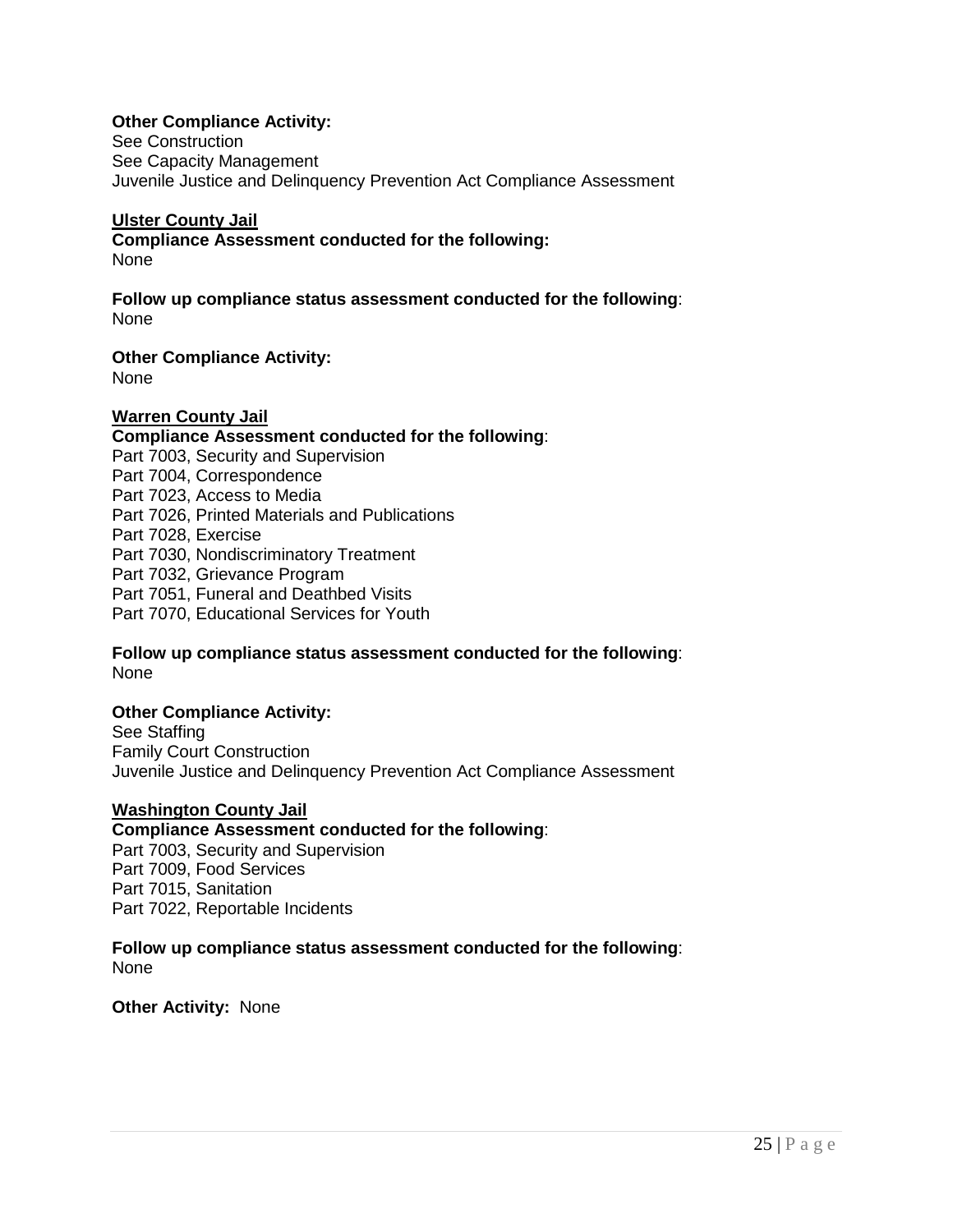**Other Compliance Activity:**
See Construction
See Capacity Management
Juvenile Justice and Delinquency Prevention Act Compliance Assessment

**Ulster County Jail**
**Compliance Assessment conducted for the following:**
None

**Follow up compliance status assessment conducted for the following**:
None

**Other Compliance Activity:**
None

**Warren County Jail**
**Compliance Assessment conducted for the following**:
Part 7003, Security and Supervision
Part 7004, Correspondence
Part 7023, Access to Media
Part 7026, Printed Materials and Publications
Part 7028, Exercise
Part 7030, Nondiscriminatory Treatment
Part 7032, Grievance Program
Part 7051, Funeral and Deathbed Visits
Part 7070, Educational Services for Youth

**Follow up compliance status assessment conducted for the following**:
None

**Other Compliance Activity:**
See Staffing
Family Court Construction
Juvenile Justice and Delinquency Prevention Act Compliance Assessment

**Washington County Jail**
**Compliance Assessment conducted for the following**:
Part 7003, Security and Supervision
Part 7009, Food Services
Part 7015, Sanitation
Part 7022, Reportable Incidents

**Follow up compliance status assessment conducted for the following**:
None

**Other Activity:** None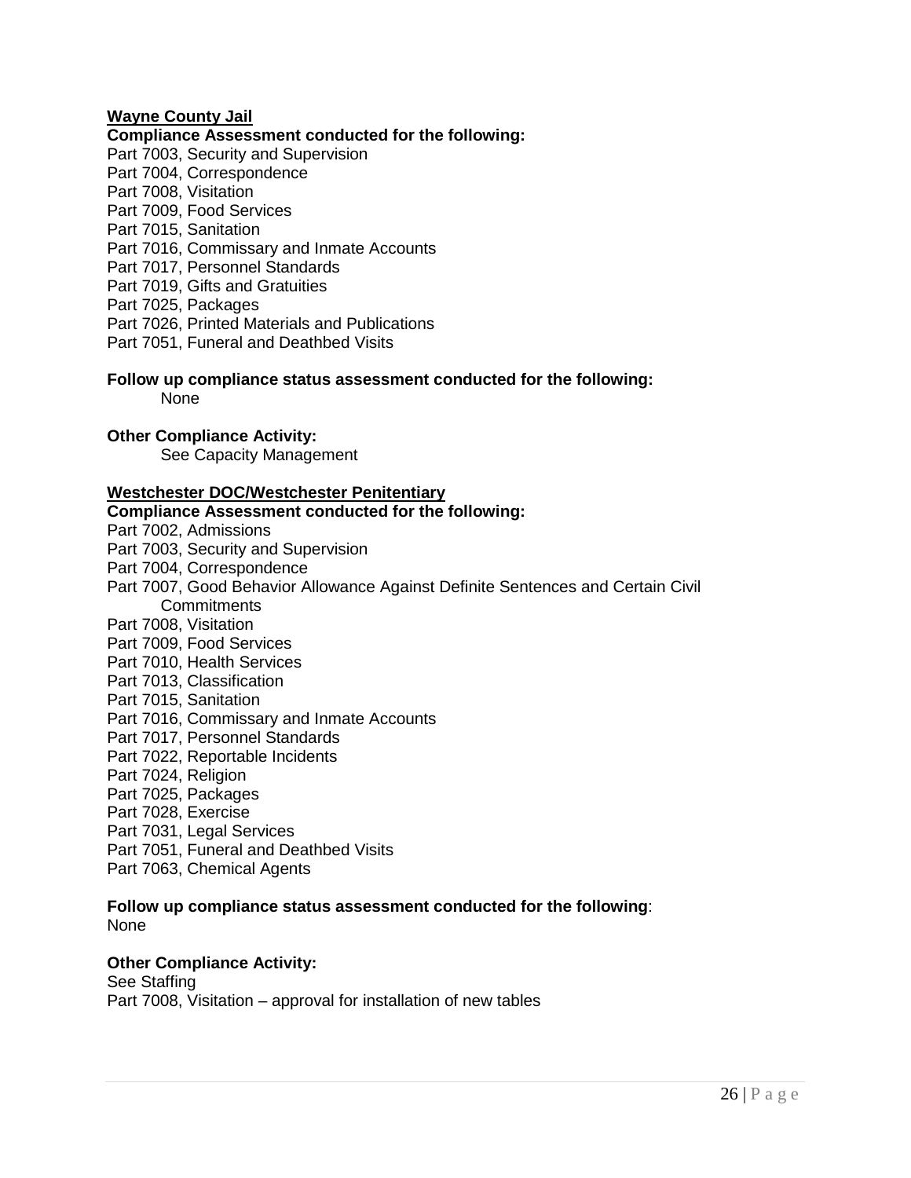**<u>Wayne County Jail</u>**

**Compliance Assessment conducted for the following:**

Part 7003, Security and Supervision
Part 7004, Correspondence
Part 7008, Visitation
Part 7009, Food Services
Part 7015, Sanitation
Part 7016, Commissary and Inmate Accounts
Part 7017, Personnel Standards
Part 7019, Gifts and Gratuities
Part 7025, Packages
Part 7026, Printed Materials and Publications
Part 7051, Funeral and Deathbed Visits

**Follow up compliance status assessment conducted for the following:**

None

**Other Compliance Activity:**

See Capacity Management

**<u>Westchester DOC/Westchester Penitentiary</u>**

**Compliance Assessment conducted for the following:**

Part 7002, Admissions
Part 7003, Security and Supervision
Part 7004, Correspondence
Part 7007, Good Behavior Allowance Against Definite Sentences and Certain Civil Commitments
Part 7008, Visitation
Part 7009, Food Services
Part 7010, Health Services
Part 7013, Classification
Part 7015, Sanitation
Part 7016, Commissary and Inmate Accounts
Part 7017, Personnel Standards
Part 7022, Reportable Incidents
Part 7024, Religion
Part 7025, Packages
Part 7028, Exercise
Part 7031, Legal Services
Part 7051, Funeral and Deathbed Visits
Part 7063, Chemical Agents

**Follow up compliance status assessment conducted for the following**:

None

**Other Compliance Activity:**

See Staffing
Part 7008, Visitation – approval for installation of new tables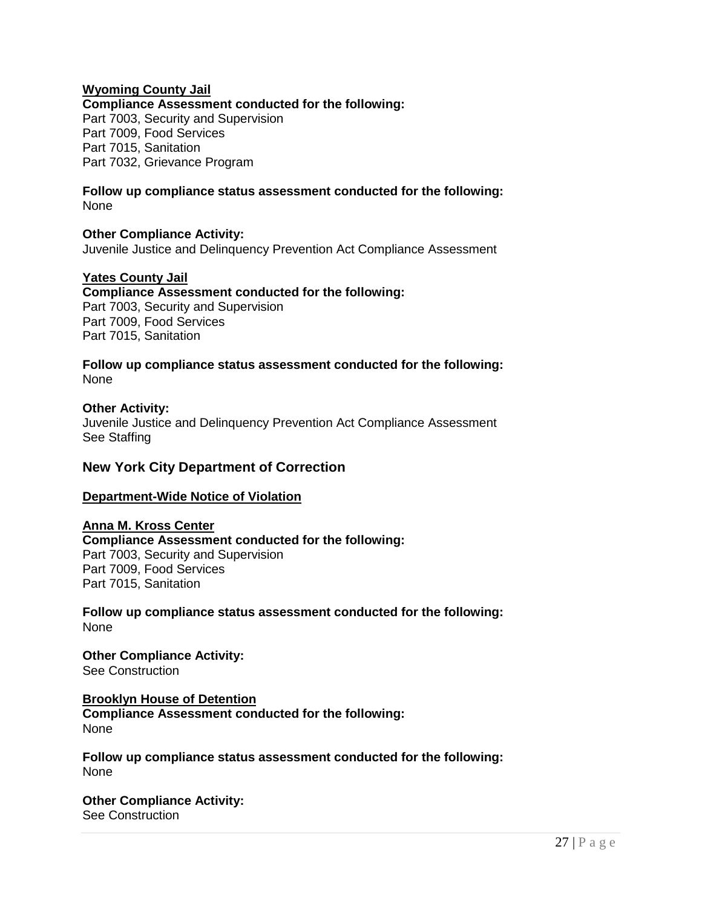**Wyoming County Jail**

**Compliance Assessment conducted for the following:**
Part 7003, Security and Supervision
Part 7009, Food Services
Part 7015, Sanitation
Part 7032, Grievance Program

**Follow up compliance status assessment conducted for the following:**
None

**Other Compliance Activity:**
Juvenile Justice and Delinquency Prevention Act Compliance Assessment

**Yates County Jail**

**Compliance Assessment conducted for the following:**
Part 7003, Security and Supervision
Part 7009, Food Services
Part 7015, Sanitation

**Follow up compliance status assessment conducted for the following:**
None

**Other Activity:**
Juvenile Justice and Delinquency Prevention Act Compliance Assessment
See Staffing

## New York City Department of Correction

**Department-Wide Notice of Violation**

**Anna M. Kross Center**

**Compliance Assessment conducted for the following:**
Part 7003, Security and Supervision
Part 7009, Food Services
Part 7015, Sanitation

**Follow up compliance status assessment conducted for the following:**
None

**Other Compliance Activity:**
See Construction

**Brooklyn House of Detention**

**Compliance Assessment conducted for the following:**
None

**Follow up compliance status assessment conducted for the following:**
None

**Other Compliance Activity:**
See Construction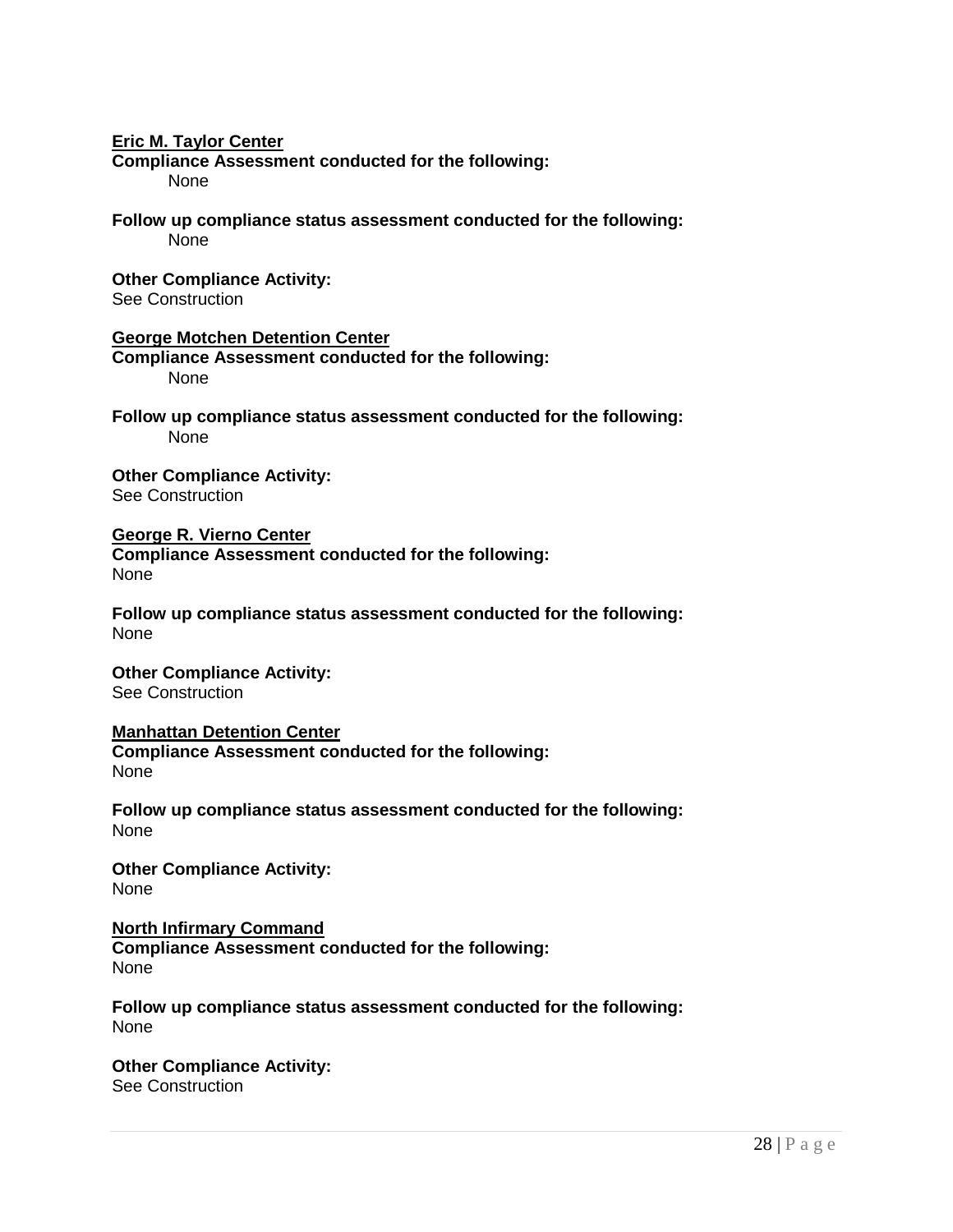<u>**Eric M. Taylor Center**</u>

**Compliance Assessment conducted for the following:**

None

**Follow up compliance status assessment conducted for the following:**

None

**Other Compliance Activity:**

See Construction

<u>**George Motchen Detention Center**</u>

**Compliance Assessment conducted for the following:**

None

**Follow up compliance status assessment conducted for the following:**

None

**Other Compliance Activity:**

See Construction

<u>**George R. Vierno Center**</u>

**Compliance Assessment conducted for the following:**

None

**Follow up compliance status assessment conducted for the following:**

None

**Other Compliance Activity:**

See Construction

<u>**Manhattan Detention Center**</u>

**Compliance Assessment conducted for the following:**

None

**Follow up compliance status assessment conducted for the following:**

None

**Other Compliance Activity:**

None

<u>**North Infirmary Command**</u>

**Compliance Assessment conducted for the following:**

None

**Follow up compliance status assessment conducted for the following:**

None

**Other Compliance Activity:**

See Construction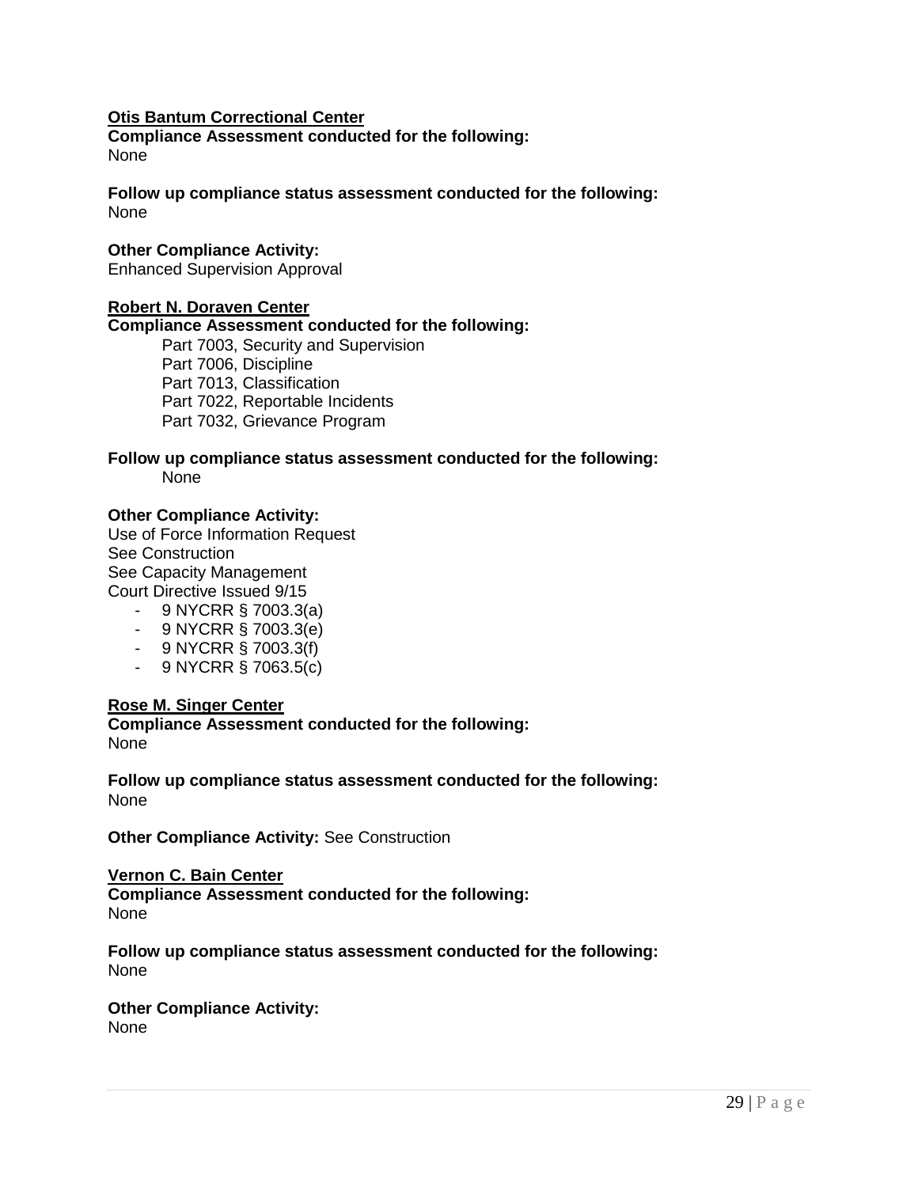**<u>Otis Bantum Correctional Center</u>**

**Compliance Assessment conducted for the following:**
None

**Follow up compliance status assessment conducted for the following:**
None

**Other Compliance Activity:**
Enhanced Supervision Approval

**<u>Robert N. Doraven Center</u>**

**Compliance Assessment conducted for the following:**

Part 7003, Security and Supervision
Part 7006, Discipline
Part 7013, Classification
Part 7022, Reportable Incidents
Part 7032, Grievance Program

**Follow up compliance status assessment conducted for the following:**

None

**Other Compliance Activity:**
Use of Force Information Request
See Construction
See Capacity Management
Court Directive Issued 9/15

- 9 NYCRR § 7003.3(a)
- 9 NYCRR § 7003.3(e)
- 9 NYCRR § 7003.3(f)
- 9 NYCRR § 7063.5(c)

**<u>Rose M. Singer Center</u>**

**Compliance Assessment conducted for the following:**
None

**Follow up compliance status assessment conducted for the following:**
None

**Other Compliance Activity:** See Construction

**<u>Vernon C. Bain Center</u>**

**Compliance Assessment conducted for the following:**
None

**Follow up compliance status assessment conducted for the following:**
None

**Other Compliance Activity:**
None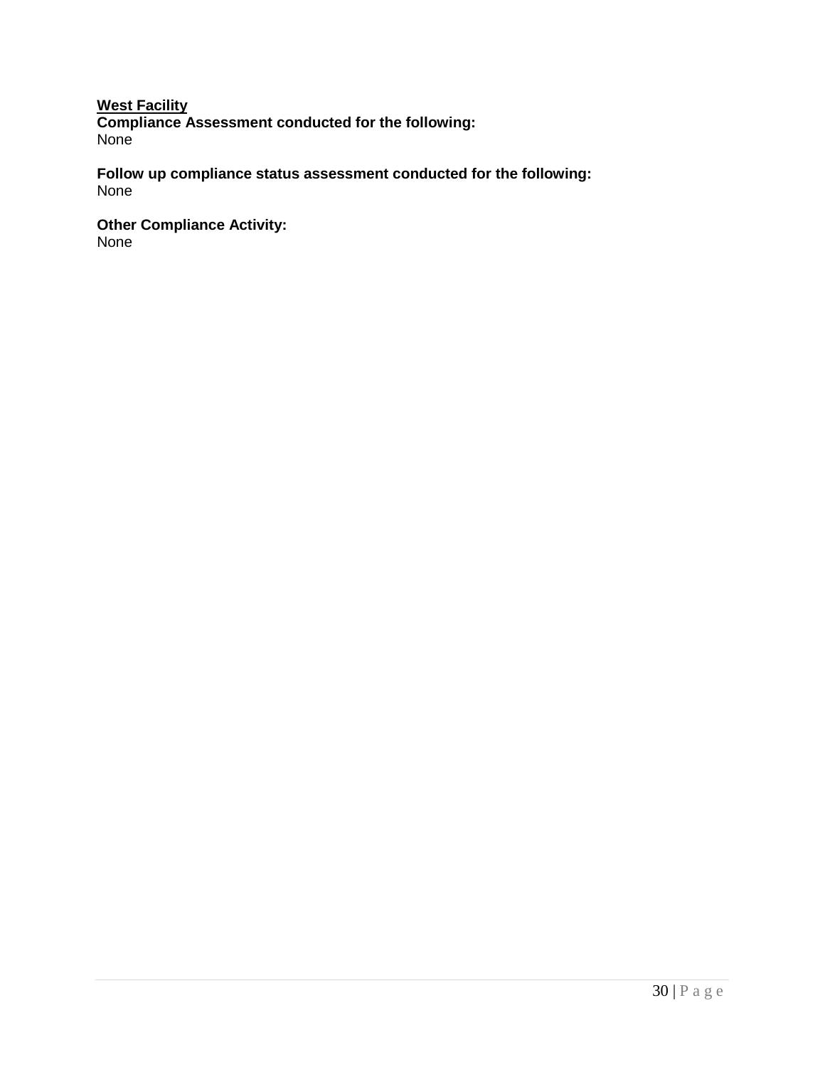**<u>West Facility</u>**
**Compliance Assessment conducted for the following:**
None

**Follow up compliance status assessment conducted for the following:**
None

**Other Compliance Activity:**
None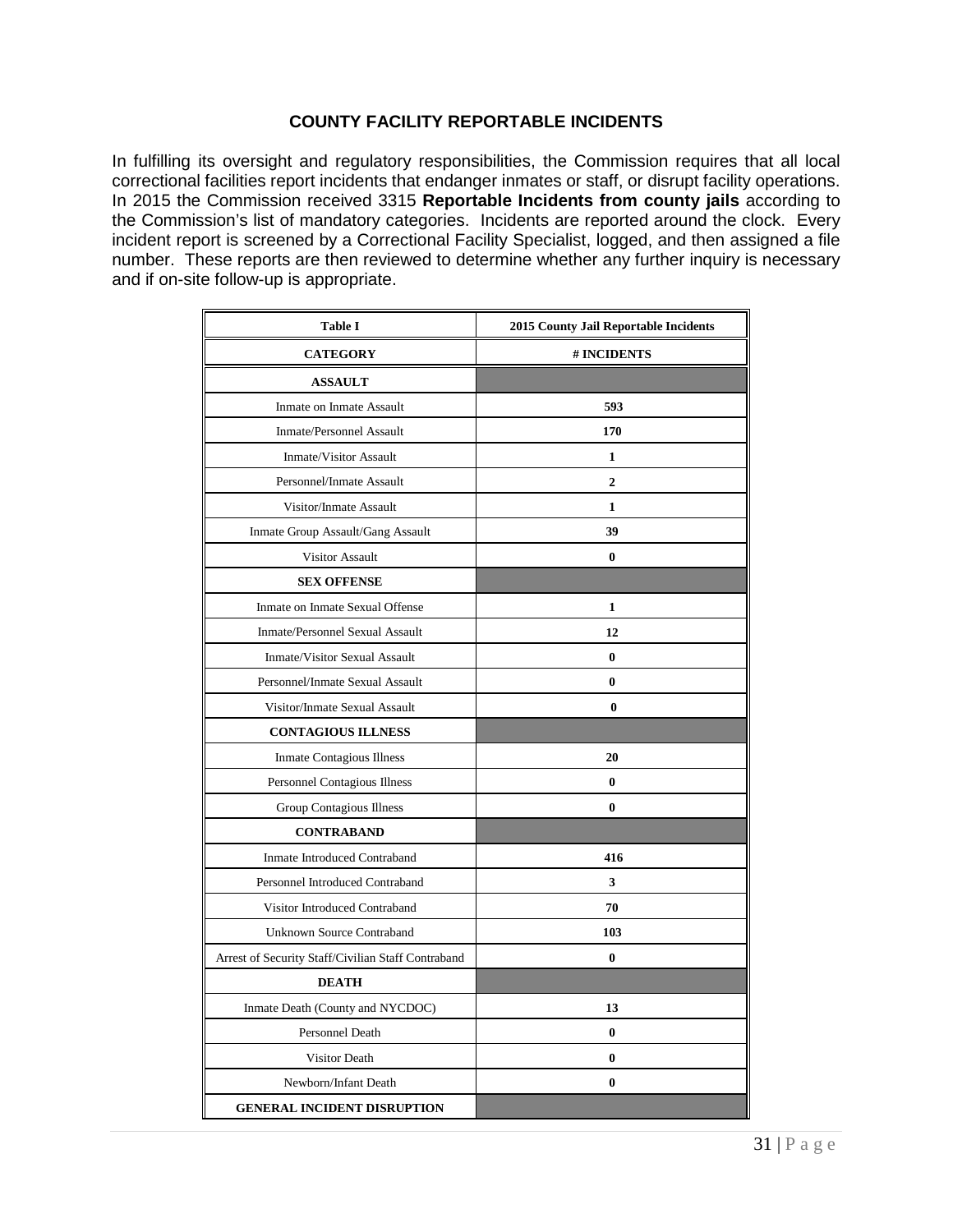## COUNTY FACILITY REPORTABLE INCIDENTS

In fulfilling its oversight and regulatory responsibilities, the Commission requires that all local correctional facilities report incidents that endanger inmates or staff, or disrupt facility operations. In 2015 the Commission received 3315 **Reportable Incidents from county jails** according to the Commission's list of mandatory categories. Incidents are reported around the clock. Every incident report is screened by a Correctional Facility Specialist, logged, and then assigned a file number. These reports are then reviewed to determine whether any further inquiry is necessary and if on-site follow-up is appropriate.

| Table I | 2015 County Jail Reportable Incidents |
|---|---|
| **CATEGORY** | **# INCIDENTS** |
| **ASSAULT** | |
| Inmate on Inmate Assault | **593** |
| Inmate/Personnel Assault | **170** |
| Inmate/Visitor Assault | **1** |
| Personnel/Inmate Assault | **2** |
| Visitor/Inmate Assault | **1** |
| Inmate Group Assault/Gang Assault | **39** |
| Visitor Assault | **0** |
| **SEX OFFENSE** | |
| Inmate on Inmate Sexual Offense | **1** |
| Inmate/Personnel Sexual Assault | **12** |
| Inmate/Visitor Sexual Assault | **0** |
| Personnel/Inmate Sexual Assault | **0** |
| Visitor/Inmate Sexual Assault | **0** |
| **CONTAGIOUS ILLNESS** | |
| Inmate Contagious Illness | **20** |
| Personnel Contagious Illness | **0** |
| Group Contagious Illness | **0** |
| **CONTRABAND** | |
| Inmate Introduced Contraband | **416** |
| Personnel Introduced Contraband | **3** |
| Visitor Introduced Contraband | **70** |
| Unknown Source Contraband | **103** |
| Arrest of Security Staff/Civilian Staff Contraband | **0** |
| **DEATH** | |
| Inmate Death (County and NYCDOC) | **13** |
| Personnel Death | **0** |
| Visitor Death | **0** |
| Newborn/Infant Death | **0** |
| **GENERAL INCIDENT DISRUPTION** | |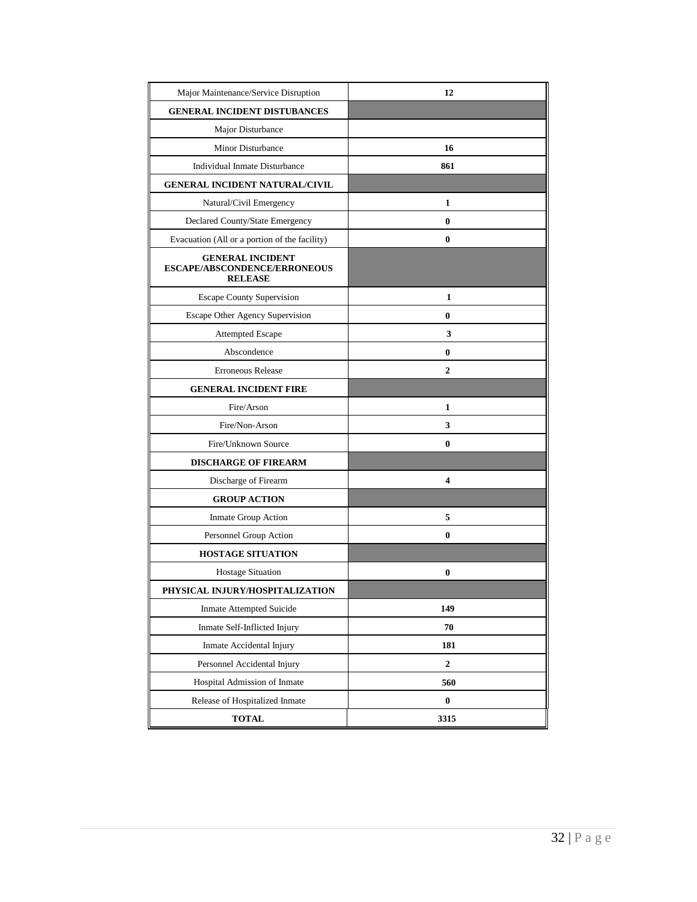| Major Maintenance/Service Disruption | 12 |
| --- | --- |
| **GENERAL INCIDENT DISTUBANCES** | |
| Major Disturbance | |
| Minor Disturbance | **16** |
| Individual Inmate Disturbance | **861** |
| **GENERAL INCIDENT NATURAL/CIVIL** | |
| Natural/Civil Emergency | **1** |
| Declared County/State Emergency | **0** |
| Evacuation (All or a portion of the facility) | **0** |
| **GENERAL INCIDENT ESCAPE/ABSCONDENCE/ERRONEOUS RELEASE** | |
| Escape County Supervision | **1** |
| Escape Other Agency Supervision | **0** |
| Attempted Escape | **3** |
| Abscondence | **0** |
| Erroneous Release | **2** |
| **GENERAL INCIDENT FIRE** | |
| Fire/Arson | **1** |
| Fire/Non-Arson | **3** |
| Fire/Unknown Source | **0** |
| **DISCHARGE OF FIREARM** | |
| Discharge of Firearm | **4** |
| **GROUP ACTION** | |
| Inmate Group Action | **5** |
| Personnel Group Action | **0** |
| **HOSTAGE SITUATION** | |
| Hostage Situation | **0** |
| **PHYSICAL INJURY/HOSPITALIZATION** | |
| Inmate Attempted Suicide | **149** |
| Inmate Self-Inflicted Injury | **70** |
| Inmate Accidental Injury | **181** |
| Personnel Accidental Injury | **2** |
| Hospital Admission of Inmate | **560** |
| Release of Hospitalized Inmate | **0** |
| **TOTAL** | **3315** |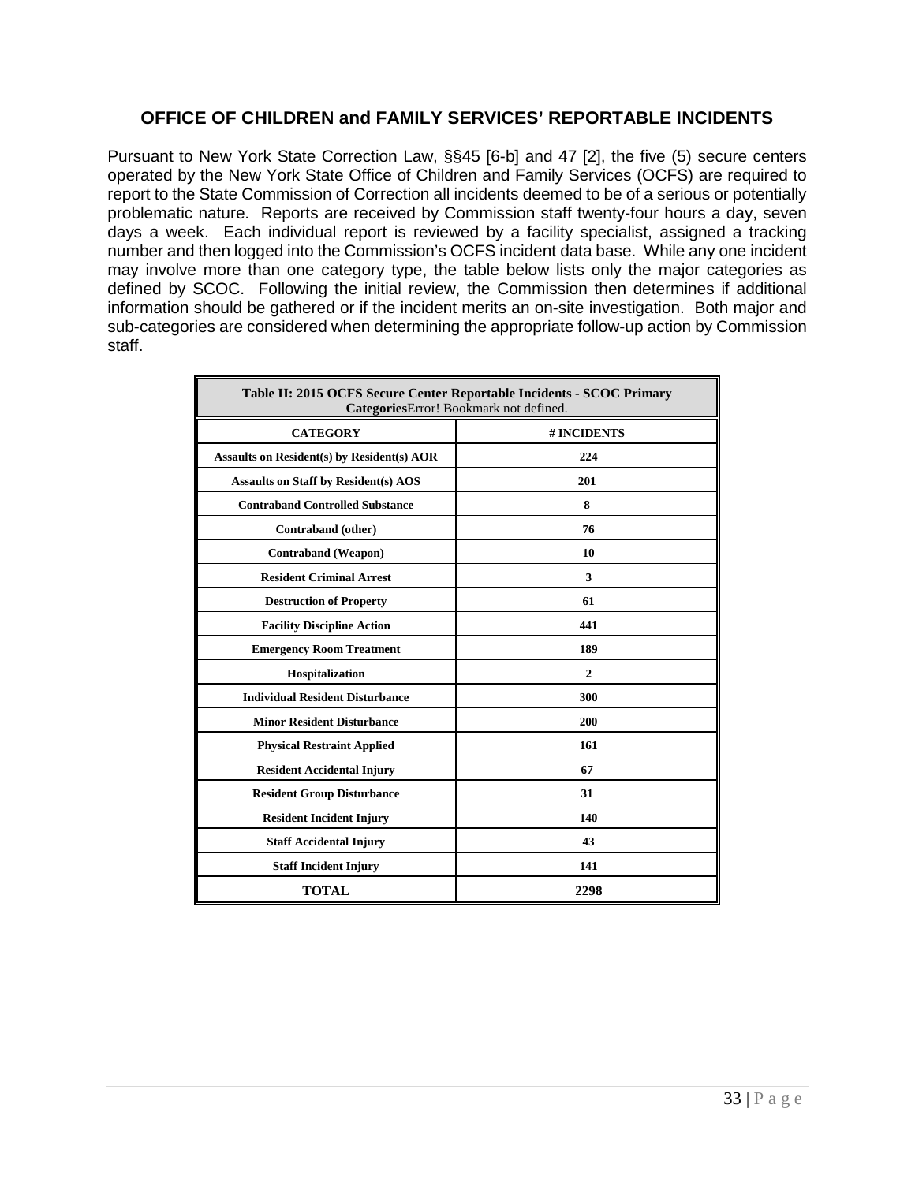## OFFICE OF CHILDREN and FAMILY SERVICES' REPORTABLE INCIDENTS

Pursuant to New York State Correction Law, §§45 [6-b] and 47 [2], the five (5) secure centers operated by the New York State Office of Children and Family Services (OCFS) are required to report to the State Commission of Correction all incidents deemed to be of a serious or potentially problematic nature. Reports are received by Commission staff twenty-four hours a day, seven days a week. Each individual report is reviewed by a facility specialist, assigned a tracking number and then logged into the Commission's OCFS incident data base. While any one incident may involve more than one category type, the table below lists only the major categories as defined by SCOC. Following the initial review, the Commission then determines if additional information should be gathered or if the incident merits an on-site investigation. Both major and sub-categories are considered when determining the appropriate follow-up action by Commission staff.

| Table II: 2015 OCFS Secure Center Reportable Incidents - SCOC Primary Categories Error! Bookmark not defined. | |
|---|---|
| **CATEGORY** | **# INCIDENTS** |
| **Assaults on Resident(s) by Resident(s) AOR** | **224** |
| **Assaults on Staff by Resident(s) AOS** | **201** |
| **Contraband Controlled Substance** | **8** |
| **Contraband (other)** | **76** |
| **Contraband (Weapon)** | **10** |
| **Resident Criminal Arrest** | **3** |
| **Destruction of Property** | **61** |
| **Facility Discipline Action** | **441** |
| **Emergency Room Treatment** | **189** |
| **Hospitalization** | **2** |
| **Individual Resident Disturbance** | **300** |
| **Minor Resident Disturbance** | **200** |
| **Physical Restraint Applied** | **161** |
| **Resident Accidental Injury** | **67** |
| **Resident Group Disturbance** | **31** |
| **Resident Incident Injury** | **140** |
| **Staff Accidental Injury** | **43** |
| **Staff Incident Injury** | **141** |
| **TOTAL** | **2298** |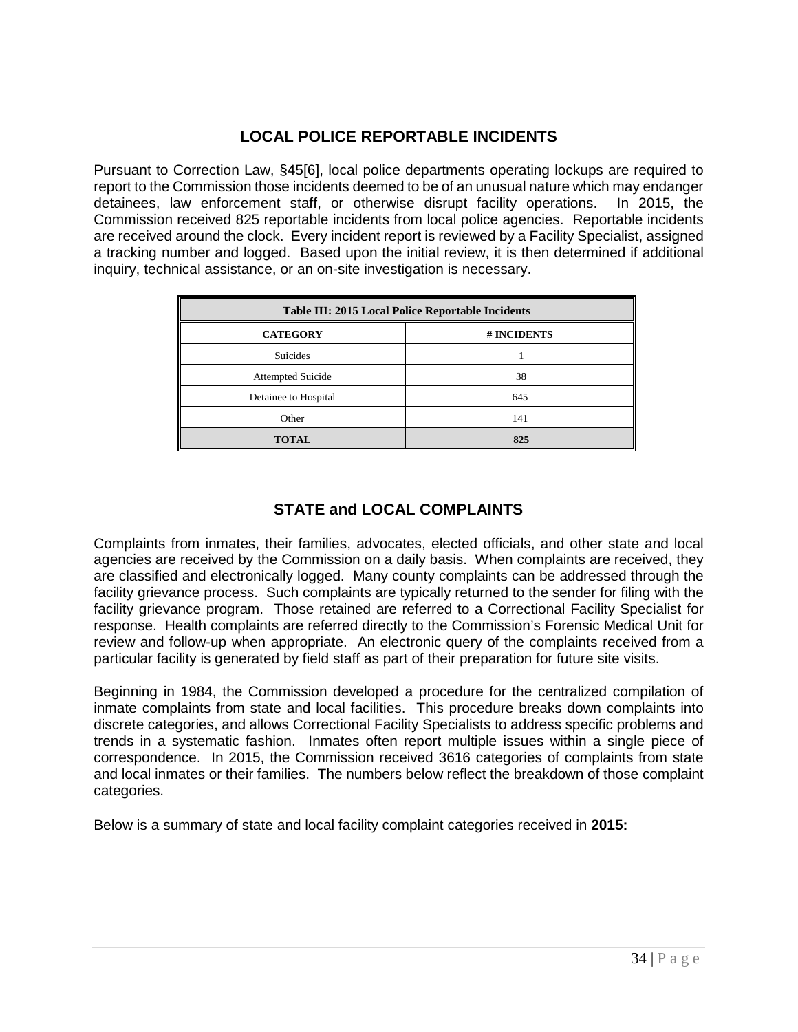## LOCAL POLICE REPORTABLE INCIDENTS

Pursuant to Correction Law, §45[6], local police departments operating lockups are required to report to the Commission those incidents deemed to be of an unusual nature which may endanger detainees, law enforcement staff, or otherwise disrupt facility operations. In 2015, the Commission received 825 reportable incidents from local police agencies. Reportable incidents are received around the clock. Every incident report is reviewed by a Facility Specialist, assigned a tracking number and logged. Based upon the initial review, it is then determined if additional inquiry, technical assistance, or an on-site investigation is necessary.

| Table III: 2015 Local Police Reportable Incidents | |
|---|---|
| **CATEGORY** | **# INCIDENTS** |
| Suicides | 1 |
| Attempted Suicide | 38 |
| Detainee to Hospital | 645 |
| Other | 141 |
| **TOTAL** | **825** |

## STATE and LOCAL COMPLAINTS

Complaints from inmates, their families, advocates, elected officials, and other state and local agencies are received by the Commission on a daily basis. When complaints are received, they are classified and electronically logged. Many county complaints can be addressed through the facility grievance process. Such complaints are typically returned to the sender for filing with the facility grievance program. Those retained are referred to a Correctional Facility Specialist for response. Health complaints are referred directly to the Commission's Forensic Medical Unit for review and follow-up when appropriate. An electronic query of the complaints received from a particular facility is generated by field staff as part of their preparation for future site visits.

Beginning in 1984, the Commission developed a procedure for the centralized compilation of inmate complaints from state and local facilities. This procedure breaks down complaints into discrete categories, and allows Correctional Facility Specialists to address specific problems and trends in a systematic fashion. Inmates often report multiple issues within a single piece of correspondence. In 2015, the Commission received 3616 categories of complaints from state and local inmates or their families. The numbers below reflect the breakdown of those complaint categories.

Below is a summary of state and local facility complaint categories received in **2015:**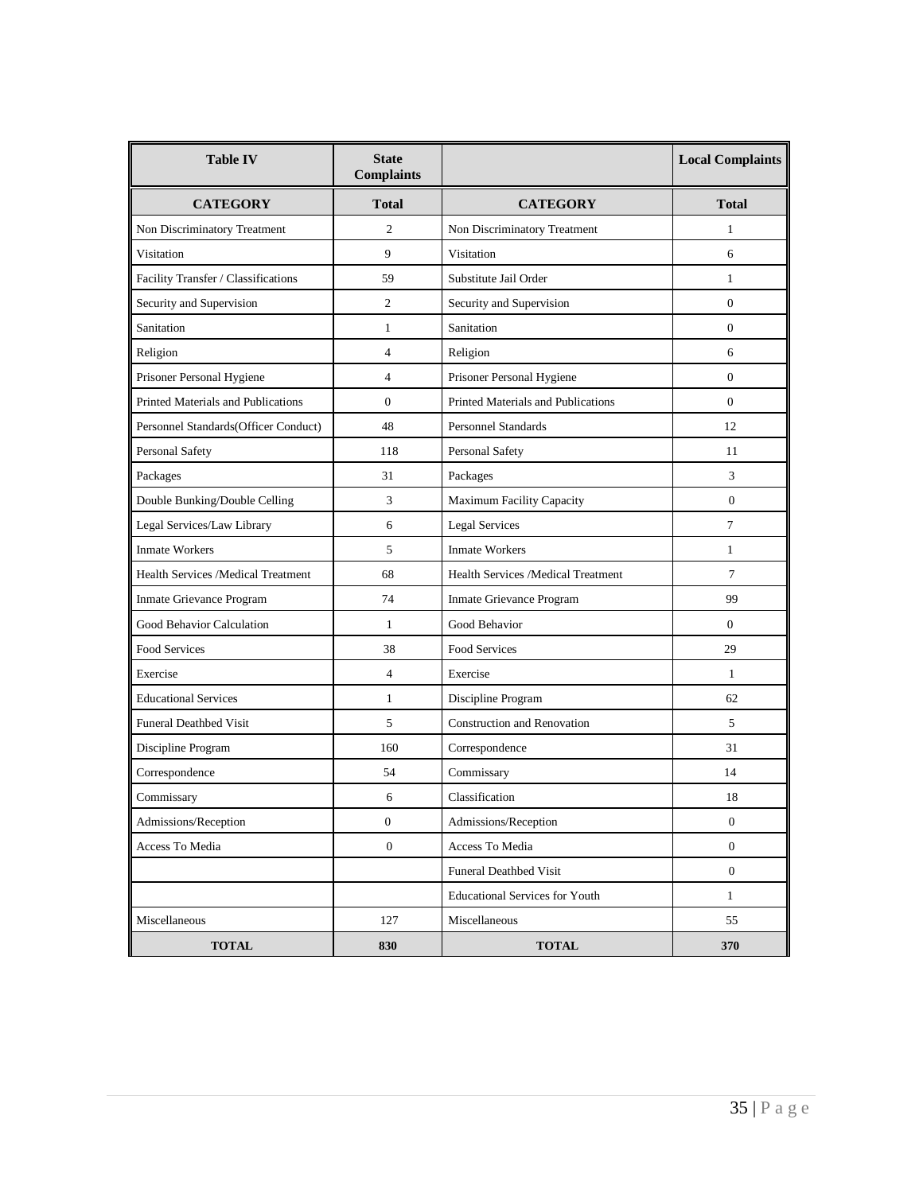| Table IV | State Complaints | | Local Complaints |
|---|---|---|---|
| **CATEGORY** | **Total** | **CATEGORY** | **Total** |
| Non Discriminatory Treatment | 2 | Non Discriminatory Treatment | 1 |
| Visitation | 9 | Visitation | 6 |
| Facility Transfer / Classifications | 59 | Substitute Jail Order | 1 |
| Security and Supervision | 2 | Security and Supervision | 0 |
| Sanitation | 1 | Sanitation | 0 |
| Religion | 4 | Religion | 6 |
| Prisoner Personal Hygiene | 4 | Prisoner Personal Hygiene | 0 |
| Printed Materials and Publications | 0 | Printed Materials and Publications | 0 |
| Personnel Standards(Officer Conduct) | 48 | Personnel Standards | 12 |
| Personal Safety | 118 | Personal Safety | 11 |
| Packages | 31 | Packages | 3 |
| Double Bunking/Double Celling | 3 | Maximum Facility Capacity | 0 |
| Legal Services/Law Library | 6 | Legal Services | 7 |
| Inmate Workers | 5 | Inmate Workers | 1 |
| Health Services /Medical Treatment | 68 | Health Services /Medical Treatment | 7 |
| Inmate Grievance Program | 74 | Inmate Grievance Program | 99 |
| Good Behavior Calculation | 1 | Good Behavior | 0 |
| Food Services | 38 | Food Services | 29 |
| Exercise | 4 | Exercise | 1 |
| Educational Services | 1 | Discipline Program | 62 |
| Funeral Deathbed Visit | 5 | Construction and Renovation | 5 |
| Discipline Program | 160 | Correspondence | 31 |
| Correspondence | 54 | Commissary | 14 |
| Commissary | 6 | Classification | 18 |
| Admissions/Reception | 0 | Admissions/Reception | 0 |
| Access To Media | 0 | Access To Media | 0 |
| | | Funeral Deathbed Visit | 0 |
| | | Educational Services for Youth | 1 |
| Miscellaneous | 127 | Miscellaneous | 55 |
| **TOTAL** | **830** | **TOTAL** | **370** |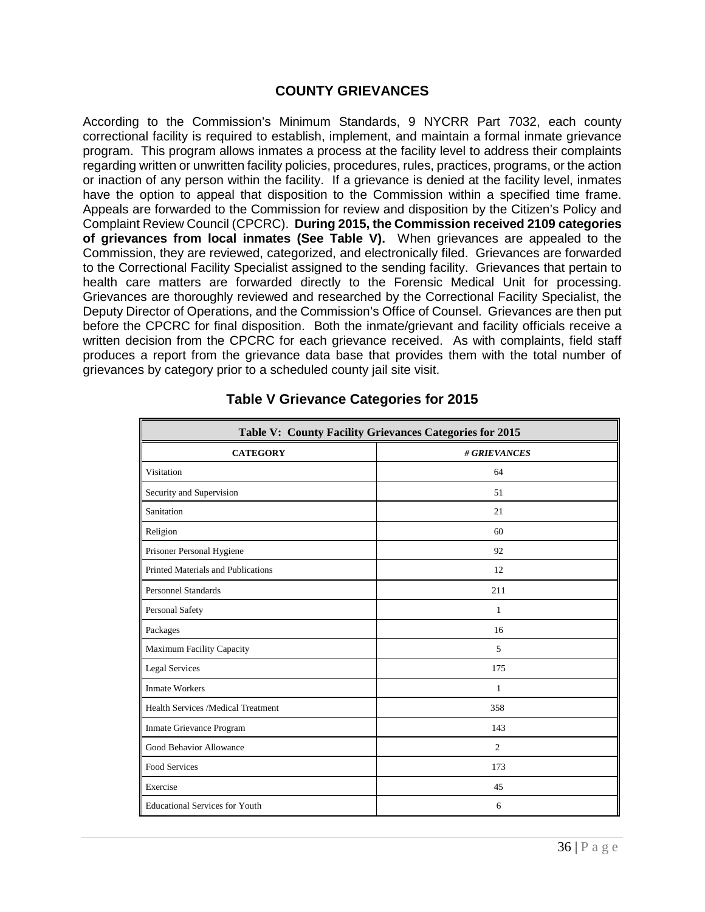## COUNTY GRIEVANCES

According to the Commission's Minimum Standards, 9 NYCRR Part 7032, each county correctional facility is required to establish, implement, and maintain a formal inmate grievance program. This program allows inmates a process at the facility level to address their complaints regarding written or unwritten facility policies, procedures, rules, practices, programs, or the action or inaction of any person within the facility. If a grievance is denied at the facility level, inmates have the option to appeal that disposition to the Commission within a specified time frame. Appeals are forwarded to the Commission for review and disposition by the Citizen's Policy and Complaint Review Council (CPCRC). **During 2015, the Commission received 2109 categories of grievances from local inmates (See Table V).** When grievances are appealed to the Commission, they are reviewed, categorized, and electronically filed. Grievances are forwarded to the Correctional Facility Specialist assigned to the sending facility. Grievances that pertain to health care matters are forwarded directly to the Forensic Medical Unit for processing. Grievances are thoroughly reviewed and researched by the Correctional Facility Specialist, the Deputy Director of Operations, and the Commission's Office of Counsel. Grievances are then put before the CPCRC for final disposition. Both the inmate/grievant and facility officials receive a written decision from the CPCRC for each grievance received. As with complaints, field staff produces a report from the grievance data base that provides them with the total number of grievances by category prior to a scheduled county jail site visit.

### Table V Grievance Categories for 2015

| Table V: County Facility Grievances Categories for 2015 | |
|---|---|
| **CATEGORY** | ***# GRIEVANCES*** |
| Visitation | 64 |
| Security and Supervision | 51 |
| Sanitation | 21 |
| Religion | 60 |
| Prisoner Personal Hygiene | 92 |
| Printed Materials and Publications | 12 |
| Personnel Standards | 211 |
| Personal Safety | 1 |
| Packages | 16 |
| Maximum Facility Capacity | 5 |
| Legal Services | 175 |
| Inmate Workers | 1 |
| Health Services /Medical Treatment | 358 |
| Inmate Grievance Program | 143 |
| Good Behavior Allowance | 2 |
| Food Services | 173 |
| Exercise | 45 |
| Educational Services for Youth | 6 |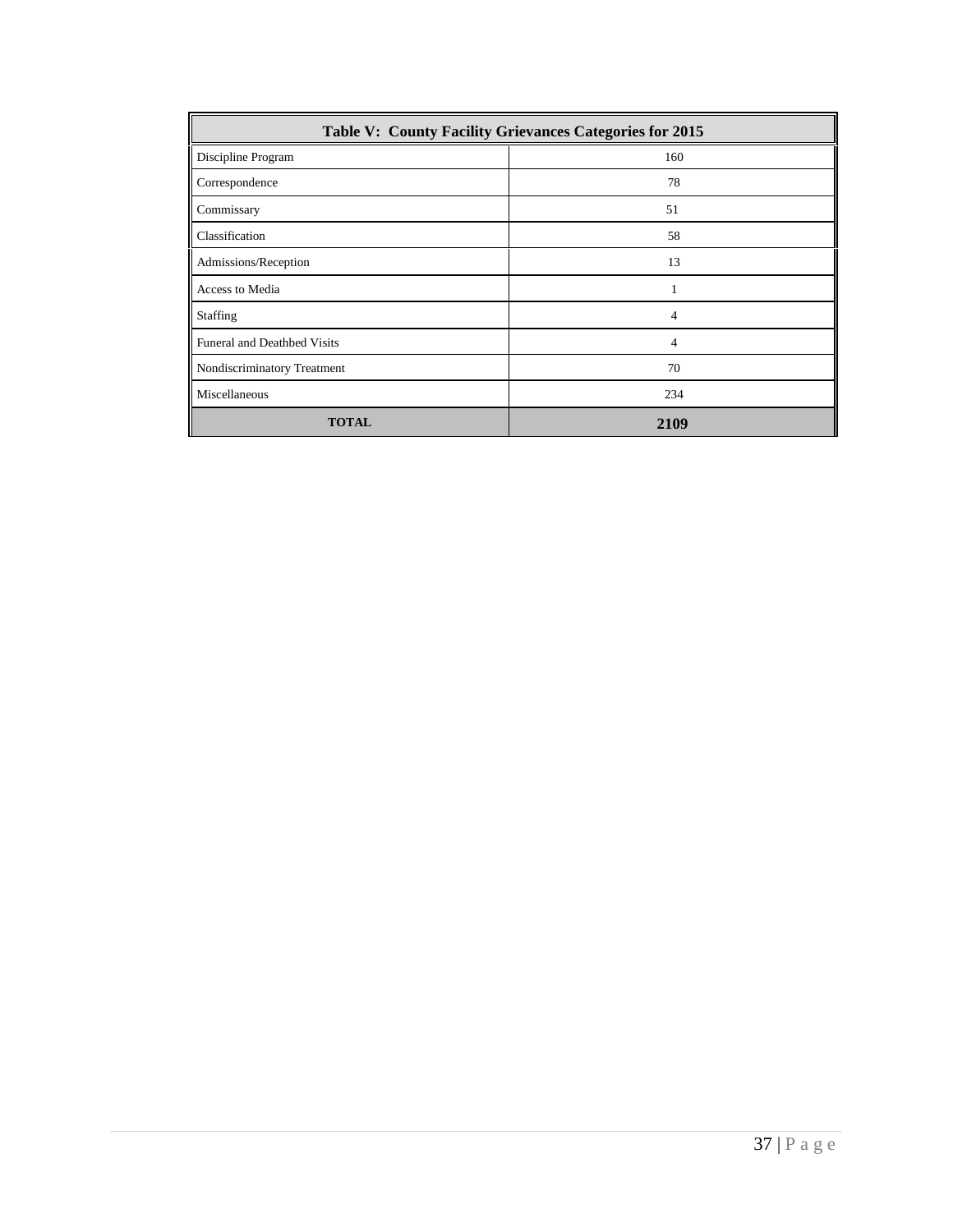| Table V: County Facility Grievances Categories for 2015 | |
|---|---|
| Discipline Program | 160 |
| Correspondence | 78 |
| Commissary | 51 |
| Classification | 58 |
| Admissions/Reception | 13 |
| Access to Media | 1 |
| Staffing | 4 |
| Funeral and Deathbed Visits | 4 |
| Nondiscriminatory Treatment | 70 |
| Miscellaneous | 234 |
| **TOTAL** | **2109** |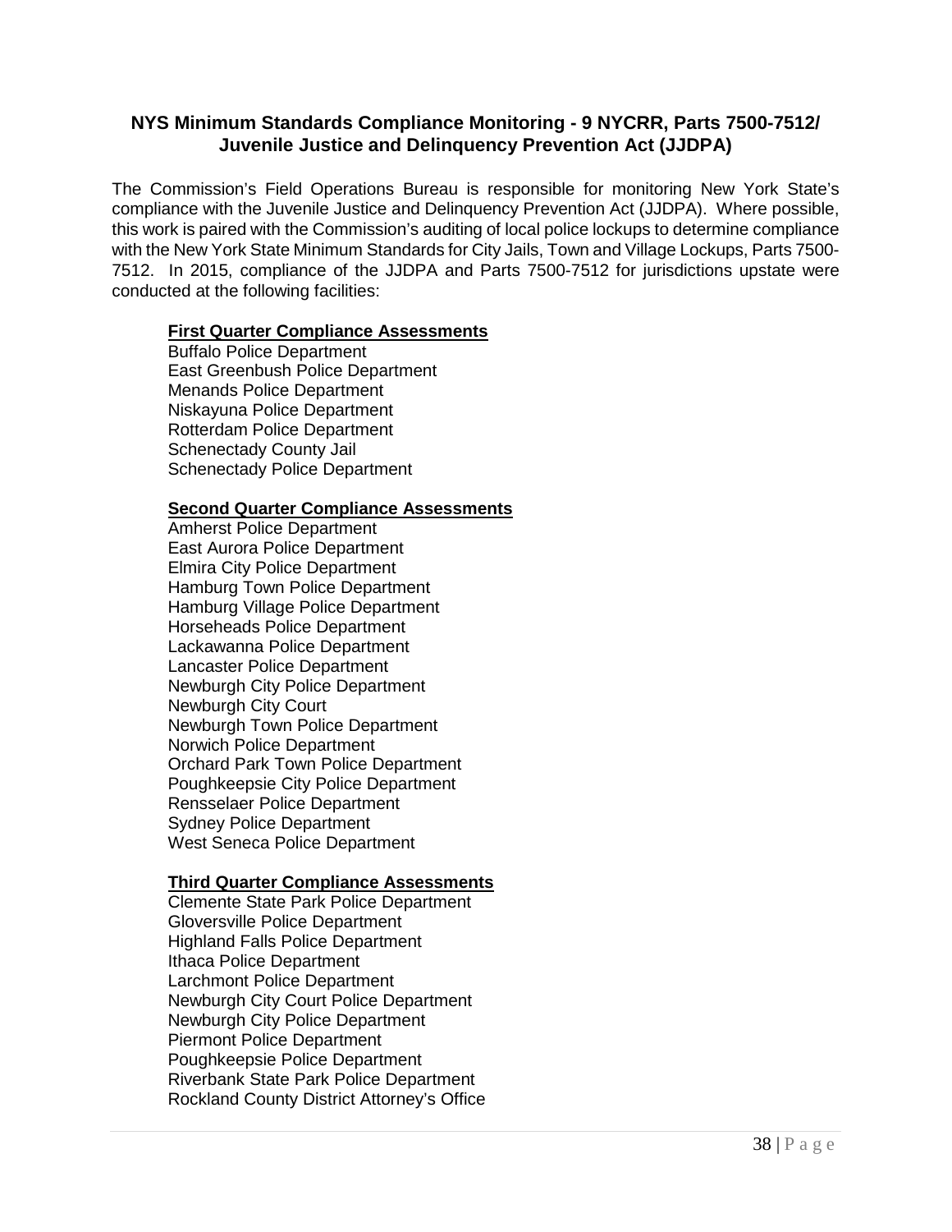## NYS Minimum Standards Compliance Monitoring - 9 NYCRR, Parts 7500-7512/ Juvenile Justice and Delinquency Prevention Act (JJDPA)

The Commission's Field Operations Bureau is responsible for monitoring New York State's compliance with the Juvenile Justice and Delinquency Prevention Act (JJDPA). Where possible, this work is paired with the Commission's auditing of local police lockups to determine compliance with the New York State Minimum Standards for City Jails, Town and Village Lockups, Parts 7500-7512. In 2015, compliance of the JJDPA and Parts 7500-7512 for jurisdictions upstate were conducted at the following facilities:

**First Quarter Compliance Assessments**

Buffalo Police Department
East Greenbush Police Department
Menands Police Department
Niskayuna Police Department
Rotterdam Police Department
Schenectady County Jail
Schenectady Police Department

**Second Quarter Compliance Assessments**

Amherst Police Department
East Aurora Police Department
Elmira City Police Department
Hamburg Town Police Department
Hamburg Village Police Department
Horseheads Police Department
Lackawanna Police Department
Lancaster Police Department
Newburgh City Police Department
Newburgh City Court
Newburgh Town Police Department
Norwich Police Department
Orchard Park Town Police Department
Poughkeepsie City Police Department
Rensselaer Police Department
Sydney Police Department
West Seneca Police Department

**Third Quarter Compliance Assessments**

Clemente State Park Police Department
Gloversville Police Department
Highland Falls Police Department
Ithaca Police Department
Larchmont Police Department
Newburgh City Court Police Department
Newburgh City Police Department
Piermont Police Department
Poughkeepsie Police Department
Riverbank State Park Police Department
Rockland County District Attorney's Office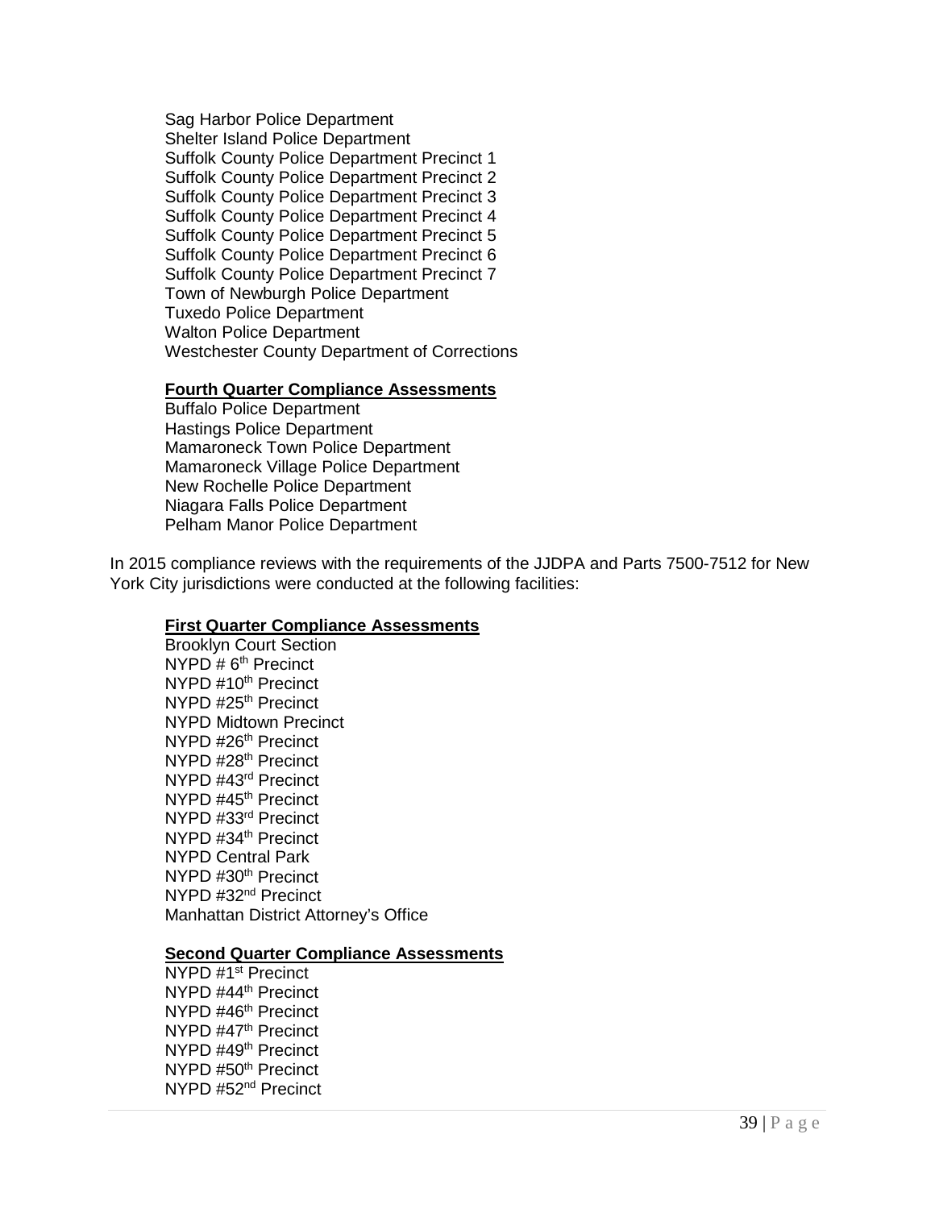Sag Harbor Police Department
Shelter Island Police Department
Suffolk County Police Department Precinct 1
Suffolk County Police Department Precinct 2
Suffolk County Police Department Precinct 3
Suffolk County Police Department Precinct 4
Suffolk County Police Department Precinct 5
Suffolk County Police Department Precinct 6
Suffolk County Police Department Precinct 7
Town of Newburgh Police Department
Tuxedo Police Department
Walton Police Department
Westchester County Department of Corrections

**Fourth Quarter Compliance Assessments**

Buffalo Police Department
Hastings Police Department
Mamaroneck Town Police Department
Mamaroneck Village Police Department
New Rochelle Police Department
Niagara Falls Police Department
Pelham Manor Police Department

In 2015 compliance reviews with the requirements of the JJDPA and Parts 7500-7512 for New York City jurisdictions were conducted at the following facilities:

**First Quarter Compliance Assessments**

Brooklyn Court Section
NYPD # 6th Precinct
NYPD #10th Precinct
NYPD #25th Precinct
NYPD Midtown Precinct
NYPD #26th Precinct
NYPD #28th Precinct
NYPD #43rd Precinct
NYPD #45th Precinct
NYPD #33rd Precinct
NYPD #34th Precinct
NYPD Central Park
NYPD #30th Precinct
NYPD #32nd Precinct
Manhattan District Attorney's Office

**Second Quarter Compliance Assessments**

NYPD #1st Precinct
NYPD #44th Precinct
NYPD #46th Precinct
NYPD #47th Precinct
NYPD #49th Precinct
NYPD #50th Precinct
NYPD #52nd Precinct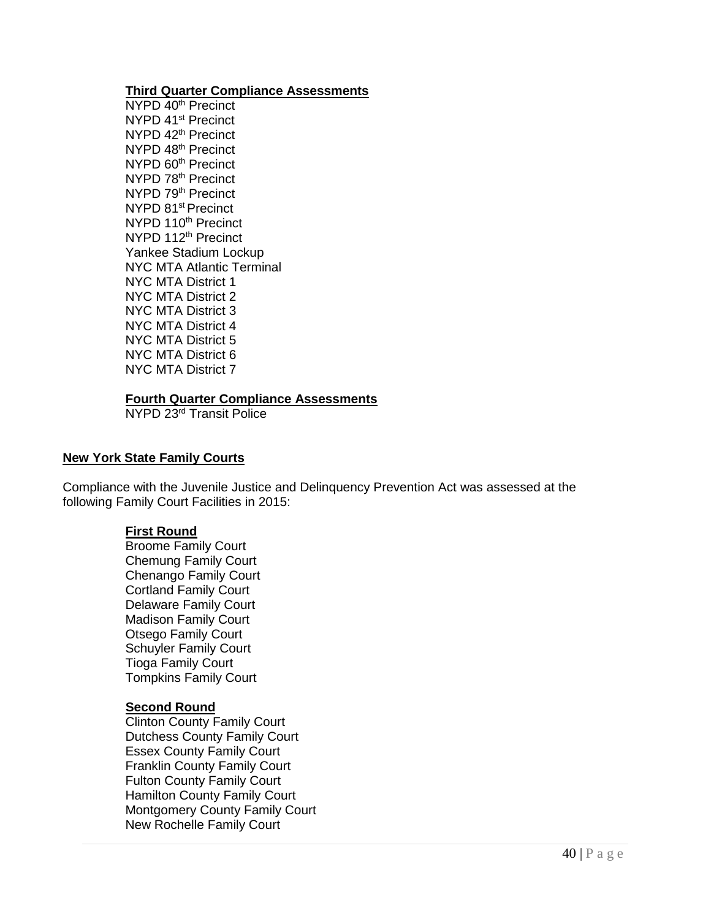**Third Quarter Compliance Assessments**

NYPD 40th Precinct
NYPD 41st Precinct
NYPD 42nd Precinct
NYPD 48th Precinct
NYPD 60th Precinct
NYPD 78th Precinct
NYPD 79th Precinct
NYPD 81st Precinct
NYPD 110th Precinct
NYPD 112th Precinct
Yankee Stadium Lockup
NYC MTA Atlantic Terminal
NYC MTA District 1
NYC MTA District 2
NYC MTA District 3
NYC MTA District 4
NYC MTA District 5
NYC MTA District 6
NYC MTA District 7

**Fourth Quarter Compliance Assessments**

NYPD 23rd Transit Police

**New York State Family Courts**

Compliance with the Juvenile Justice and Delinquency Prevention Act was assessed at the following Family Court Facilities in 2015:

**First Round**

Broome Family Court
Chemung Family Court
Chenango Family Court
Cortland Family Court
Delaware Family Court
Madison Family Court
Otsego Family Court
Schuyler Family Court
Tioga Family Court
Tompkins Family Court

**Second Round**

Clinton County Family Court
Dutchess County Family Court
Essex County Family Court
Franklin County Family Court
Fulton County Family Court
Hamilton County Family Court
Montgomery County Family Court
New Rochelle Family Court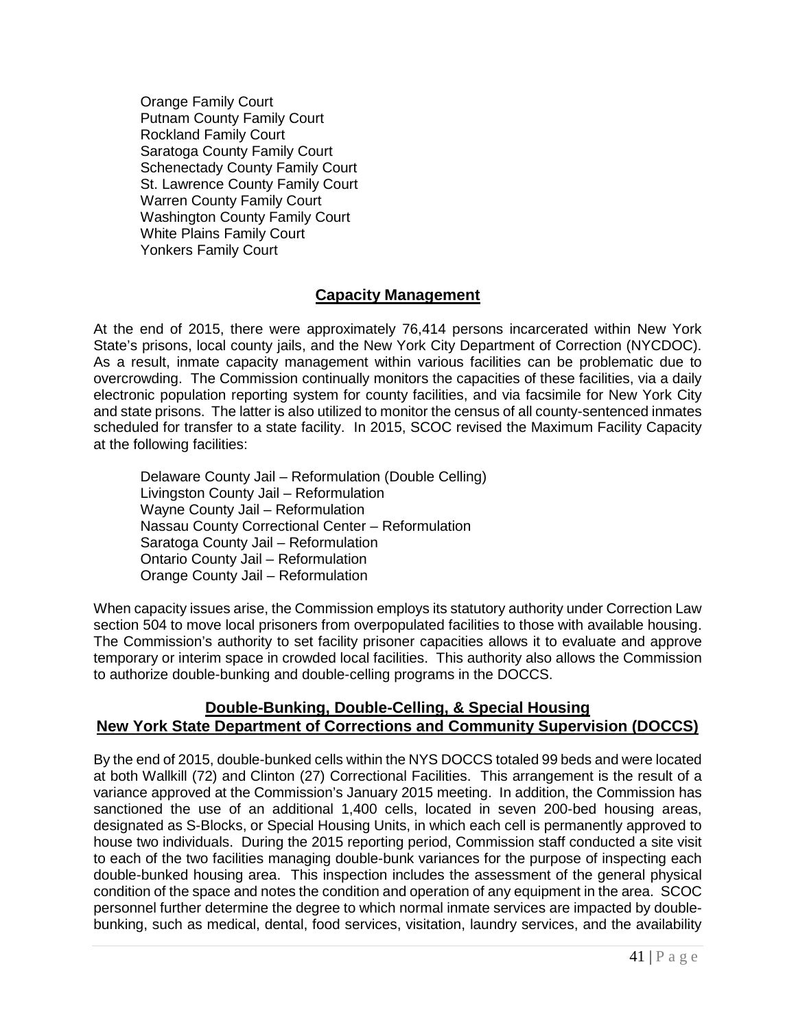Orange Family Court
Putnam County Family Court
Rockland Family Court
Saratoga County Family Court
Schenectady County Family Court
St. Lawrence County Family Court
Warren County Family Court
Washington County Family Court
White Plains Family Court
Yonkers Family Court

## Capacity Management

At the end of 2015, there were approximately 76,414 persons incarcerated within New York State's prisons, local county jails, and the New York City Department of Correction (NYCDOC). As a result, inmate capacity management within various facilities can be problematic due to overcrowding. The Commission continually monitors the capacities of these facilities, via a daily electronic population reporting system for county facilities, and via facsimile for New York City and state prisons. The latter is also utilized to monitor the census of all county-sentenced inmates scheduled for transfer to a state facility. In 2015, SCOC revised the Maximum Facility Capacity at the following facilities:

Delaware County Jail – Reformulation (Double Celling)
Livingston County Jail – Reformulation
Wayne County Jail – Reformulation
Nassau County Correctional Center – Reformulation
Saratoga County Jail – Reformulation
Ontario County Jail – Reformulation
Orange County Jail – Reformulation

When capacity issues arise, the Commission employs its statutory authority under Correction Law section 504 to move local prisoners from overpopulated facilities to those with available housing. The Commission's authority to set facility prisoner capacities allows it to evaluate and approve temporary or interim space in crowded local facilities. This authority also allows the Commission to authorize double-bunking and double-celling programs in the DOCCS.

## Double-Bunking, Double-Celling, & Special Housing New York State Department of Corrections and Community Supervision (DOCCS)

By the end of 2015, double-bunked cells within the NYS DOCCS totaled 99 beds and were located at both Wallkill (72) and Clinton (27) Correctional Facilities. This arrangement is the result of a variance approved at the Commission's January 2015 meeting. In addition, the Commission has sanctioned the use of an additional 1,400 cells, located in seven 200-bed housing areas, designated as S-Blocks, or Special Housing Units, in which each cell is permanently approved to house two individuals. During the 2015 reporting period, Commission staff conducted a site visit to each of the two facilities managing double-bunk variances for the purpose of inspecting each double-bunked housing area. This inspection includes the assessment of the general physical condition of the space and notes the condition and operation of any equipment in the area. SCOC personnel further determine the degree to which normal inmate services are impacted by double-bunking, such as medical, dental, food services, visitation, laundry services, and the availability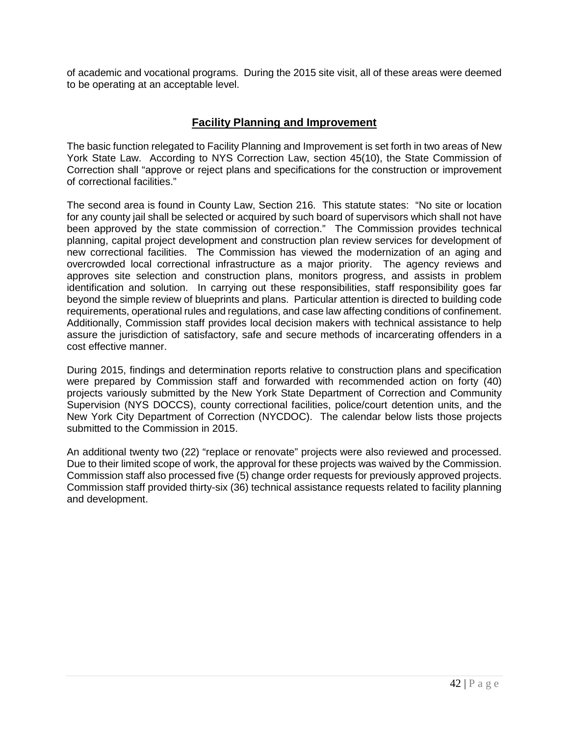of academic and vocational programs. During the 2015 site visit, all of these areas were deemed to be operating at an acceptable level.

## Facility Planning and Improvement

The basic function relegated to Facility Planning and Improvement is set forth in two areas of New York State Law. According to NYS Correction Law, section 45(10), the State Commission of Correction shall "approve or reject plans and specifications for the construction or improvement of correctional facilities."

The second area is found in County Law, Section 216. This statute states: "No site or location for any county jail shall be selected or acquired by such board of supervisors which shall not have been approved by the state commission of correction." The Commission provides technical planning, capital project development and construction plan review services for development of new correctional facilities. The Commission has viewed the modernization of an aging and overcrowded local correctional infrastructure as a major priority. The agency reviews and approves site selection and construction plans, monitors progress, and assists in problem identification and solution. In carrying out these responsibilities, staff responsibility goes far beyond the simple review of blueprints and plans. Particular attention is directed to building code requirements, operational rules and regulations, and case law affecting conditions of confinement. Additionally, Commission staff provides local decision makers with technical assistance to help assure the jurisdiction of satisfactory, safe and secure methods of incarcerating offenders in a cost effective manner.

During 2015, findings and determination reports relative to construction plans and specification were prepared by Commission staff and forwarded with recommended action on forty (40) projects variously submitted by the New York State Department of Correction and Community Supervision (NYS DOCCS), county correctional facilities, police/court detention units, and the New York City Department of Correction (NYCDOC). The calendar below lists those projects submitted to the Commission in 2015.

An additional twenty two (22) "replace or renovate" projects were also reviewed and processed. Due to their limited scope of work, the approval for these projects was waived by the Commission. Commission staff also processed five (5) change order requests for previously approved projects. Commission staff provided thirty-six (36) technical assistance requests related to facility planning and development.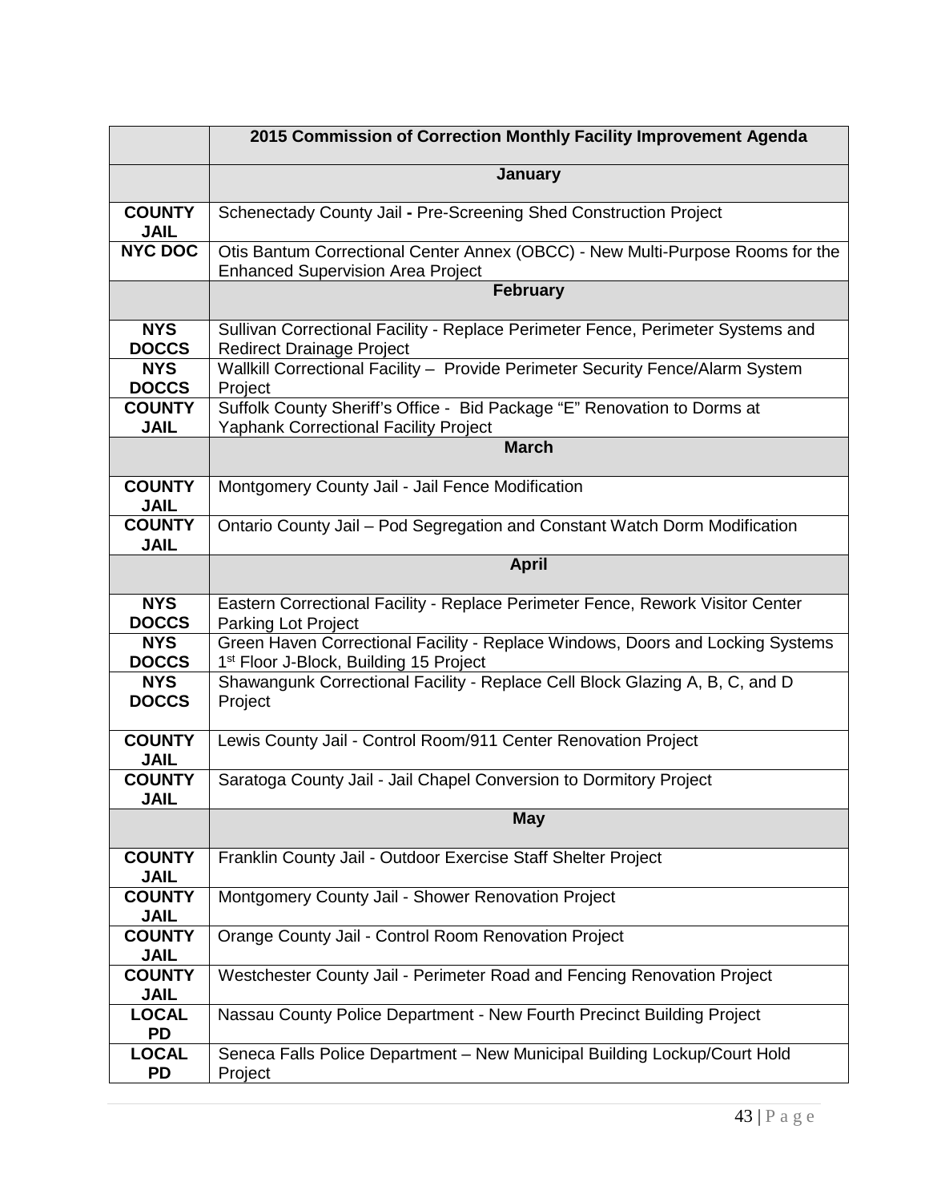| | 2015 Commission of Correction Monthly Facility Improvement Agenda |
|---|---|
| | **January** |
| **COUNTY JAIL** | Schenectady County Jail **-** Pre-Screening Shed Construction Project |
| **NYC DOC** | Otis Bantum Correctional Center Annex (OBCC) - New Multi-Purpose Rooms for the Enhanced Supervision Area Project |
| | **February** |
| **NYS DOCCS** | Sullivan Correctional Facility - Replace Perimeter Fence, Perimeter Systems and Redirect Drainage Project |
| **NYS DOCCS** | Wallkill Correctional Facility – Provide Perimeter Security Fence/Alarm System Project |
| **COUNTY JAIL** | Suffolk County Sheriff's Office - Bid Package "E" Renovation to Dorms at Yaphank Correctional Facility Project |
| | **March** |
| **COUNTY JAIL** | Montgomery County Jail - Jail Fence Modification |
| **COUNTY JAIL** | Ontario County Jail – Pod Segregation and Constant Watch Dorm Modification |
| | **April** |
| **NYS DOCCS** | Eastern Correctional Facility - Replace Perimeter Fence, Rework Visitor Center Parking Lot Project |
| **NYS DOCCS** | Green Haven Correctional Facility - Replace Windows, Doors and Locking Systems 1st Floor J-Block, Building 15 Project |
| **NYS DOCCS** | Shawangunk Correctional Facility - Replace Cell Block Glazing A, B, C, and D Project |
| **COUNTY JAIL** | Lewis County Jail - Control Room/911 Center Renovation Project |
| **COUNTY JAIL** | Saratoga County Jail - Jail Chapel Conversion to Dormitory Project |
| | **May** |
| **COUNTY JAIL** | Franklin County Jail - Outdoor Exercise Staff Shelter Project |
| **COUNTY JAIL** | Montgomery County Jail - Shower Renovation Project |
| **COUNTY JAIL** | Orange County Jail - Control Room Renovation Project |
| **COUNTY JAIL** | Westchester County Jail - Perimeter Road and Fencing Renovation Project |
| **LOCAL PD** | Nassau County Police Department - New Fourth Precinct Building Project |
| **LOCAL PD** | Seneca Falls Police Department – New Municipal Building Lockup/Court Hold Project |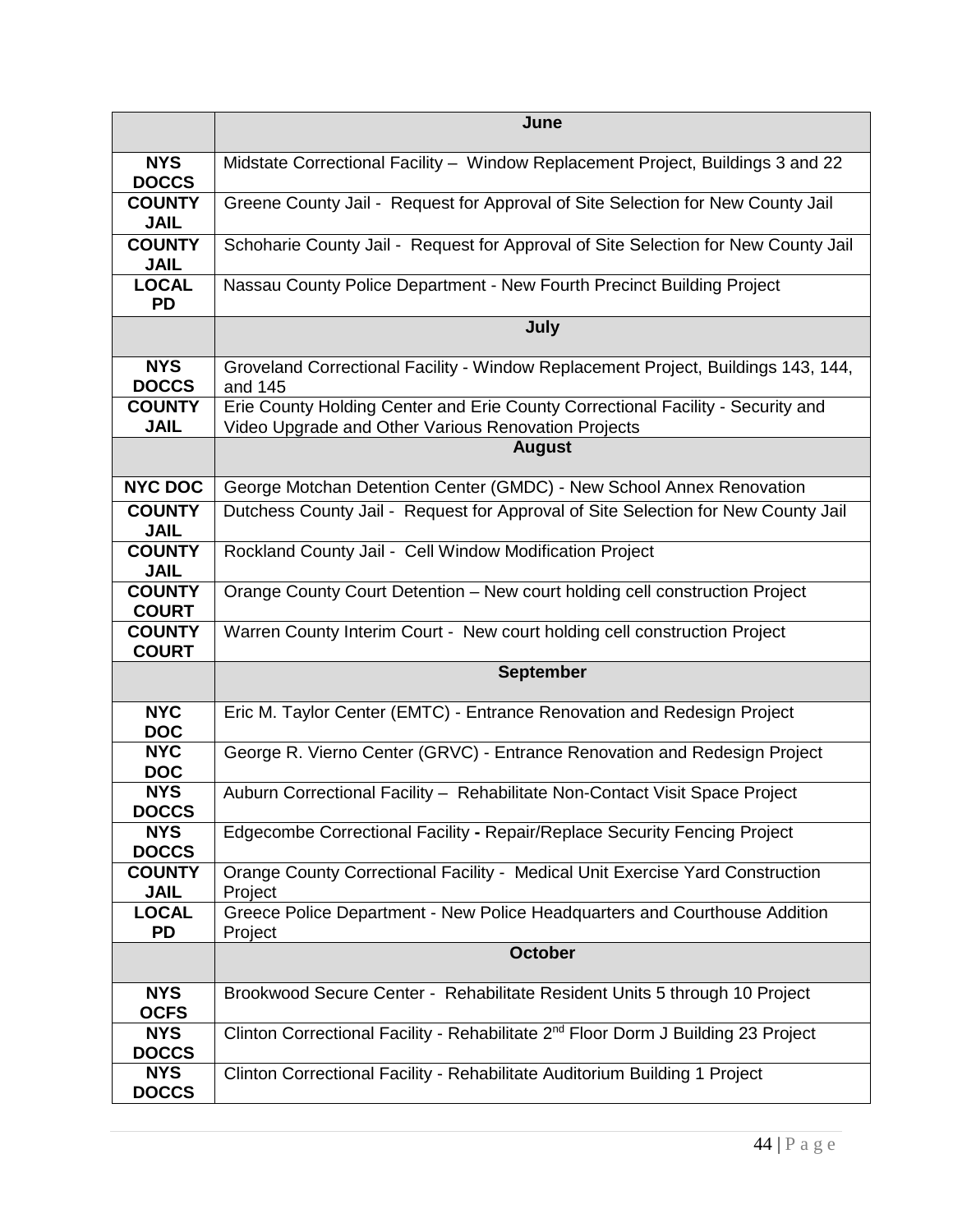| | June |
|---|---|
| **NYS DOCCS** | Midstate Correctional Facility – Window Replacement Project, Buildings 3 and 22 |
| **COUNTY JAIL** | Greene County Jail - Request for Approval of Site Selection for New County Jail |
| **COUNTY JAIL** | Schoharie County Jail - Request for Approval of Site Selection for New County Jail |
| **LOCAL PD** | Nassau County Police Department - New Fourth Precinct Building Project |
| | **July** |
| **NYS DOCCS** | Groveland Correctional Facility - Window Replacement Project, Buildings 143, 144, and 145 |
| **COUNTY JAIL** | Erie County Holding Center and Erie County Correctional Facility - Security and Video Upgrade and Other Various Renovation Projects |
| | **August** |
| **NYC DOC** | George Motchan Detention Center (GMDC) - New School Annex Renovation |
| **COUNTY JAIL** | Dutchess County Jail - Request for Approval of Site Selection for New County Jail |
| **COUNTY JAIL** | Rockland County Jail - Cell Window Modification Project |
| **COUNTY COURT** | Orange County Court Detention – New court holding cell construction Project |
| **COUNTY COURT** | Warren County Interim Court - New court holding cell construction Project |
| | **September** |
| **NYC DOC** | Eric M. Taylor Center (EMTC) - Entrance Renovation and Redesign Project |
| **NYC DOC** | George R. Vierno Center (GRVC) - Entrance Renovation and Redesign Project |
| **NYS DOCCS** | Auburn Correctional Facility – Rehabilitate Non-Contact Visit Space Project |
| **NYS DOCCS** | Edgecombe Correctional Facility **-** Repair/Replace Security Fencing Project |
| **COUNTY JAIL** | Orange County Correctional Facility - Medical Unit Exercise Yard Construction Project |
| **LOCAL PD** | Greece Police Department - New Police Headquarters and Courthouse Addition Project |
| | **October** |
| **NYS OCFS** | Brookwood Secure Center - Rehabilitate Resident Units 5 through 10 Project |
| **NYS DOCCS** | Clinton Correctional Facility - Rehabilitate 2nd Floor Dorm J Building 23 Project |
| **NYS DOCCS** | Clinton Correctional Facility - Rehabilitate Auditorium Building 1 Project |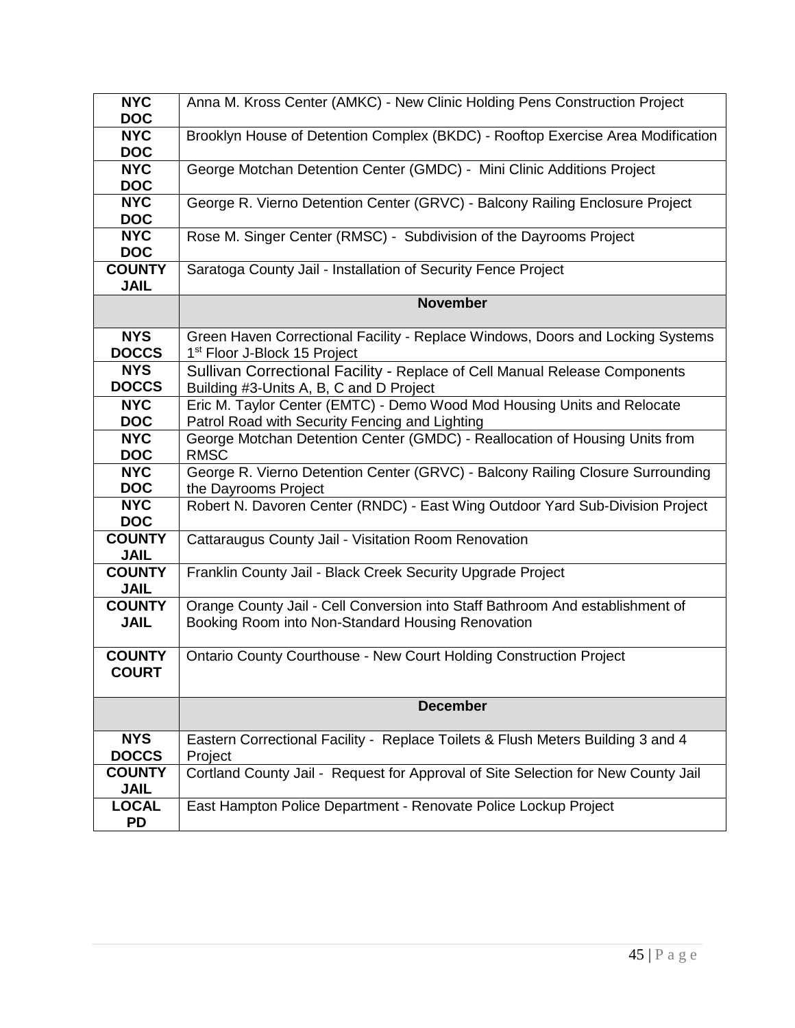| | |
|---|---|
| **NYC DOC** | Anna M. Kross Center (AMKC) - New Clinic Holding Pens Construction Project |
| **NYC DOC** | Brooklyn House of Detention Complex (BKDC) - Rooftop Exercise Area Modification |
| **NYC DOC** | George Motchan Detention Center (GMDC) - Mini Clinic Additions Project |
| **NYC DOC** | George R. Vierno Detention Center (GRVC) - Balcony Railing Enclosure Project |
| **NYC DOC** | Rose M. Singer Center (RMSC) - Subdivision of the Dayrooms Project |
| **COUNTY JAIL** | Saratoga County Jail - Installation of Security Fence Project |
| | **November** |
| **NYS DOCCS** | Green Haven Correctional Facility - Replace Windows, Doors and Locking Systems 1st Floor J-Block 15 Project |
| **NYS DOCCS** | Sullivan Correctional Facility - Replace of Cell Manual Release Components Building #3-Units A, B, C and D Project |
| **NYC DOC** | Eric M. Taylor Center (EMTC) - Demo Wood Mod Housing Units and Relocate Patrol Road with Security Fencing and Lighting |
| **NYC DOC** | George Motchan Detention Center (GMDC) - Reallocation of Housing Units from RMSC |
| **NYC DOC** | George R. Vierno Detention Center (GRVC) - Balcony Railing Closure Surrounding the Dayrooms Project |
| **NYC DOC** | Robert N. Davoren Center (RNDC) - East Wing Outdoor Yard Sub-Division Project |
| **COUNTY JAIL** | Cattaraugus County Jail - Visitation Room Renovation |
| **COUNTY JAIL** | Franklin County Jail - Black Creek Security Upgrade Project |
| **COUNTY JAIL** | Orange County Jail - Cell Conversion into Staff Bathroom And establishment of Booking Room into Non-Standard Housing Renovation |
| **COUNTY COURT** | Ontario County Courthouse - New Court Holding Construction Project |
| | **December** |
| **NYS DOCCS** | Eastern Correctional Facility - Replace Toilets & Flush Meters Building 3 and 4 Project |
| **COUNTY JAIL** | Cortland County Jail - Request for Approval of Site Selection for New County Jail |
| **LOCAL PD** | East Hampton Police Department - Renovate Police Lockup Project |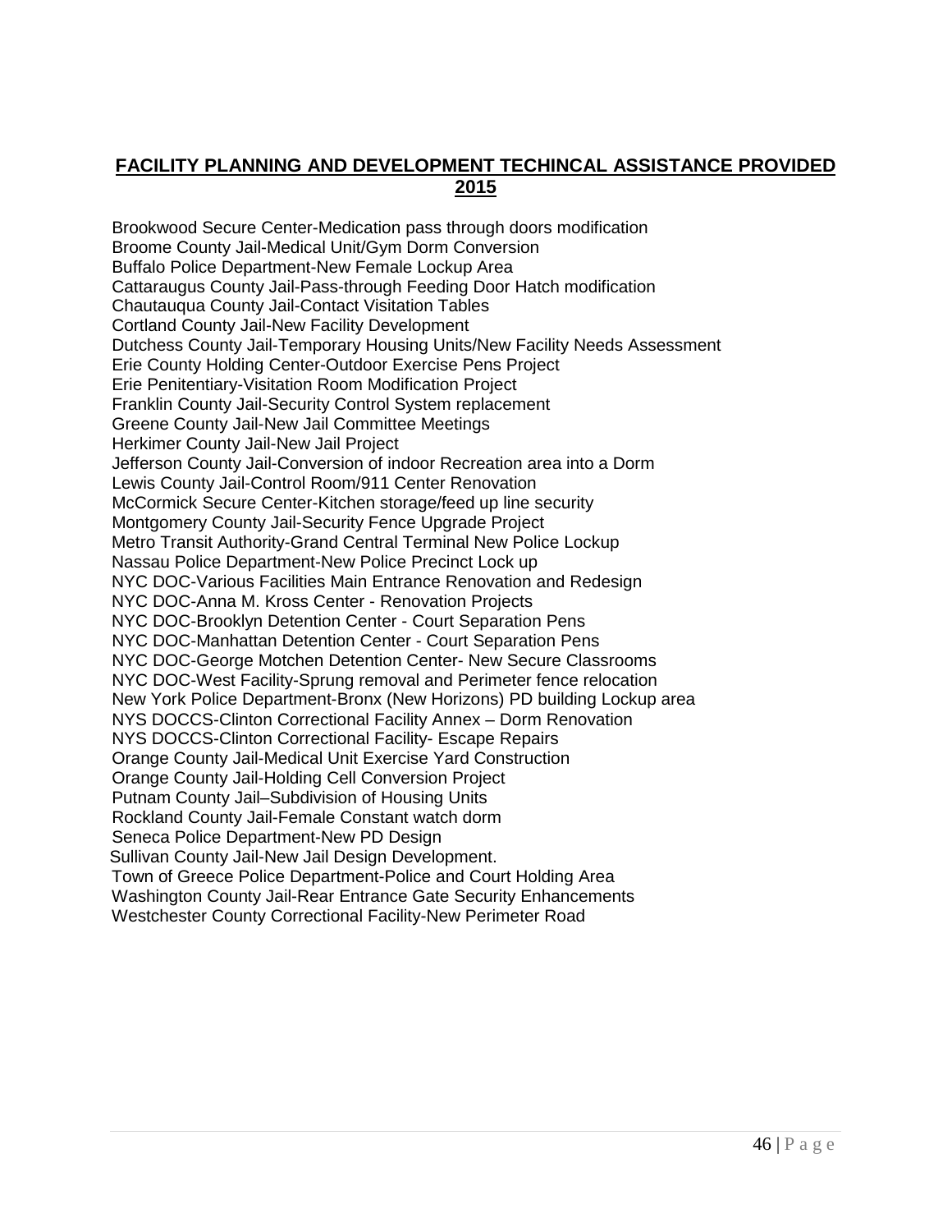## FACILITY PLANNING AND DEVELOPMENT TECHINCAL ASSISTANCE PROVIDED 2015

Brookwood Secure Center-Medication pass through doors modification
Broome County Jail-Medical Unit/Gym Dorm Conversion
Buffalo Police Department-New Female Lockup Area
Cattaraugus County Jail-Pass-through Feeding Door Hatch modification
Chautauqua County Jail-Contact Visitation Tables
Cortland County Jail-New Facility Development
Dutchess County Jail-Temporary Housing Units/New Facility Needs Assessment
Erie County Holding Center-Outdoor Exercise Pens Project
Erie Penitentiary-Visitation Room Modification Project
Franklin County Jail-Security Control System replacement
Greene County Jail-New Jail Committee Meetings
Herkimer County Jail-New Jail Project
Jefferson County Jail-Conversion of indoor Recreation area into a Dorm
Lewis County Jail-Control Room/911 Center Renovation
McCormick Secure Center-Kitchen storage/feed up line security
Montgomery County Jail-Security Fence Upgrade Project
Metro Transit Authority-Grand Central Terminal New Police Lockup
Nassau Police Department-New Police Precinct Lock up
NYC DOC-Various Facilities Main Entrance Renovation and Redesign
NYC DOC-Anna M. Kross Center - Renovation Projects
NYC DOC-Brooklyn Detention Center - Court Separation Pens
NYC DOC-Manhattan Detention Center - Court Separation Pens
NYC DOC-George Motchen Detention Center- New Secure Classrooms
NYC DOC-West Facility-Sprung removal and Perimeter fence relocation
New York Police Department-Bronx (New Horizons) PD building Lockup area
NYS DOCCS-Clinton Correctional Facility Annex – Dorm Renovation
NYS DOCCS-Clinton Correctional Facility- Escape Repairs
Orange County Jail-Medical Unit Exercise Yard Construction
Orange County Jail-Holding Cell Conversion Project
Putnam County Jail–Subdivision of Housing Units
Rockland County Jail-Female Constant watch dorm
Seneca Police Department-New PD Design
Sullivan County Jail-New Jail Design Development.
Town of Greece Police Department-Police and Court Holding Area
Washington County Jail-Rear Entrance Gate Security Enhancements
Westchester County Correctional Facility-New Perimeter Road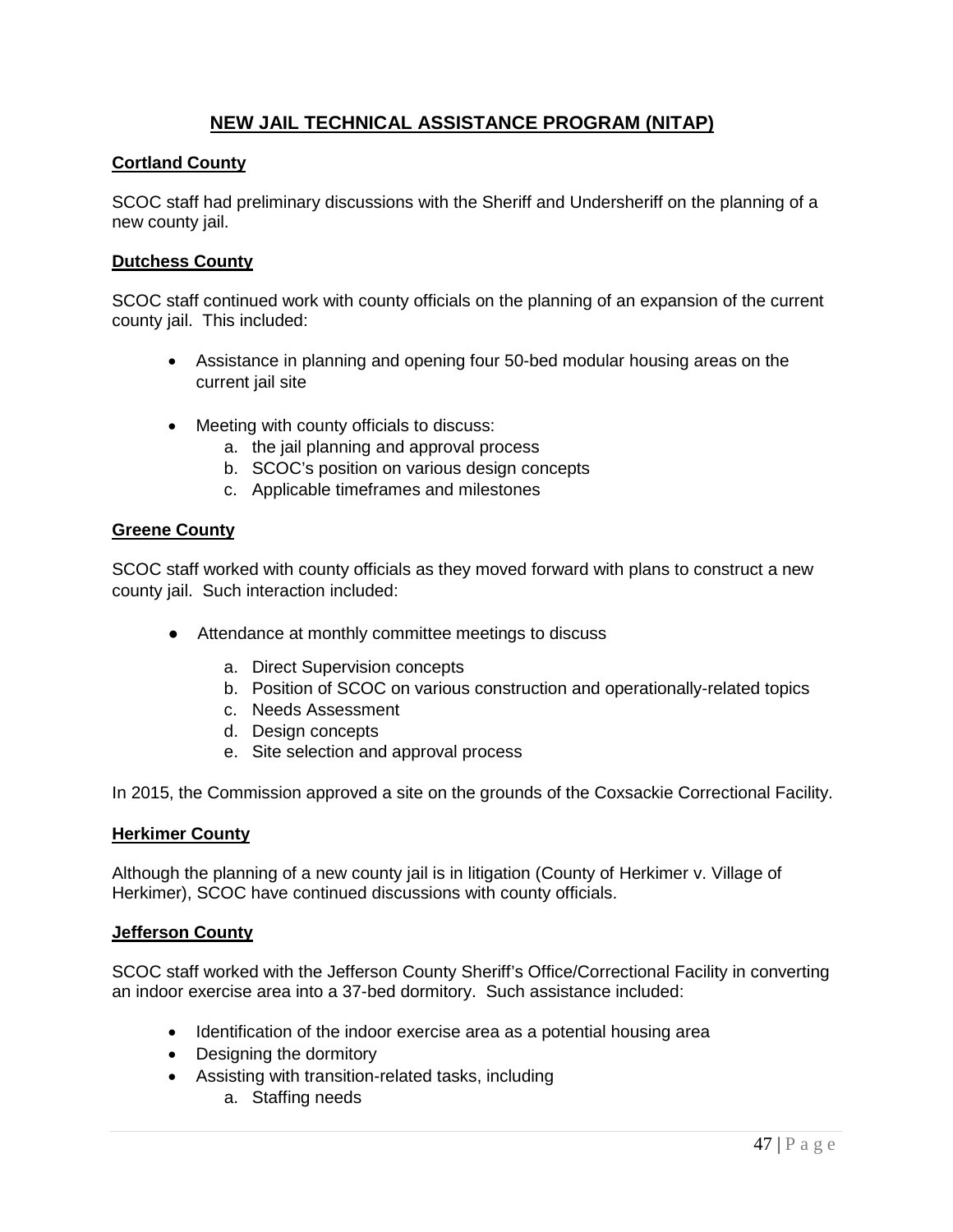## NEW JAIL TECHNICAL ASSISTANCE PROGRAM (NITAP)

### Cortland County

SCOC staff had preliminary discussions with the Sheriff and Undersheriff on the planning of a new county jail.

### Dutchess County

SCOC staff continued work with county officials on the planning of an expansion of the current county jail. This included:

- Assistance in planning and opening four 50-bed modular housing areas on the current jail site
- Meeting with county officials to discuss:
    a. the jail planning and approval process
    b. SCOC's position on various design concepts
    c. Applicable timeframes and milestones

### Greene County

SCOC staff worked with county officials as they moved forward with plans to construct a new county jail. Such interaction included:

- Attendance at monthly committee meetings to discuss
    a. Direct Supervision concepts
    b. Position of SCOC on various construction and operationally-related topics
    c. Needs Assessment
    d. Design concepts
    e. Site selection and approval process

In 2015, the Commission approved a site on the grounds of the Coxsackie Correctional Facility.

### Herkimer County

Although the planning of a new county jail is in litigation (County of Herkimer v. Village of Herkimer), SCOC have continued discussions with county officials.

### Jefferson County

SCOC staff worked with the Jefferson County Sheriff's Office/Correctional Facility in converting an indoor exercise area into a 37-bed dormitory. Such assistance included:

- Identification of the indoor exercise area as a potential housing area
- Designing the dormitory
- Assisting with transition-related tasks, including
    a. Staffing needs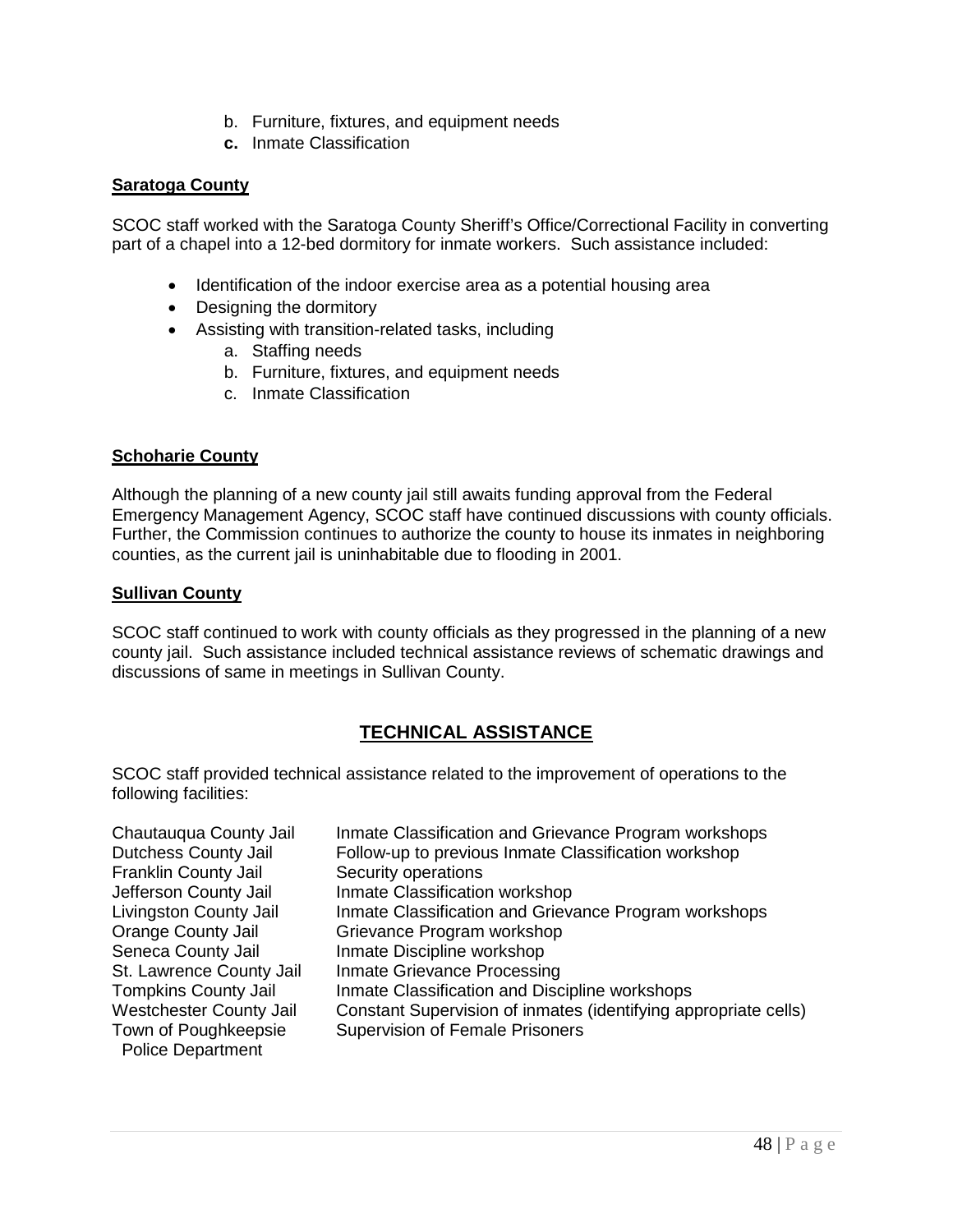b. Furniture, fixtures, and equipment needs
   **c.** Inmate Classification

**Saratoga County**

SCOC staff worked with the Saratoga County Sheriff's Office/Correctional Facility in converting part of a chapel into a 12-bed dormitory for inmate workers. Such assistance included:

- Identification of the indoor exercise area as a potential housing area
- Designing the dormitory
- Assisting with transition-related tasks, including
    a. Staffing needs
    b. Furniture, fixtures, and equipment needs
    c. Inmate Classification

**Schoharie County**

Although the planning of a new county jail still awaits funding approval from the Federal Emergency Management Agency, SCOC staff have continued discussions with county officials. Further, the Commission continues to authorize the county to house its inmates in neighboring counties, as the current jail is uninhabitable due to flooding in 2001.

**Sullivan County**

SCOC staff continued to work with county officials as they progressed in the planning of a new county jail. Such assistance included technical assistance reviews of schematic drawings and discussions of same in meetings in Sullivan County.

## TECHNICAL ASSISTANCE

SCOC staff provided technical assistance related to the improvement of operations to the following facilities:

| | |
|---|---|
| Chautauqua County Jail | Inmate Classification and Grievance Program workshops |
| Dutchess County Jail | Follow-up to previous Inmate Classification workshop |
| Franklin County Jail | Security operations |
| Jefferson County Jail | Inmate Classification workshop |
| Livingston County Jail | Inmate Classification and Grievance Program workshops |
| Orange County Jail | Grievance Program workshop |
| Seneca County Jail | Inmate Discipline workshop |
| St. Lawrence County Jail | Inmate Grievance Processing |
| Tompkins County Jail | Inmate Classification and Discipline workshops |
| Westchester County Jail | Constant Supervision of inmates (identifying appropriate cells) |
| Town of Poughkeepsie Police Department | Supervision of Female Prisoners |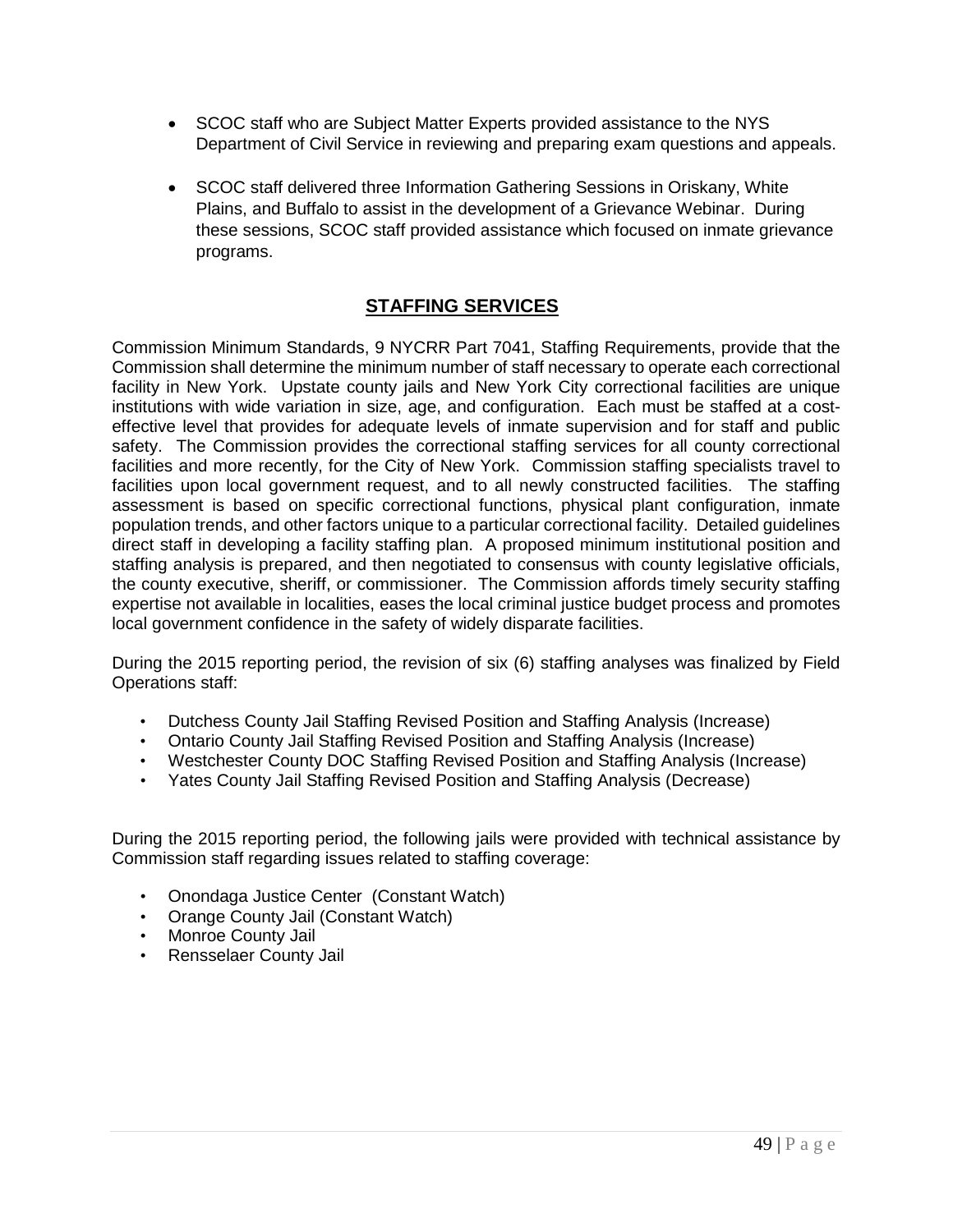- SCOC staff who are Subject Matter Experts provided assistance to the NYS Department of Civil Service in reviewing and preparing exam questions and appeals.

- SCOC staff delivered three Information Gathering Sessions in Oriskany, White Plains, and Buffalo to assist in the development of a Grievance Webinar. During these sessions, SCOC staff provided assistance which focused on inmate grievance programs.

## STAFFING SERVICES

Commission Minimum Standards, 9 NYCRR Part 7041, Staffing Requirements, provide that the Commission shall determine the minimum number of staff necessary to operate each correctional facility in New York. Upstate county jails and New York City correctional facilities are unique institutions with wide variation in size, age, and configuration. Each must be staffed at a cost-effective level that provides for adequate levels of inmate supervision and for staff and public safety. The Commission provides the correctional staffing services for all county correctional facilities and more recently, for the City of New York. Commission staffing specialists travel to facilities upon local government request, and to all newly constructed facilities. The staffing assessment is based on specific correctional functions, physical plant configuration, inmate population trends, and other factors unique to a particular correctional facility. Detailed guidelines direct staff in developing a facility staffing plan. A proposed minimum institutional position and staffing analysis is prepared, and then negotiated to consensus with county legislative officials, the county executive, sheriff, or commissioner. The Commission affords timely security staffing expertise not available in localities, eases the local criminal justice budget process and promotes local government confidence in the safety of widely disparate facilities.

During the 2015 reporting period, the revision of six (6) staffing analyses was finalized by Field Operations staff:

- Dutchess County Jail Staffing Revised Position and Staffing Analysis (Increase)
- Ontario County Jail Staffing Revised Position and Staffing Analysis (Increase)
- Westchester County DOC Staffing Revised Position and Staffing Analysis (Increase)
- Yates County Jail Staffing Revised Position and Staffing Analysis (Decrease)

During the 2015 reporting period, the following jails were provided with technical assistance by Commission staff regarding issues related to staffing coverage:

- Onondaga Justice Center (Constant Watch)
- Orange County Jail (Constant Watch)
- Monroe County Jail
- Rensselaer County Jail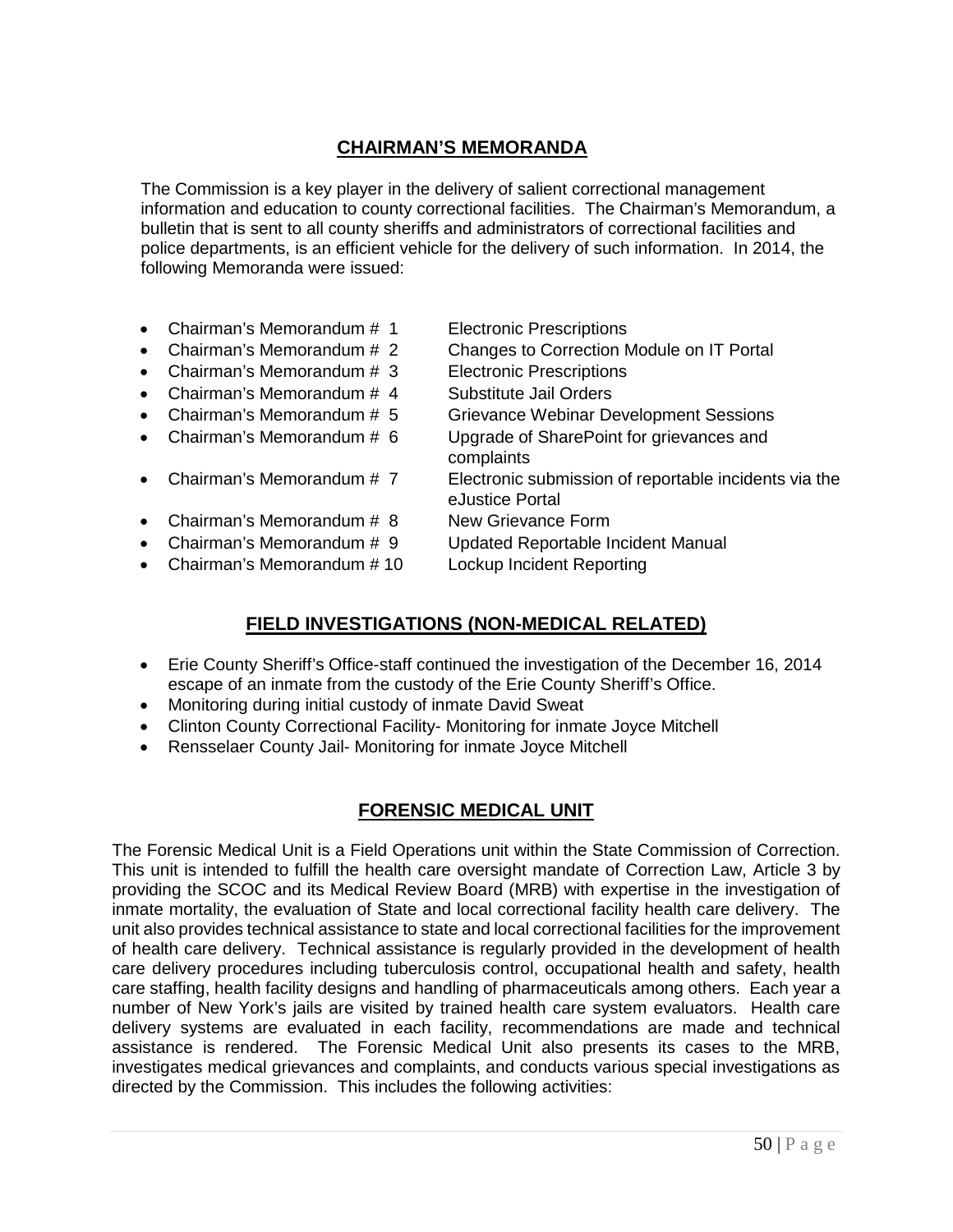## CHAIRMAN'S MEMORANDA

The Commission is a key player in the delivery of salient correctional management information and education to county correctional facilities. The Chairman's Memorandum, a bulletin that is sent to all county sheriffs and administrators of correctional facilities and police departments, is an efficient vehicle for the delivery of such information. In 2014, the following Memoranda were issued:

- Chairman's Memorandum # 1 Electronic Prescriptions
- Chairman's Memorandum # 2 Changes to Correction Module on IT Portal
- Chairman's Memorandum # 3 Electronic Prescriptions
- Chairman's Memorandum # 4 Substitute Jail Orders
- Chairman's Memorandum # 5 Grievance Webinar Development Sessions
- Chairman's Memorandum # 6 Upgrade of SharePoint for grievances and complaints
- Chairman's Memorandum # 7 Electronic submission of reportable incidents via the eJustice Portal
- Chairman's Memorandum # 8 New Grievance Form
- Chairman's Memorandum # 9 Updated Reportable Incident Manual
- Chairman's Memorandum # 10 Lockup Incident Reporting

## FIELD INVESTIGATIONS (NON-MEDICAL RELATED)

- Erie County Sheriff's Office-staff continued the investigation of the December 16, 2014 escape of an inmate from the custody of the Erie County Sheriff's Office.
- Monitoring during initial custody of inmate David Sweat
- Clinton County Correctional Facility- Monitoring for inmate Joyce Mitchell
- Rensselaer County Jail- Monitoring for inmate Joyce Mitchell

## FORENSIC MEDICAL UNIT

The Forensic Medical Unit is a Field Operations unit within the State Commission of Correction. This unit is intended to fulfill the health care oversight mandate of Correction Law, Article 3 by providing the SCOC and its Medical Review Board (MRB) with expertise in the investigation of inmate mortality, the evaluation of State and local correctional facility health care delivery. The unit also provides technical assistance to state and local correctional facilities for the improvement of health care delivery. Technical assistance is regularly provided in the development of health care delivery procedures including tuberculosis control, occupational health and safety, health care staffing, health facility designs and handling of pharmaceuticals among others. Each year a number of New York's jails are visited by trained health care system evaluators. Health care delivery systems are evaluated in each facility, recommendations are made and technical assistance is rendered. The Forensic Medical Unit also presents its cases to the MRB, investigates medical grievances and complaints, and conducts various special investigations as directed by the Commission. This includes the following activities: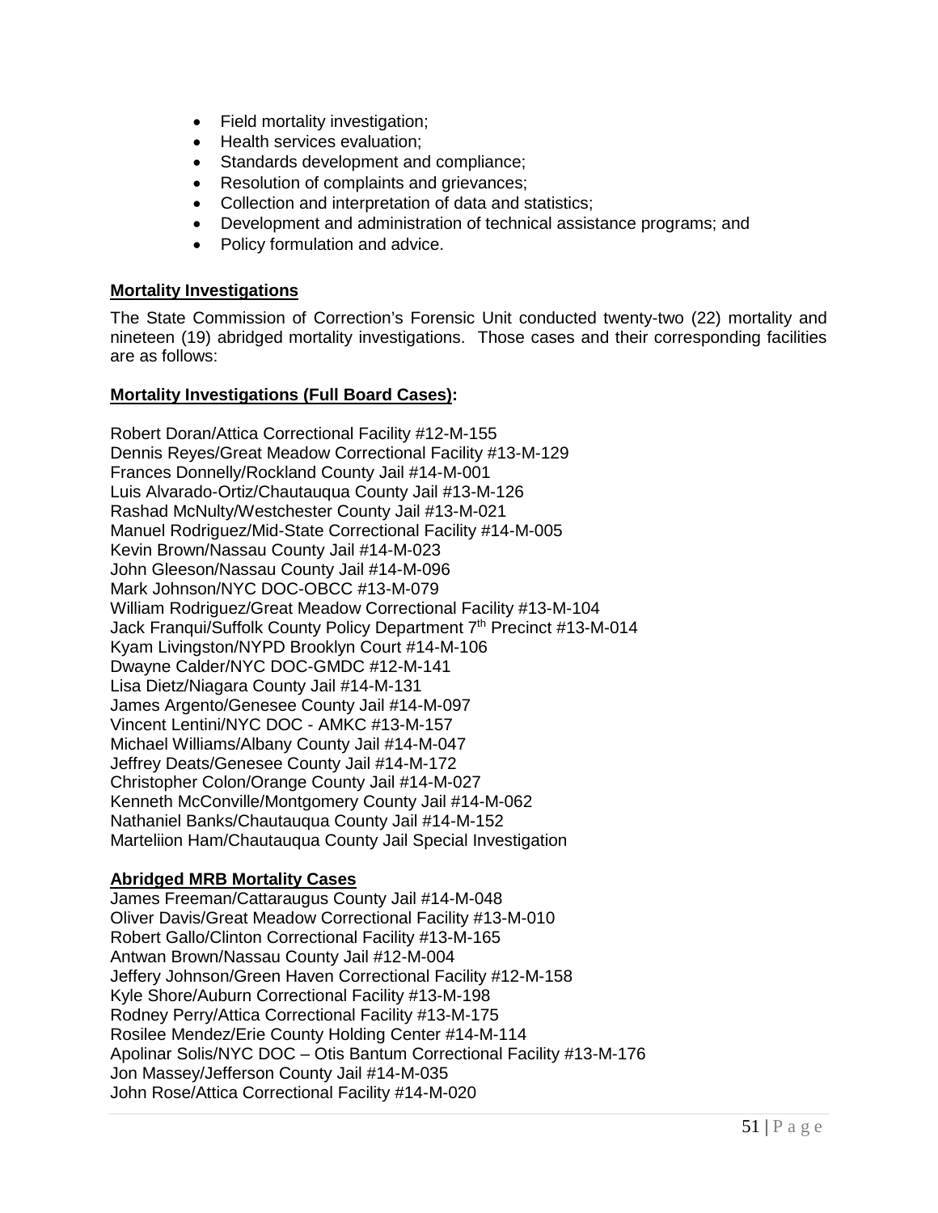- Field mortality investigation;
- Health services evaluation;
- Standards development and compliance;
- Resolution of complaints and grievances;
- Collection and interpretation of data and statistics;
- Development and administration of technical assistance programs; and
- Policy formulation and advice.

**Mortality Investigations**

The State Commission of Correction's Forensic Unit conducted twenty-two (22) mortality and nineteen (19) abridged mortality investigations. Those cases and their corresponding facilities are as follows:

**Mortality Investigations (Full Board Cases):**

Robert Doran/Attica Correctional Facility #12-M-155
Dennis Reyes/Great Meadow Correctional Facility #13-M-129
Frances Donnelly/Rockland County Jail #14-M-001
Luis Alvarado-Ortiz/Chautauqua County Jail #13-M-126
Rashad McNulty/Westchester County Jail #13-M-021
Manuel Rodriguez/Mid-State Correctional Facility #14-M-005
Kevin Brown/Nassau County Jail #14-M-023
John Gleeson/Nassau County Jail #14-M-096
Mark Johnson/NYC DOC-OBCC #13-M-079
William Rodriguez/Great Meadow Correctional Facility #13-M-104
Jack Franqui/Suffolk County Policy Department 7th Precinct #13-M-014
Kyam Livingston/NYPD Brooklyn Court #14-M-106
Dwayne Calder/NYC DOC-GMDC #12-M-141
Lisa Dietz/Niagara County Jail #14-M-131
James Argento/Genesee County Jail #14-M-097
Vincent Lentini/NYC DOC - AMKC #13-M-157
Michael Williams/Albany County Jail #14-M-047
Jeffrey Deats/Genesee County Jail #14-M-172
Christopher Colon/Orange County Jail #14-M-027
Kenneth McConville/Montgomery County Jail #14-M-062
Nathaniel Banks/Chautauqua County Jail #14-M-152
Marteliion Ham/Chautauqua County Jail Special Investigation

**Abridged MRB Mortality Cases**

James Freeman/Cattaraugus County Jail #14-M-048
Oliver Davis/Great Meadow Correctional Facility #13-M-010
Robert Gallo/Clinton Correctional Facility #13-M-165
Antwan Brown/Nassau County Jail #12-M-004
Jeffery Johnson/Green Haven Correctional Facility #12-M-158
Kyle Shore/Auburn Correctional Facility #13-M-198
Rodney Perry/Attica Correctional Facility #13-M-175
Rosilee Mendez/Erie County Holding Center #14-M-114
Apolinar Solis/NYC DOC – Otis Bantum Correctional Facility #13-M-176
Jon Massey/Jefferson County Jail #14-M-035
John Rose/Attica Correctional Facility #14-M-020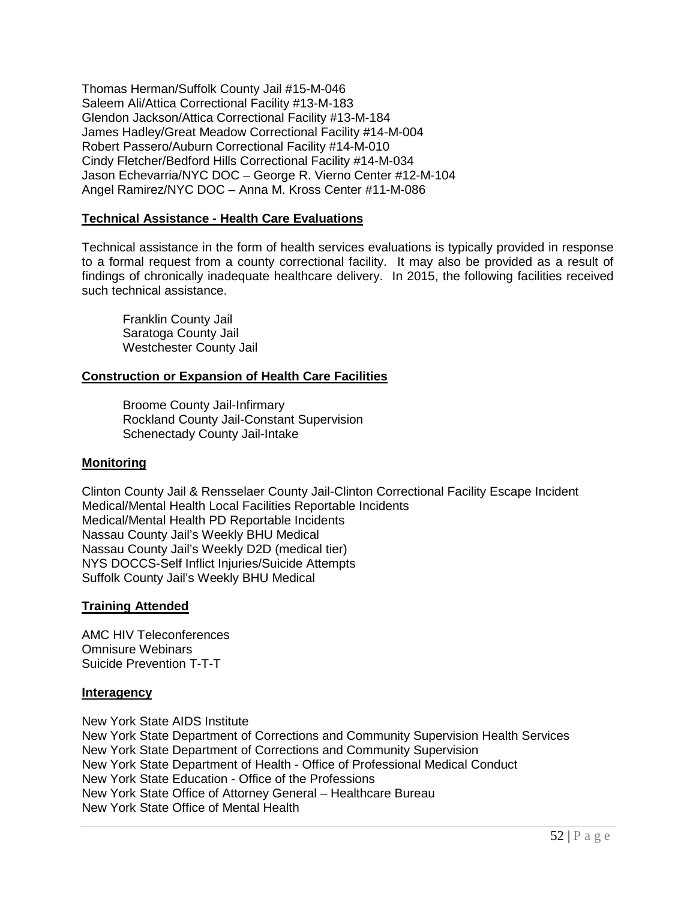Thomas Herman/Suffolk County Jail #15-M-046
Saleem Ali/Attica Correctional Facility #13-M-183
Glendon Jackson/Attica Correctional Facility #13-M-184
James Hadley/Great Meadow Correctional Facility #14-M-004
Robert Passero/Auburn Correctional Facility #14-M-010
Cindy Fletcher/Bedford Hills Correctional Facility #14-M-034
Jason Echevarria/NYC DOC – George R. Vierno Center #12-M-104
Angel Ramirez/NYC DOC – Anna M. Kross Center #11-M-086

**Technical Assistance - Health Care Evaluations**

Technical assistance in the form of health services evaluations is typically provided in response to a formal request from a county correctional facility. It may also be provided as a result of findings of chronically inadequate healthcare delivery. In 2015, the following facilities received such technical assistance.

Franklin County Jail
Saratoga County Jail
Westchester County Jail

**Construction or Expansion of Health Care Facilities**

Broome County Jail-Infirmary
Rockland County Jail-Constant Supervision
Schenectady County Jail-Intake

**Monitoring**

Clinton County Jail & Rensselaer County Jail-Clinton Correctional Facility Escape Incident
Medical/Mental Health Local Facilities Reportable Incidents
Medical/Mental Health PD Reportable Incidents
Nassau County Jail's Weekly BHU Medical
Nassau County Jail's Weekly D2D (medical tier)
NYS DOCCS-Self Inflict Injuries/Suicide Attempts
Suffolk County Jail's Weekly BHU Medical

**Training Attended**

AMC HIV Teleconferences
Omnisure Webinars
Suicide Prevention T-T-T

**Interagency**

New York State AIDS Institute
New York State Department of Corrections and Community Supervision Health Services
New York State Department of Corrections and Community Supervision
New York State Department of Health - Office of Professional Medical Conduct
New York State Education - Office of the Professions
New York State Office of Attorney General – Healthcare Bureau
New York State Office of Mental Health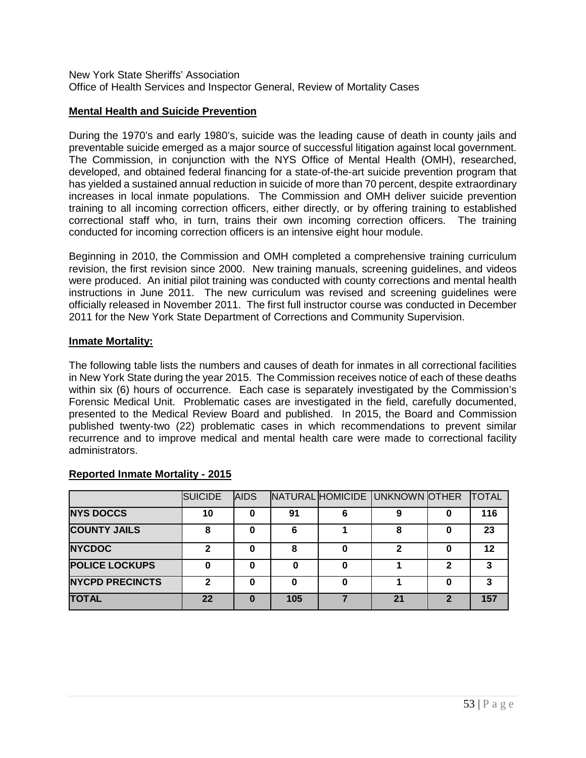New York State Sheriffs' Association
Office of Health Services and Inspector General, Review of Mortality Cases

## Mental Health and Suicide Prevention

During the 1970's and early 1980's, suicide was the leading cause of death in county jails and preventable suicide emerged as a major source of successful litigation against local government. The Commission, in conjunction with the NYS Office of Mental Health (OMH), researched, developed, and obtained federal financing for a state-of-the-art suicide prevention program that has yielded a sustained annual reduction in suicide of more than 70 percent, despite extraordinary increases in local inmate populations. The Commission and OMH deliver suicide prevention training to all incoming correction officers, either directly, or by offering training to established correctional staff who, in turn, trains their own incoming correction officers. The training conducted for incoming correction officers is an intensive eight hour module.

Beginning in 2010, the Commission and OMH completed a comprehensive training curriculum revision, the first revision since 2000. New training manuals, screening guidelines, and videos were produced. An initial pilot training was conducted with county corrections and mental health instructions in June 2011. The new curriculum was revised and screening guidelines were officially released in November 2011. The first full instructor course was conducted in December 2011 for the New York State Department of Corrections and Community Supervision.

## Inmate Mortality:

The following table lists the numbers and causes of death for inmates in all correctional facilities in New York State during the year 2015. The Commission receives notice of each of these deaths within six (6) hours of occurrence. Each case is separately investigated by the Commission's Forensic Medical Unit. Problematic cases are investigated in the field, carefully documented, presented to the Medical Review Board and published. In 2015, the Board and Commission published twenty-two (22) problematic cases in which recommendations to prevent similar recurrence and to improve medical and mental health care were made to correctional facility administrators.

### Reported Inmate Mortality - 2015

| | SUICIDE | AIDS | NATURAL | HOMICIDE | UNKNOWN | OTHER | TOTAL |
|---|---|---|---|---|---|---|---|
| **NYS DOCCS** | 10 | 0 | 91 | 6 | 9 | 0 | 116 |
| **COUNTY JAILS** | 8 | 0 | 6 | 1 | 8 | 0 | 23 |
| **NYCDOC** | 2 | 0 | 8 | 0 | 2 | 0 | 12 |
| **POLICE LOCKUPS** | 0 | 0 | 0 | 0 | 1 | 2 | 3 |
| **NYCPD PRECINCTS** | 2 | 0 | 0 | 0 | 1 | 0 | 3 |
| **TOTAL** | 22 | 0 | 105 | 7 | 21 | 2 | 157 |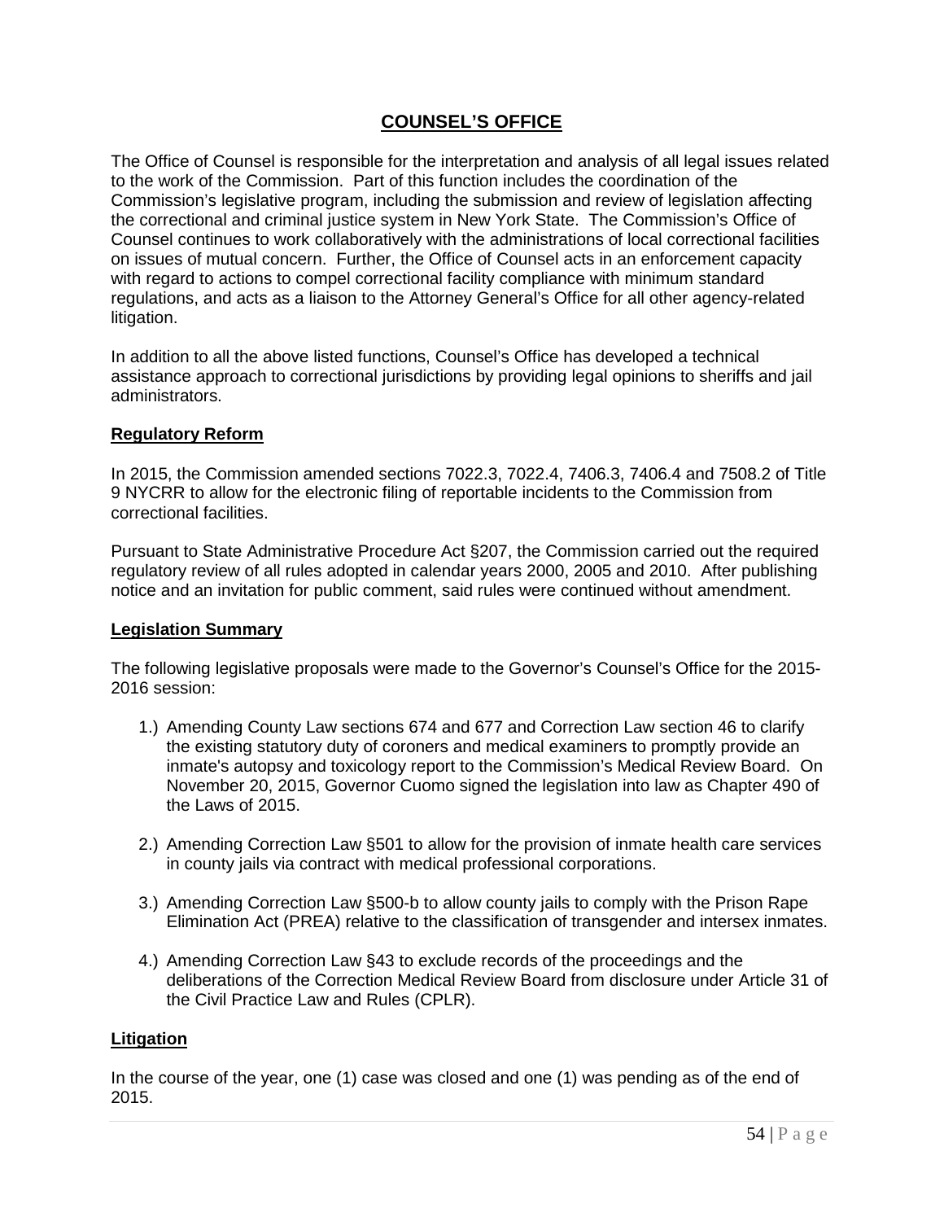# COUNSEL'S OFFICE

The Office of Counsel is responsible for the interpretation and analysis of all legal issues related to the work of the Commission. Part of this function includes the coordination of the Commission's legislative program, including the submission and review of legislation affecting the correctional and criminal justice system in New York State. The Commission's Office of Counsel continues to work collaboratively with the administrations of local correctional facilities on issues of mutual concern. Further, the Office of Counsel acts in an enforcement capacity with regard to actions to compel correctional facility compliance with minimum standard regulations, and acts as a liaison to the Attorney General's Office for all other agency-related litigation.

In addition to all the above listed functions, Counsel's Office has developed a technical assistance approach to correctional jurisdictions by providing legal opinions to sheriffs and jail administrators.

## Regulatory Reform

In 2015, the Commission amended sections 7022.3, 7022.4, 7406.3, 7406.4 and 7508.2 of Title 9 NYCRR to allow for the electronic filing of reportable incidents to the Commission from correctional facilities.

Pursuant to State Administrative Procedure Act §207, the Commission carried out the required regulatory review of all rules adopted in calendar years 2000, 2005 and 2010. After publishing notice and an invitation for public comment, said rules were continued without amendment.

## Legislation Summary

The following legislative proposals were made to the Governor's Counsel's Office for the 2015-2016 session:

1.) Amending County Law sections 674 and 677 and Correction Law section 46 to clarify the existing statutory duty of coroners and medical examiners to promptly provide an inmate's autopsy and toxicology report to the Commission's Medical Review Board. On November 20, 2015, Governor Cuomo signed the legislation into law as Chapter 490 of the Laws of 2015.

2.) Amending Correction Law §501 to allow for the provision of inmate health care services in county jails via contract with medical professional corporations.

3.) Amending Correction Law §500-b to allow county jails to comply with the Prison Rape Elimination Act (PREA) relative to the classification of transgender and intersex inmates.

4.) Amending Correction Law §43 to exclude records of the proceedings and the deliberations of the Correction Medical Review Board from disclosure under Article 31 of the Civil Practice Law and Rules (CPLR).

## Litigation

In the course of the year, one (1) case was closed and one (1) was pending as of the end of 2015.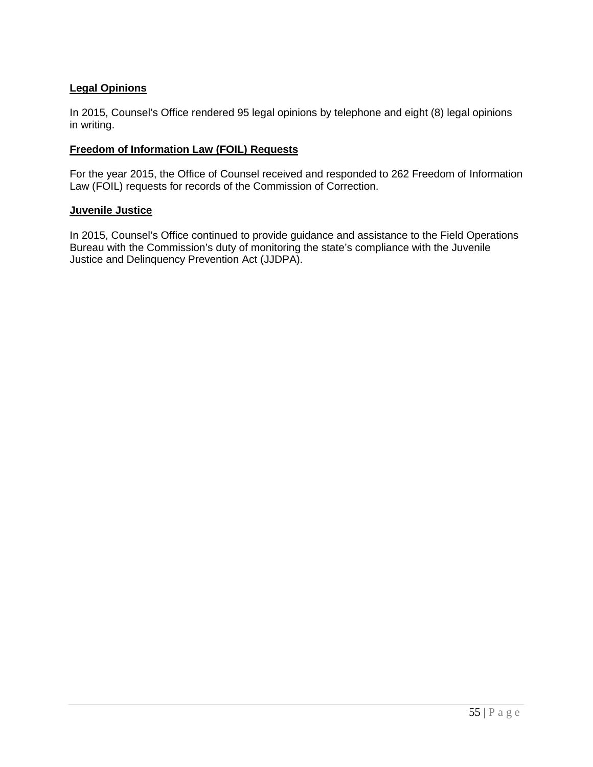**Legal Opinions**

In 2015, Counsel's Office rendered 95 legal opinions by telephone and eight (8) legal opinions in writing.

**Freedom of Information Law (FOIL) Requests**

For the year 2015, the Office of Counsel received and responded to 262 Freedom of Information Law (FOIL) requests for records of the Commission of Correction.

**Juvenile Justice**

In 2015, Counsel's Office continued to provide guidance and assistance to the Field Operations Bureau with the Commission's duty of monitoring the state's compliance with the Juvenile Justice and Delinquency Prevention Act (JJDPA).